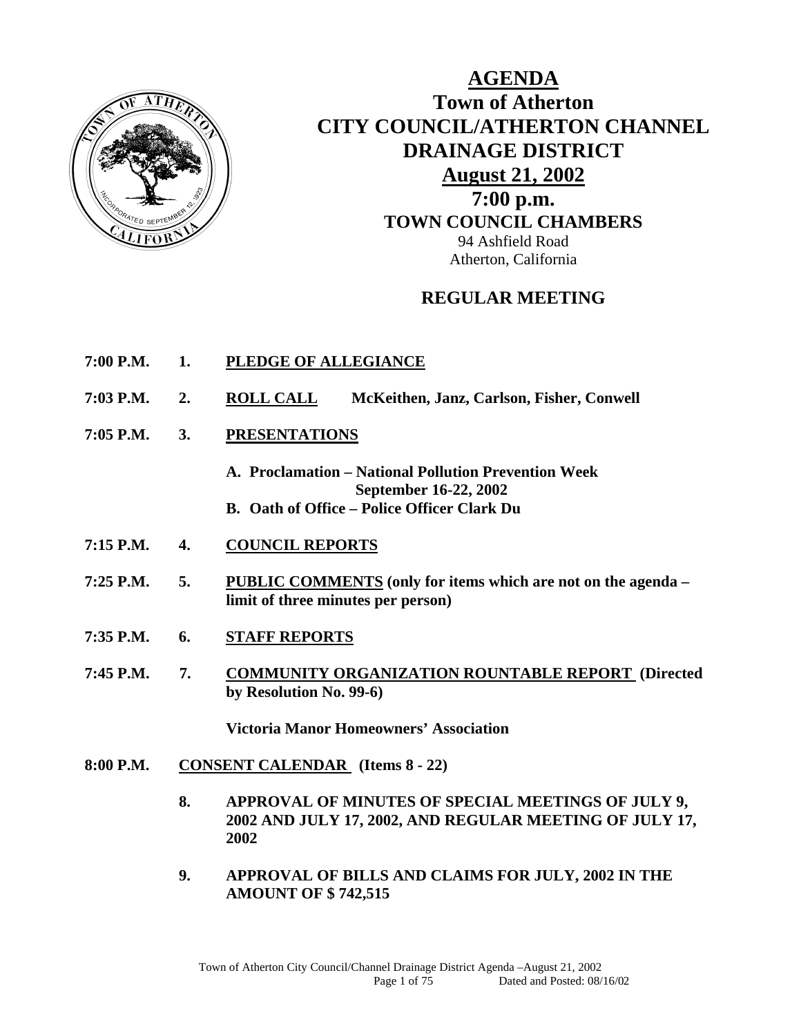# AGENDA

## Town of Atherton
## CITY COUNCIL/ATHERTON CHANNEL DRAINAGE DISTRICT
## August 21, 2002
## 7:00 p.m.
### TOWN COUNCIL CHAMBERS

94 Ashfield Road
Atherton, California

### REGULAR MEETING

**7:00 P.M. 1. PLEDGE OF ALLEGIANCE**

**7:03 P.M. 2. ROLL CALL** **McKeithen, Janz, Carlson, Fisher, Conwell**

**7:05 P.M. 3. PRESENTATIONS**

- **A. Proclamation – National Pollution Prevention Week September 16-22, 2002**
- **B. Oath of Office – Police Officer Clark Du**

**7:15 P.M. 4. COUNCIL REPORTS**

**7:25 P.M. 5. PUBLIC COMMENTS (only for items which are not on the agenda – limit of three minutes per person)**

**7:35 P.M. 6. STAFF REPORTS**

**7:45 P.M. 7. COMMUNITY ORGANIZATION ROUNTABLE REPORT (Directed by Resolution No. 99-6)**

**Victoria Manor Homeowners' Association**

**8:00 P.M. CONSENT CALENDAR (Items 8 - 22)**

**8. APPROVAL OF MINUTES OF SPECIAL MEETINGS OF JULY 9, 2002 AND JULY 17, 2002, AND REGULAR MEETING OF JULY 17, 2002**

**9. APPROVAL OF BILLS AND CLAIMS FOR JULY, 2002 IN THE AMOUNT OF $ 742,515**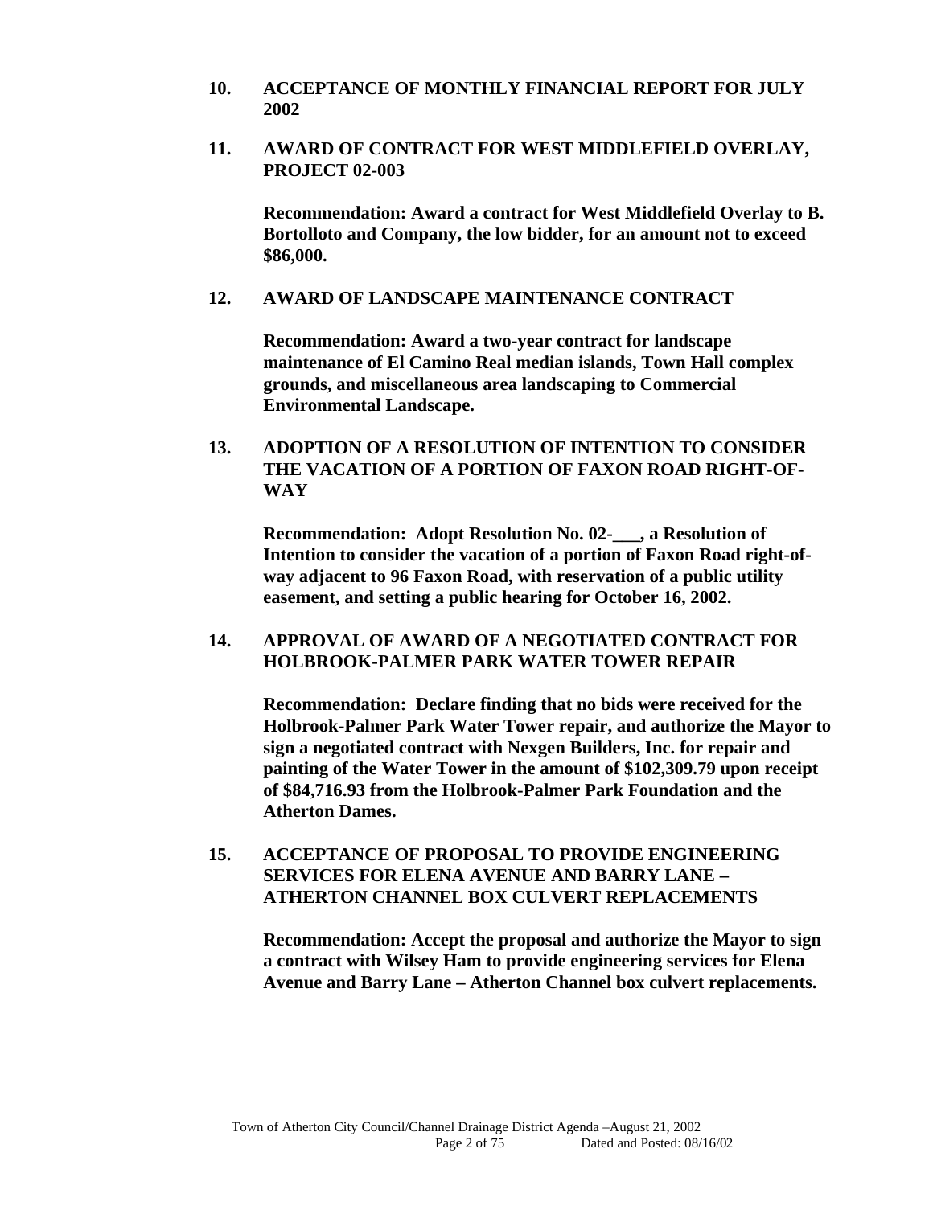**10. ACCEPTANCE OF MONTHLY FINANCIAL REPORT FOR JULY 2002**

**11. AWARD OF CONTRACT FOR WEST MIDDLEFIELD OVERLAY, PROJECT 02-003**

**Recommendation: Award a contract for West Middlefield Overlay to B. Bortolloto and Company, the low bidder, for an amount not to exceed $86,000.**

**12. AWARD OF LANDSCAPE MAINTENANCE CONTRACT**

**Recommendation: Award a two-year contract for landscape maintenance of El Camino Real median islands, Town Hall complex grounds, and miscellaneous area landscaping to Commercial Environmental Landscape.**

**13. ADOPTION OF A RESOLUTION OF INTENTION TO CONSIDER THE VACATION OF A PORTION OF FAXON ROAD RIGHT-OF-WAY**

**Recommendation: Adopt Resolution No. 02-___, a Resolution of Intention to consider the vacation of a portion of Faxon Road right-of-way adjacent to 96 Faxon Road, with reservation of a public utility easement, and setting a public hearing for October 16, 2002.**

**14. APPROVAL OF AWARD OF A NEGOTIATED CONTRACT FOR HOLBROOK-PALMER PARK WATER TOWER REPAIR**

**Recommendation: Declare finding that no bids were received for the Holbrook-Palmer Park Water Tower repair, and authorize the Mayor to sign a negotiated contract with Nexgen Builders, Inc. for repair and painting of the Water Tower in the amount of $102,309.79 upon receipt of $84,716.93 from the Holbrook-Palmer Park Foundation and the Atherton Dames.**

**15. ACCEPTANCE OF PROPOSAL TO PROVIDE ENGINEERING SERVICES FOR ELENA AVENUE AND BARRY LANE – ATHERTON CHANNEL BOX CULVERT REPLACEMENTS**

**Recommendation: Accept the proposal and authorize the Mayor to sign a contract with Wilsey Ham to provide engineering services for Elena Avenue and Barry Lane – Atherton Channel box culvert replacements.**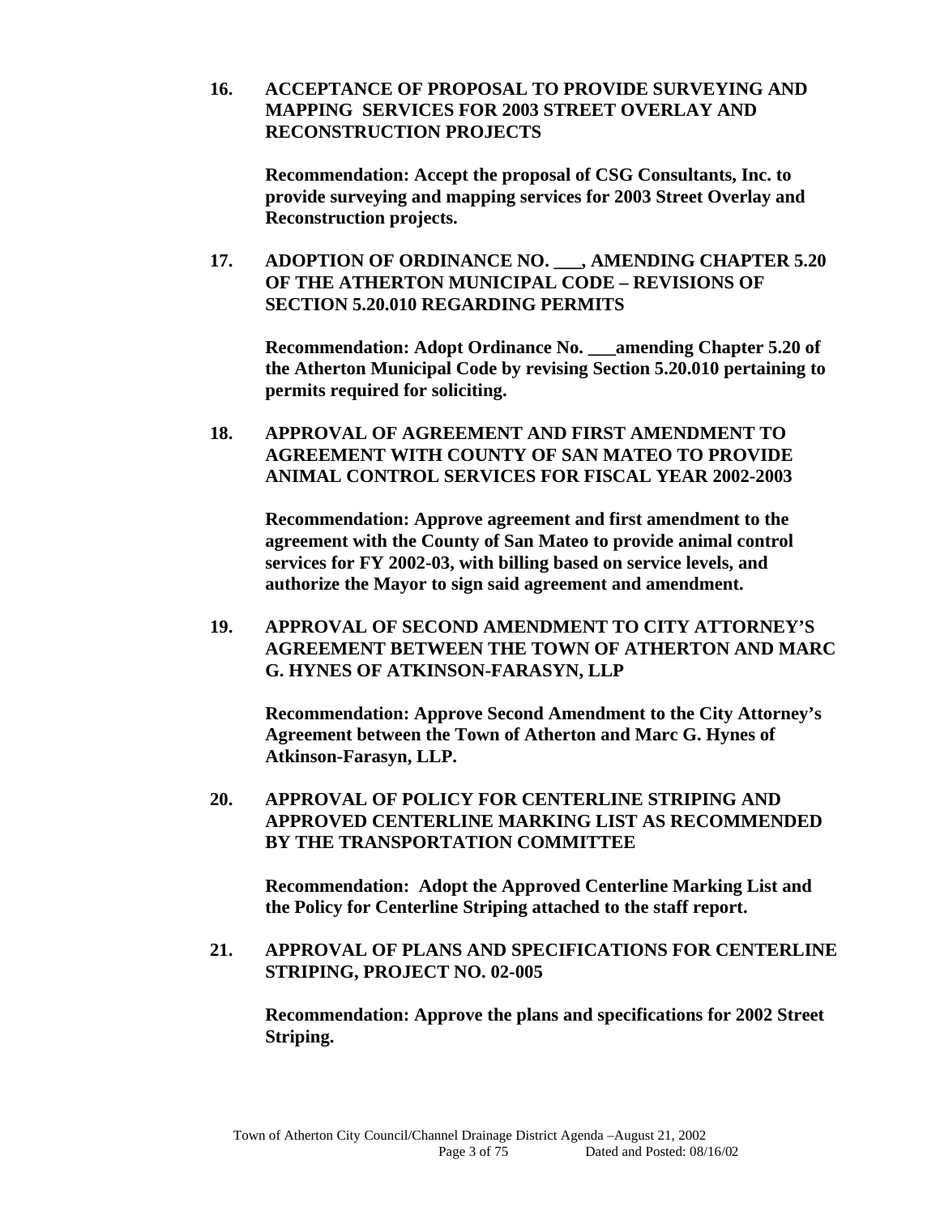**16. ACCEPTANCE OF PROPOSAL TO PROVIDE SURVEYING AND MAPPING SERVICES FOR 2003 STREET OVERLAY AND RECONSTRUCTION PROJECTS**

**Recommendation: Accept the proposal of CSG Consultants, Inc. to provide surveying and mapping services for 2003 Street Overlay and Reconstruction projects.**

**17. ADOPTION OF ORDINANCE NO. ___, AMENDING CHAPTER 5.20 OF THE ATHERTON MUNICIPAL CODE – REVISIONS OF SECTION 5.20.010 REGARDING PERMITS**

**Recommendation: Adopt Ordinance No. ___amending Chapter 5.20 of the Atherton Municipal Code by revising Section 5.20.010 pertaining to permits required for soliciting.**

**18. APPROVAL OF AGREEMENT AND FIRST AMENDMENT TO AGREEMENT WITH COUNTY OF SAN MATEO TO PROVIDE ANIMAL CONTROL SERVICES FOR FISCAL YEAR 2002-2003**

**Recommendation: Approve agreement and first amendment to the agreement with the County of San Mateo to provide animal control services for FY 2002-03, with billing based on service levels, and authorize the Mayor to sign said agreement and amendment.**

**19. APPROVAL OF SECOND AMENDMENT TO CITY ATTORNEY'S AGREEMENT BETWEEN THE TOWN OF ATHERTON AND MARC G. HYNES OF ATKINSON-FARASYN, LLP**

**Recommendation: Approve Second Amendment to the City Attorney's Agreement between the Town of Atherton and Marc G. Hynes of Atkinson-Farasyn, LLP.**

**20. APPROVAL OF POLICY FOR CENTERLINE STRIPING AND APPROVED CENTERLINE MARKING LIST AS RECOMMENDED BY THE TRANSPORTATION COMMITTEE**

**Recommendation: Adopt the Approved Centerline Marking List and the Policy for Centerline Striping attached to the staff report.**

**21. APPROVAL OF PLANS AND SPECIFICATIONS FOR CENTERLINE STRIPING, PROJECT NO. 02-005**

**Recommendation: Approve the plans and specifications for 2002 Street Striping.**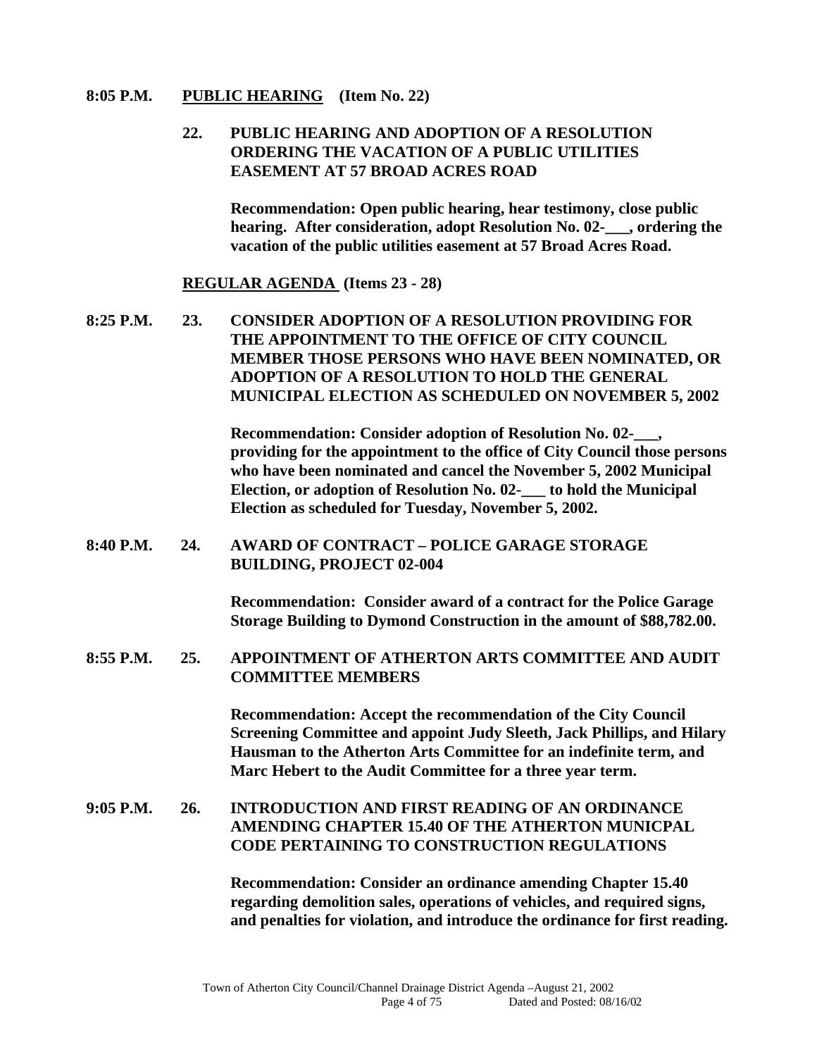**8:05 P.M. PUBLIC HEARING (Item No. 22)**

**22. PUBLIC HEARING AND ADOPTION OF A RESOLUTION ORDERING THE VACATION OF A PUBLIC UTILITIES EASEMENT AT 57 BROAD ACRES ROAD**

**Recommendation: Open public hearing, hear testimony, close public hearing. After consideration, adopt Resolution No. 02-___, ordering the vacation of the public utilities easement at 57 Broad Acres Road.**

**REGULAR AGENDA (Items 23 - 28)**

**8:25 P.M. 23. CONSIDER ADOPTION OF A RESOLUTION PROVIDING FOR THE APPOINTMENT TO THE OFFICE OF CITY COUNCIL MEMBER THOSE PERSONS WHO HAVE BEEN NOMINATED, OR ADOPTION OF A RESOLUTION TO HOLD THE GENERAL MUNICIPAL ELECTION AS SCHEDULED ON NOVEMBER 5, 2002**

**Recommendation: Consider adoption of Resolution No. 02-___, providing for the appointment to the office of City Council those persons who have been nominated and cancel the November 5, 2002 Municipal Election, or adoption of Resolution No. 02-___ to hold the Municipal Election as scheduled for Tuesday, November 5, 2002.**

**8:40 P.M. 24. AWARD OF CONTRACT – POLICE GARAGE STORAGE BUILDING, PROJECT 02-004**

**Recommendation: Consider award of a contract for the Police Garage Storage Building to Dymond Construction in the amount of $88,782.00.**

**8:55 P.M. 25. APPOINTMENT OF ATHERTON ARTS COMMITTEE AND AUDIT COMMITTEE MEMBERS**

**Recommendation: Accept the recommendation of the City Council Screening Committee and appoint Judy Sleeth, Jack Phillips, and Hilary Hausman to the Atherton Arts Committee for an indefinite term, and Marc Hebert to the Audit Committee for a three year term.**

**9:05 P.M. 26. INTRODUCTION AND FIRST READING OF AN ORDINANCE AMENDING CHAPTER 15.40 OF THE ATHERTON MUNICPAL CODE PERTAINING TO CONSTRUCTION REGULATIONS**

**Recommendation: Consider an ordinance amending Chapter 15.40 regarding demolition sales, operations of vehicles, and required signs, and penalties for violation, and introduce the ordinance for first reading.**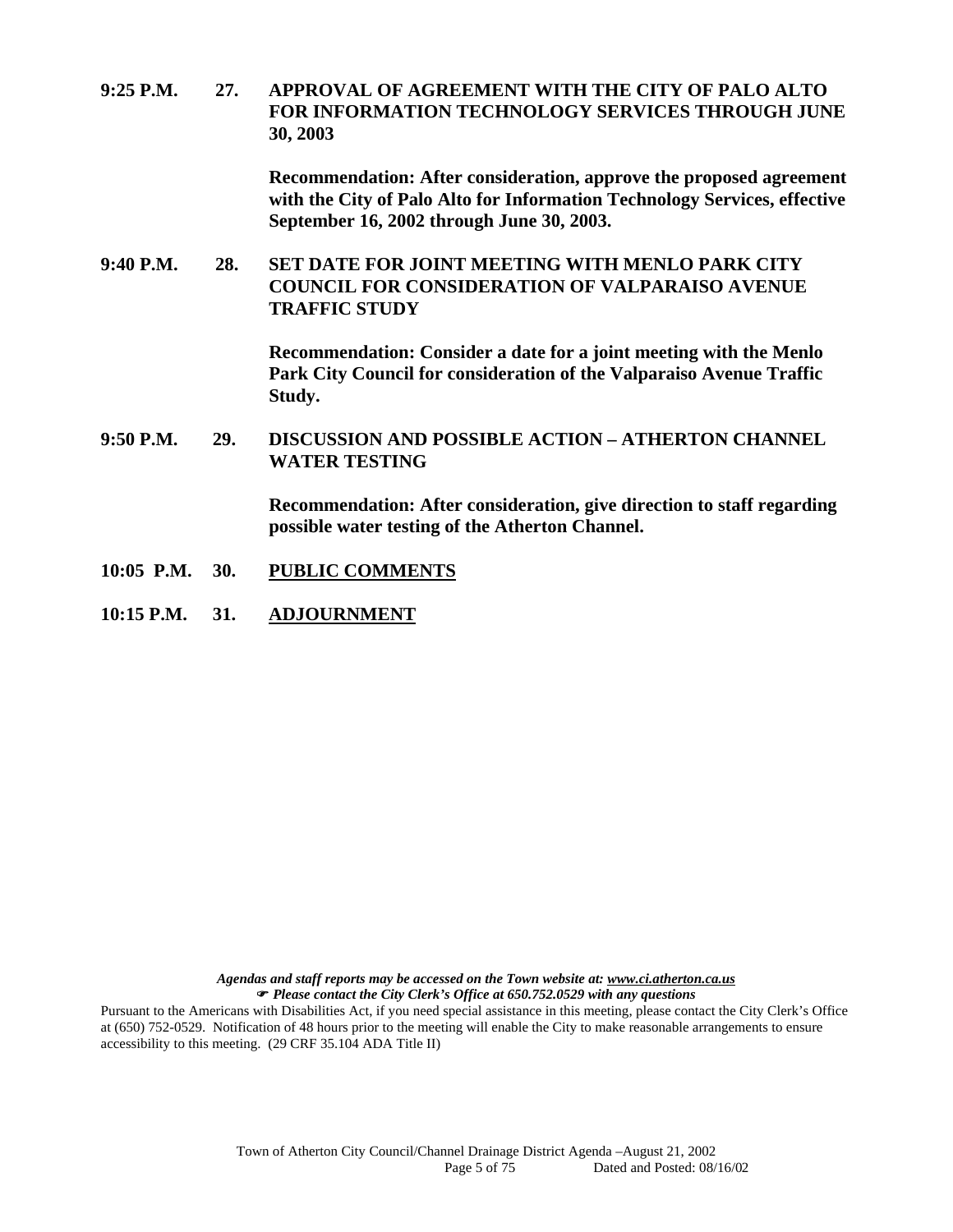**9:25 P.M. 27. APPROVAL OF AGREEMENT WITH THE CITY OF PALO ALTO FOR INFORMATION TECHNOLOGY SERVICES THROUGH JUNE 30, 2003**

**Recommendation: After consideration, approve the proposed agreement with the City of Palo Alto for Information Technology Services, effective September 16, 2002 through June 30, 2003.**

**9:40 P.M. 28. SET DATE FOR JOINT MEETING WITH MENLO PARK CITY COUNCIL FOR CONSIDERATION OF VALPARAISO AVENUE TRAFFIC STUDY**

**Recommendation: Consider a date for a joint meeting with the Menlo Park City Council for consideration of the Valparaiso Avenue Traffic Study.**

**9:50 P.M. 29. DISCUSSION AND POSSIBLE ACTION – ATHERTON CHANNEL WATER TESTING**

**Recommendation: After consideration, give direction to staff regarding possible water testing of the Atherton Channel.**

**10:05 P.M. 30. PUBLIC COMMENTS**

**10:15 P.M. 31. ADJOURNMENT**

***Agendas and staff reports may be accessed on the Town website at: www.ci.atherton.ca.us***
***☛ Please contact the City Clerk's Office at 650.752.0529 with any questions***

Pursuant to the Americans with Disabilities Act, if you need special assistance in this meeting, please contact the City Clerk's Office at (650) 752-0529. Notification of 48 hours prior to the meeting will enable the City to make reasonable arrangements to ensure accessibility to this meeting. (29 CRF 35.104 ADA Title II)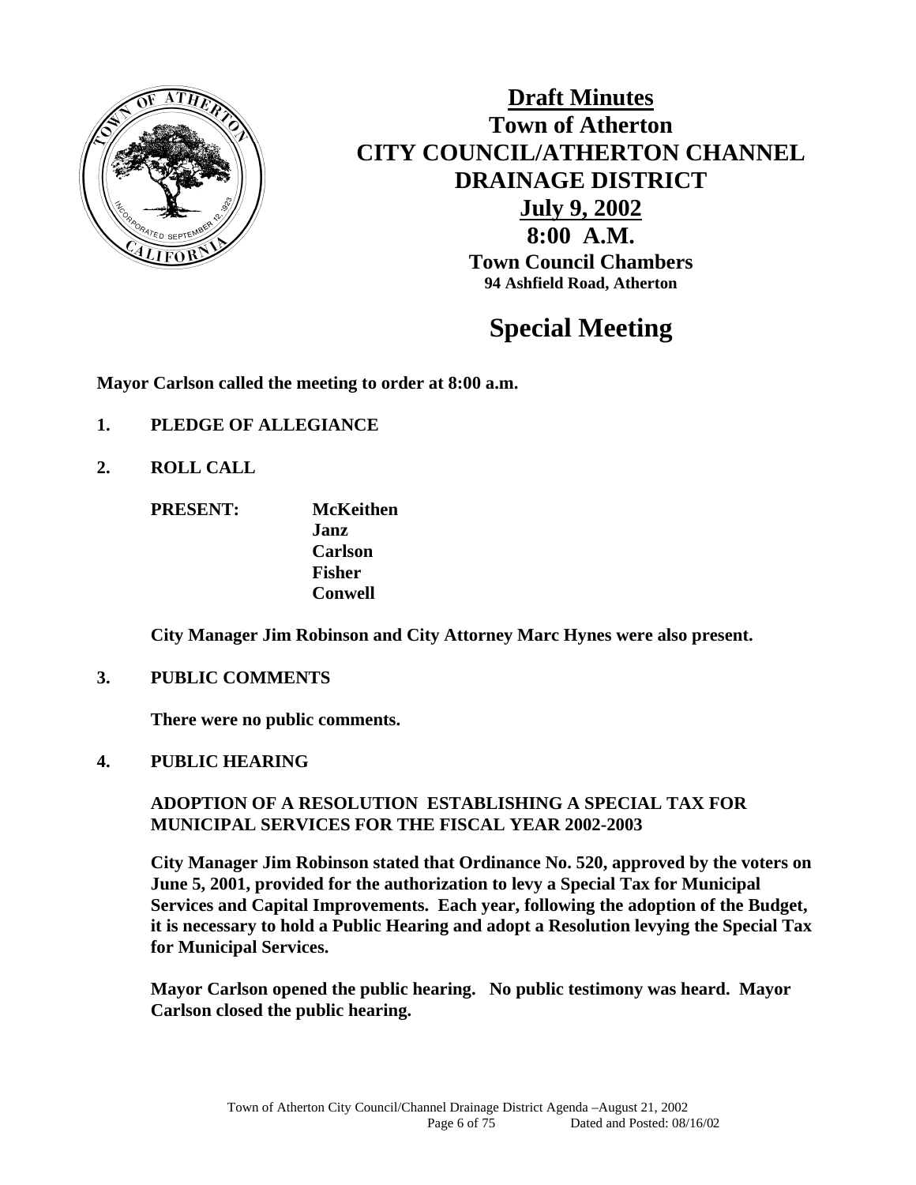# Draft Minutes

## Town of Atherton
## CITY COUNCIL/ATHERTON CHANNEL DRAINAGE DISTRICT

**July 9, 2002**
**8:00 A.M.**
**Town Council Chambers**
**94 Ashfield Road, Atherton**

# Special Meeting

**Mayor Carlson called the meeting to order at 8:00 a.m.**

**1. PLEDGE OF ALLEGIANCE**

**2. ROLL CALL**

**PRESENT:** **McKeithen**
**Janz**
**Carlson**
**Fisher**
**Conwell**

**City Manager Jim Robinson and City Attorney Marc Hynes were also present.**

**3. PUBLIC COMMENTS**

**There were no public comments.**

**4. PUBLIC HEARING**

**ADOPTION OF A RESOLUTION ESTABLISHING A SPECIAL TAX FOR MUNICIPAL SERVICES FOR THE FISCAL YEAR 2002-2003**

**City Manager Jim Robinson stated that Ordinance No. 520, approved by the voters on June 5, 2001, provided for the authorization to levy a Special Tax for Municipal Services and Capital Improvements. Each year, following the adoption of the Budget, it is necessary to hold a Public Hearing and adopt a Resolution levying the Special Tax for Municipal Services.**

**Mayor Carlson opened the public hearing. No public testimony was heard. Mayor Carlson closed the public hearing.**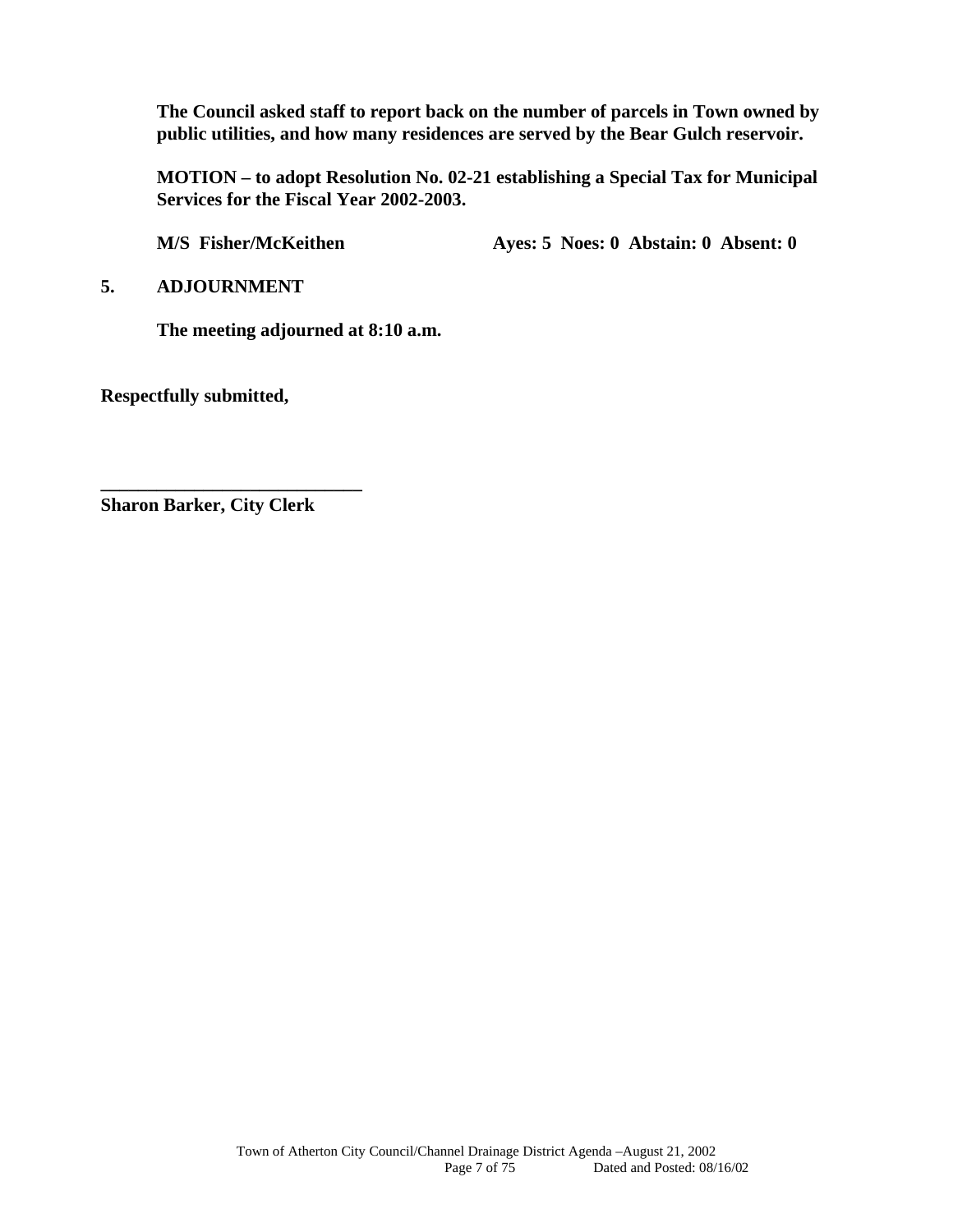**The Council asked staff to report back on the number of parcels in Town owned by public utilities, and how many residences are served by the Bear Gulch reservoir.**

**MOTION – to adopt Resolution No. 02-21 establishing a Special Tax for Municipal Services for the Fiscal Year 2002-2003.**

**M/S Fisher/McKeithen Ayes: 5 Noes: 0 Abstain: 0 Absent: 0**

## 5. ADJOURNMENT

**The meeting adjourned at 8:10 a.m.**

**Respectfully submitted,**

**____________________________**
**Sharon Barker, City Clerk**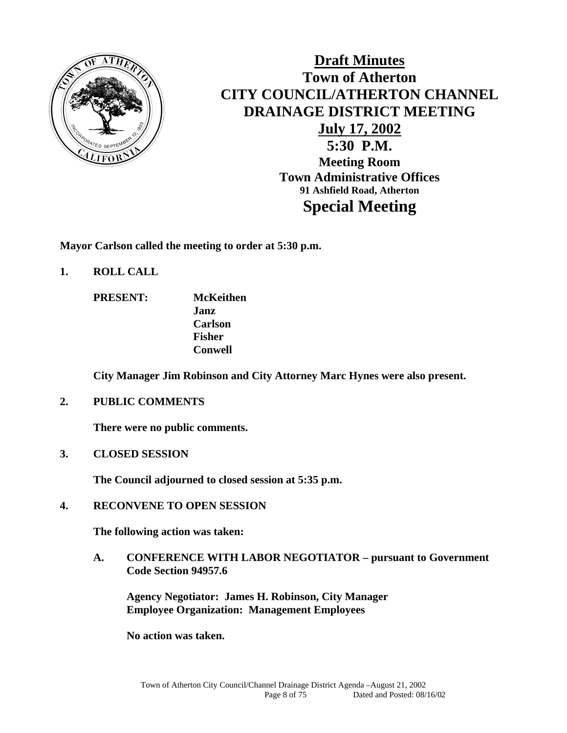# Draft Minutes
## Town of Atherton
## CITY COUNCIL/ATHERTON CHANNEL DRAINAGE DISTRICT MEETING
### July 17, 2002
### 5:30 P.M.
**Meeting Room**
**Town Administrative Offices**
**91 Ashfield Road, Atherton**

## Special Meeting

**Mayor Carlson called the meeting to order at 5:30 p.m.**

**1. ROLL CALL**

**PRESENT:** **McKeithen**
**Janz**
**Carlson**
**Fisher**
**Conwell**

**City Manager Jim Robinson and City Attorney Marc Hynes were also present.**

**2. PUBLIC COMMENTS**

**There were no public comments.**

**3. CLOSED SESSION**

**The Council adjourned to closed session at 5:35 p.m.**

**4. RECONVENE TO OPEN SESSION**

**The following action was taken:**

**A. CONFERENCE WITH LABOR NEGOTIATOR – pursuant to Government Code Section 94957.6**

**Agency Negotiator: James H. Robinson, City Manager**
**Employee Organization: Management Employees**

**No action was taken.**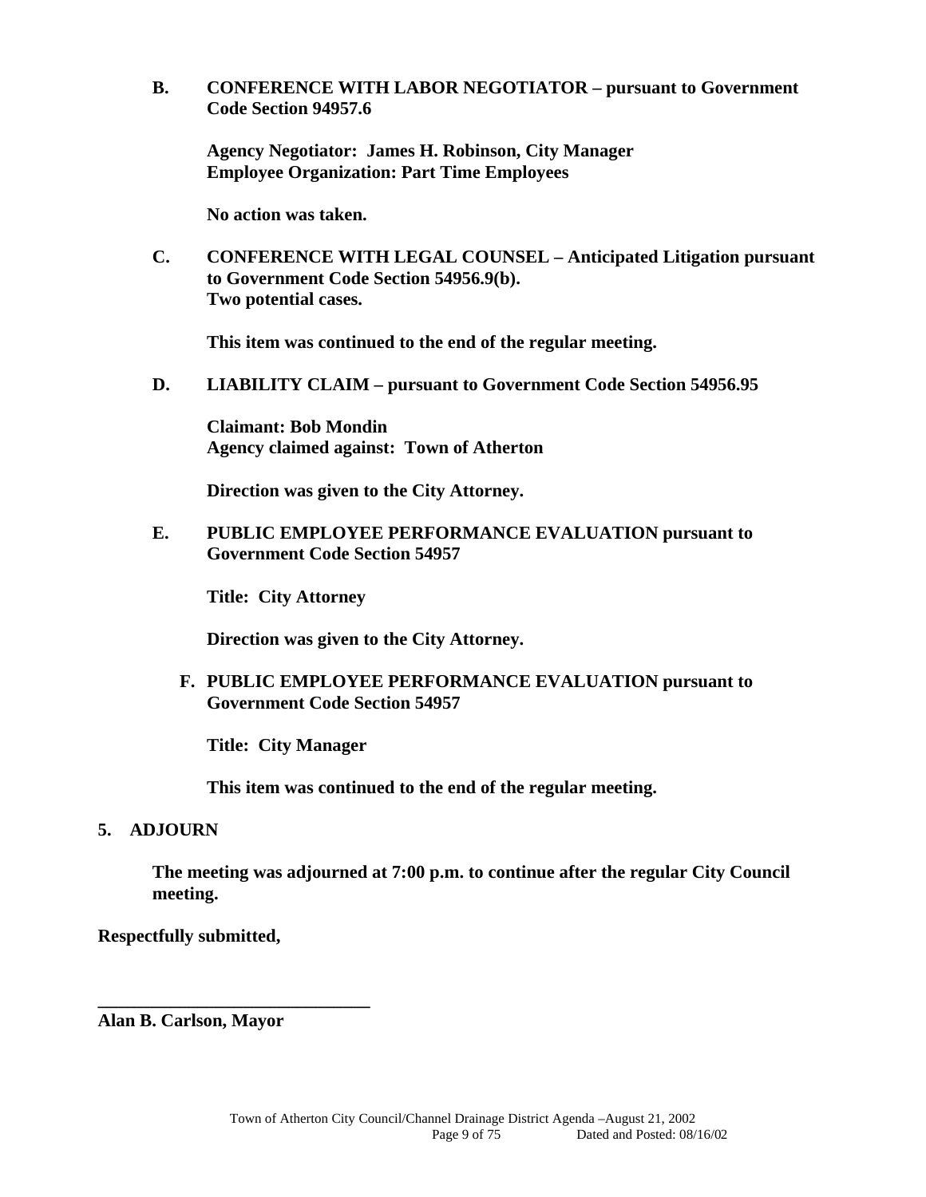**B. CONFERENCE WITH LABOR NEGOTIATOR – pursuant to Government Code Section 94957.6**

**Agency Negotiator: James H. Robinson, City Manager**
**Employee Organization: Part Time Employees**

**No action was taken.**

**C. CONFERENCE WITH LEGAL COUNSEL – Anticipated Litigation pursuant to Government Code Section 54956.9(b).**
**Two potential cases.**

**This item was continued to the end of the regular meeting.**

**D. LIABILITY CLAIM – pursuant to Government Code Section 54956.95**

**Claimant: Bob Mondin**
**Agency claimed against: Town of Atherton**

**Direction was given to the City Attorney.**

**E. PUBLIC EMPLOYEE PERFORMANCE EVALUATION pursuant to Government Code Section 54957**

**Title: City Attorney**

**Direction was given to the City Attorney.**

**F. PUBLIC EMPLOYEE PERFORMANCE EVALUATION pursuant to Government Code Section 54957**

**Title: City Manager**

**This item was continued to the end of the regular meeting.**

**5. ADJOURN**

**The meeting was adjourned at 7:00 p.m. to continue after the regular City Council meeting.**

**Respectfully submitted,**

**______________________________**
**Alan B. Carlson, Mayor**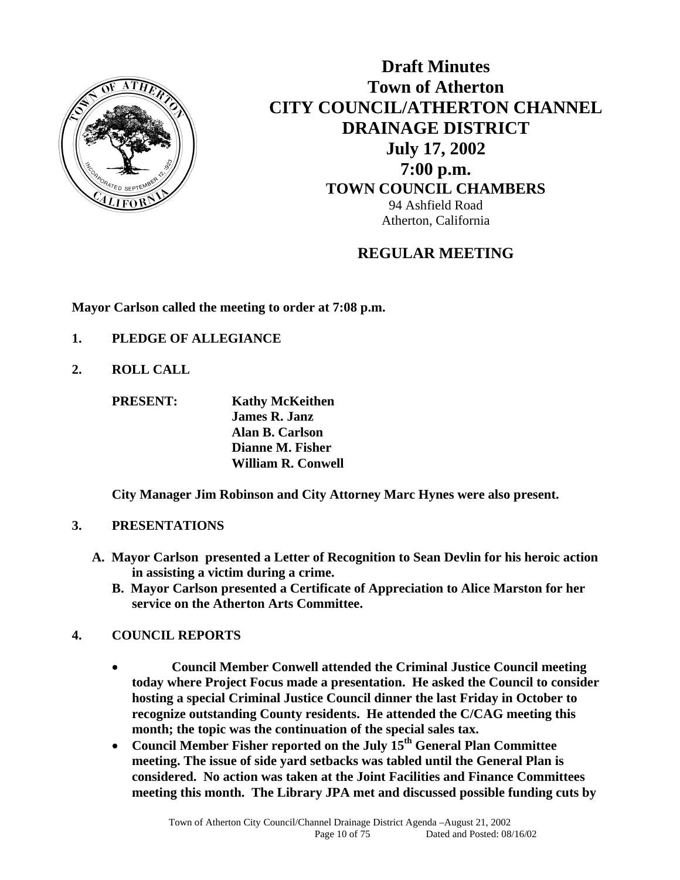# Draft Minutes
# Town of Atherton
# CITY COUNCIL/ATHERTON CHANNEL DRAINAGE DISTRICT
## July 17, 2002
## 7:00 p.m.
### TOWN COUNCIL CHAMBERS

94 Ashfield Road
Atherton, California

## REGULAR MEETING

**Mayor Carlson called the meeting to order at 7:08 p.m.**

**1. PLEDGE OF ALLEGIANCE**

**2. ROLL CALL**

**PRESENT:** **Kathy McKeithen**
**James R. Janz**
**Alan B. Carlson**
**Dianne M. Fisher**
**William R. Conwell**

**City Manager Jim Robinson and City Attorney Marc Hynes were also present.**

**3. PRESENTATIONS**

**A. Mayor Carlson presented a Letter of Recognition to Sean Devlin for his heroic action in assisting a victim during a crime.**

**B. Mayor Carlson presented a Certificate of Appreciation to Alice Marston for her service on the Atherton Arts Committee.**

**4. COUNCIL REPORTS**

- **Council Member Conwell attended the Criminal Justice Council meeting today where Project Focus made a presentation. He asked the Council to consider hosting a special Criminal Justice Council dinner the last Friday in October to recognize outstanding County residents. He attended the C/CAG meeting this month; the topic was the continuation of the special sales tax.**
- **Council Member Fisher reported on the July 15th General Plan Committee meeting. The issue of side yard setbacks was tabled until the General Plan is considered. No action was taken at the Joint Facilities and Finance Committees meeting this month. The Library JPA met and discussed possible funding cuts by**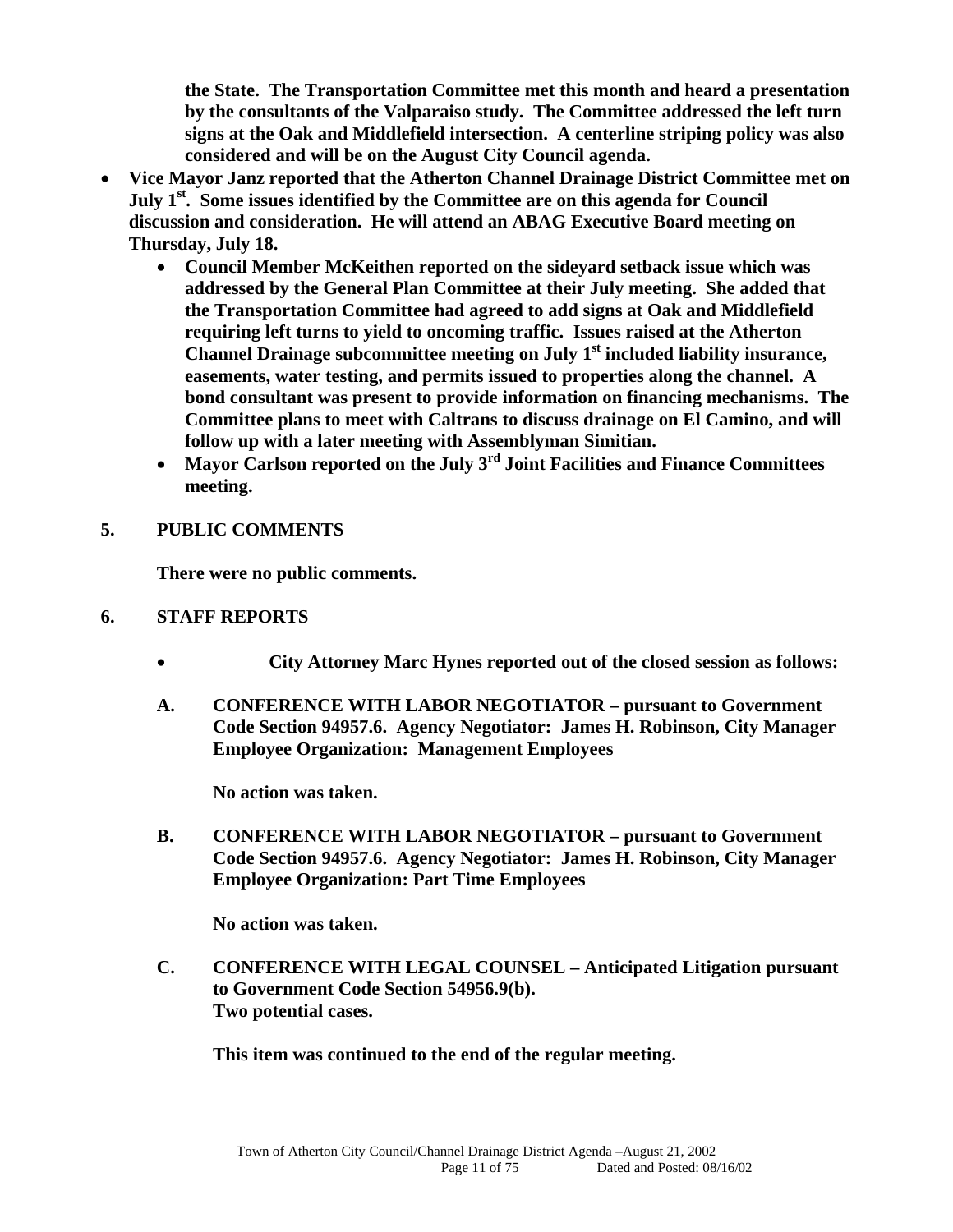**the State. The Transportation Committee met this month and heard a presentation by the consultants of the Valparaiso study. The Committee addressed the left turn signs at the Oak and Middlefield intersection. A centerline striping policy was also considered and will be on the August City Council agenda.**

- **Vice Mayor Janz reported that the Atherton Channel Drainage District Committee met on July 1st. Some issues identified by the Committee are on this agenda for Council discussion and consideration. He will attend an ABAG Executive Board meeting on Thursday, July 18.**
  - **Council Member McKeithen reported on the sideyard setback issue which was addressed by the General Plan Committee at their July meeting. She added that the Transportation Committee had agreed to add signs at Oak and Middlefield requiring left turns to yield to oncoming traffic. Issues raised at the Atherton Channel Drainage subcommittee meeting on July 1st included liability insurance, easements, water testing, and permits issued to properties along the channel. A bond consultant was present to provide information on financing mechanisms. The Committee plans to meet with Caltrans to discuss drainage on El Camino, and will follow up with a later meeting with Assemblyman Simitian.**
  - **Mayor Carlson reported on the July 3rd Joint Facilities and Finance Committees meeting.**

## 5. PUBLIC COMMENTS

**There were no public comments.**

## 6. STAFF REPORTS

- **City Attorney Marc Hynes reported out of the closed session as follows:**

**A. CONFERENCE WITH LABOR NEGOTIATOR – pursuant to Government Code Section 94957.6. Agency Negotiator: James H. Robinson, City Manager Employee Organization: Management Employees**

**No action was taken.**

**B. CONFERENCE WITH LABOR NEGOTIATOR – pursuant to Government Code Section 94957.6. Agency Negotiator: James H. Robinson, City Manager Employee Organization: Part Time Employees**

**No action was taken.**

**C. CONFERENCE WITH LEGAL COUNSEL – Anticipated Litigation pursuant to Government Code Section 54956.9(b). Two potential cases.**

**This item was continued to the end of the regular meeting.**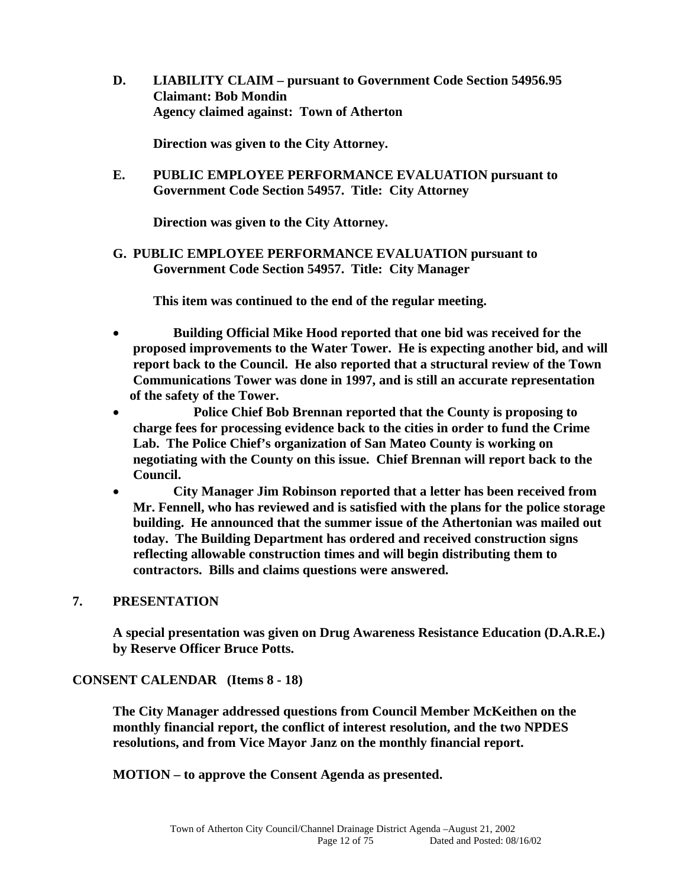**D. LIABILITY CLAIM – pursuant to Government Code Section 54956.95**
**Claimant: Bob Mondin**
**Agency claimed against: Town of Atherton**

**Direction was given to the City Attorney.**

**E. PUBLIC EMPLOYEE PERFORMANCE EVALUATION pursuant to Government Code Section 54957. Title: City Attorney**

**Direction was given to the City Attorney.**

**G. PUBLIC EMPLOYEE PERFORMANCE EVALUATION pursuant to Government Code Section 54957. Title: City Manager**

**This item was continued to the end of the regular meeting.**

- **Building Official Mike Hood reported that one bid was received for the proposed improvements to the Water Tower. He is expecting another bid, and will report back to the Council. He also reported that a structural review of the Town Communications Tower was done in 1997, and is still an accurate representation of the safety of the Tower.**
- **Police Chief Bob Brennan reported that the County is proposing to charge fees for processing evidence back to the cities in order to fund the Crime Lab. The Police Chief's organization of San Mateo County is working on negotiating with the County on this issue. Chief Brennan will report back to the Council.**
- **City Manager Jim Robinson reported that a letter has been received from Mr. Fennell, who has reviewed and is satisfied with the plans for the police storage building. He announced that the summer issue of the Athertonian was mailed out today. The Building Department has ordered and received construction signs reflecting allowable construction times and will begin distributing them to contractors. Bills and claims questions were answered.**

## 7. PRESENTATION

**A special presentation was given on Drug Awareness Resistance Education (D.A.R.E.) by Reserve Officer Bruce Potts.**

## CONSENT CALENDAR (Items 8 - 18)

**The City Manager addressed questions from Council Member McKeithen on the monthly financial report, the conflict of interest resolution, and the two NPDES resolutions, and from Vice Mayor Janz on the monthly financial report.**

**MOTION – to approve the Consent Agenda as presented.**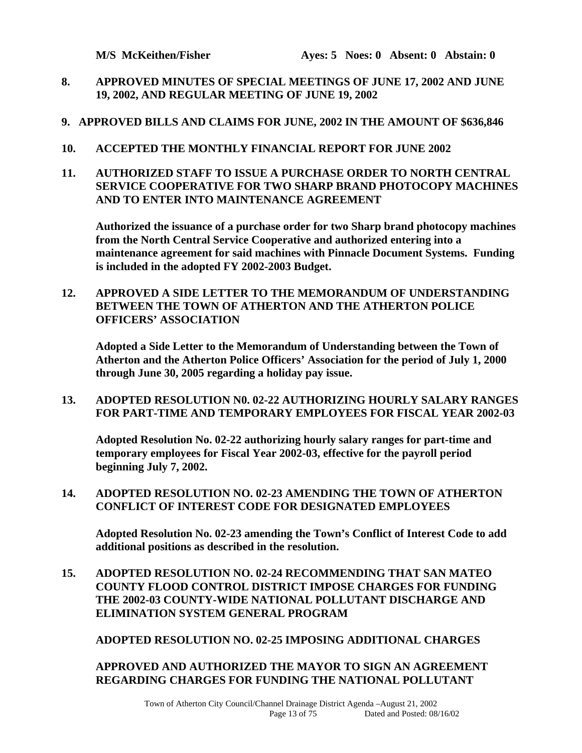**M/S McKeithen/Fisher Ayes: 5 Noes: 0 Absent: 0 Abstain: 0**

**8. APPROVED MINUTES OF SPECIAL MEETINGS OF JUNE 17, 2002 AND JUNE 19, 2002, AND REGULAR MEETING OF JUNE 19, 2002**

**9. APPROVED BILLS AND CLAIMS FOR JUNE, 2002 IN THE AMOUNT OF $636,846**

**10. ACCEPTED THE MONTHLY FINANCIAL REPORT FOR JUNE 2002**

**11. AUTHORIZED STAFF TO ISSUE A PURCHASE ORDER TO NORTH CENTRAL SERVICE COOPERATIVE FOR TWO SHARP BRAND PHOTOCOPY MACHINES AND TO ENTER INTO MAINTENANCE AGREEMENT**

**Authorized the issuance of a purchase order for two Sharp brand photocopy machines from the North Central Service Cooperative and authorized entering into a maintenance agreement for said machines with Pinnacle Document Systems. Funding is included in the adopted FY 2002-2003 Budget.**

**12. APPROVED A SIDE LETTER TO THE MEMORANDUM OF UNDERSTANDING BETWEEN THE TOWN OF ATHERTON AND THE ATHERTON POLICE OFFICERS' ASSOCIATION**

**Adopted a Side Letter to the Memorandum of Understanding between the Town of Atherton and the Atherton Police Officers' Association for the period of July 1, 2000 through June 30, 2005 regarding a holiday pay issue.**

**13. ADOPTED RESOLUTION N0. 02-22 AUTHORIZING HOURLY SALARY RANGES FOR PART-TIME AND TEMPORARY EMPLOYEES FOR FISCAL YEAR 2002-03**

**Adopted Resolution No. 02-22 authorizing hourly salary ranges for part-time and temporary employees for Fiscal Year 2002-03, effective for the payroll period beginning July 7, 2002.**

**14. ADOPTED RESOLUTION NO. 02-23 AMENDING THE TOWN OF ATHERTON CONFLICT OF INTEREST CODE FOR DESIGNATED EMPLOYEES**

**Adopted Resolution No. 02-23 amending the Town's Conflict of Interest Code to add additional positions as described in the resolution.**

**15. ADOPTED RESOLUTION NO. 02-24 RECOMMENDING THAT SAN MATEO COUNTY FLOOD CONTROL DISTRICT IMPOSE CHARGES FOR FUNDING THE 2002-03 COUNTY-WIDE NATIONAL POLLUTANT DISCHARGE AND ELIMINATION SYSTEM GENERAL PROGRAM**

**ADOPTED RESOLUTION NO. 02-25 IMPOSING ADDITIONAL CHARGES**

**APPROVED AND AUTHORIZED THE MAYOR TO SIGN AN AGREEMENT REGARDING CHARGES FOR FUNDING THE NATIONAL POLLUTANT**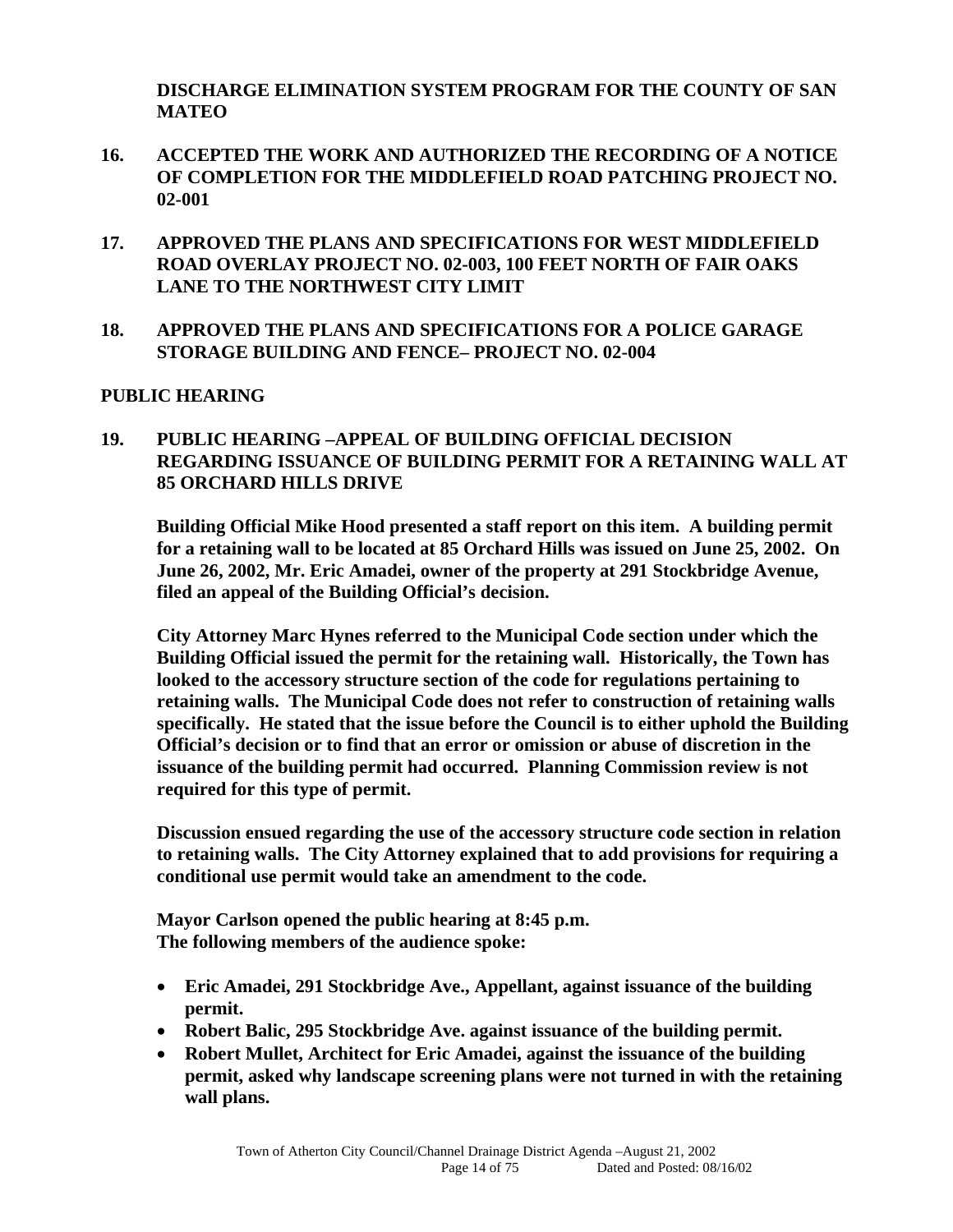**DISCHARGE ELIMINATION SYSTEM PROGRAM FOR THE COUNTY OF SAN MATEO**

16. **ACCEPTED THE WORK AND AUTHORIZED THE RECORDING OF A NOTICE OF COMPLETION FOR THE MIDDLEFIELD ROAD PATCHING PROJECT NO. 02-001**

17. **APPROVED THE PLANS AND SPECIFICATIONS FOR WEST MIDDLEFIELD ROAD OVERLAY PROJECT NO. 02-003, 100 FEET NORTH OF FAIR OAKS LANE TO THE NORTHWEST CITY LIMIT**

18. **APPROVED THE PLANS AND SPECIFICATIONS FOR A POLICE GARAGE STORAGE BUILDING AND FENCE– PROJECT NO. 02-004**

**PUBLIC HEARING**

19. **PUBLIC HEARING –APPEAL OF BUILDING OFFICIAL DECISION REGARDING ISSUANCE OF BUILDING PERMIT FOR A RETAINING WALL AT 85 ORCHARD HILLS DRIVE**

**Building Official Mike Hood presented a staff report on this item. A building permit for a retaining wall to be located at 85 Orchard Hills was issued on June 25, 2002. On June 26, 2002, Mr. Eric Amadei, owner of the property at 291 Stockbridge Avenue, filed an appeal of the Building Official's decision.**

**City Attorney Marc Hynes referred to the Municipal Code section under which the Building Official issued the permit for the retaining wall. Historically, the Town has looked to the accessory structure section of the code for regulations pertaining to retaining walls. The Municipal Code does not refer to construction of retaining walls specifically. He stated that the issue before the Council is to either uphold the Building Official's decision or to find that an error or omission or abuse of discretion in the issuance of the building permit had occurred. Planning Commission review is not required for this type of permit.**

**Discussion ensued regarding the use of the accessory structure code section in relation to retaining walls. The City Attorney explained that to add provisions for requiring a conditional use permit would take an amendment to the code.**

**Mayor Carlson opened the public hearing at 8:45 p.m.**
**The following members of the audience spoke:**

- **Eric Amadei, 291 Stockbridge Ave., Appellant, against issuance of the building permit.**
- **Robert Balic, 295 Stockbridge Ave. against issuance of the building permit.**
- **Robert Mullet, Architect for Eric Amadei, against the issuance of the building permit, asked why landscape screening plans were not turned in with the retaining wall plans.**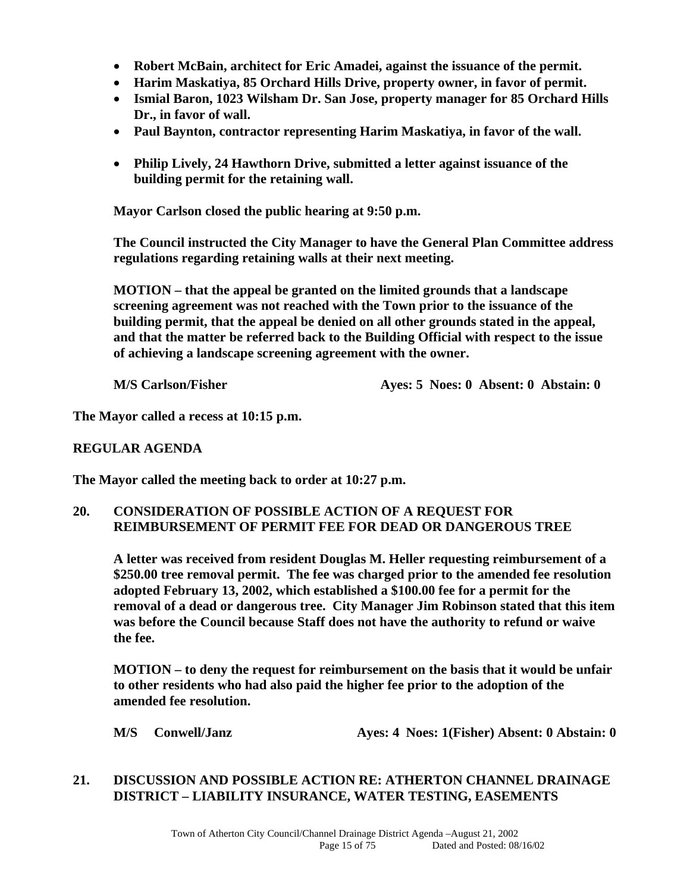- **Robert McBain, architect for Eric Amadei, against the issuance of the permit.**
- **Harim Maskatiya, 85 Orchard Hills Drive, property owner, in favor of permit.**
- **Ismial Baron, 1023 Wilsham Dr. San Jose, property manager for 85 Orchard Hills Dr., in favor of wall.**
- **Paul Baynton, contractor representing Harim Maskatiya, in favor of the wall.**
- **Philip Lively, 24 Hawthorn Drive, submitted a letter against issuance of the building permit for the retaining wall.**

**Mayor Carlson closed the public hearing at 9:50 p.m.**

**The Council instructed the City Manager to have the General Plan Committee address regulations regarding retaining walls at their next meeting.**

**MOTION – that the appeal be granted on the limited grounds that a landscape screening agreement was not reached with the Town prior to the issuance of the building permit, that the appeal be denied on all other grounds stated in the appeal, and that the matter be referred back to the Building Official with respect to the issue of achieving a landscape screening agreement with the owner.**

**M/S Carlson/Fisher Ayes: 5 Noes: 0 Absent: 0 Abstain: 0**

**The Mayor called a recess at 10:15 p.m.**

**REGULAR AGENDA**

**The Mayor called the meeting back to order at 10:27 p.m.**

## 20. CONSIDERATION OF POSSIBLE ACTION OF A REQUEST FOR REIMBURSEMENT OF PERMIT FEE FOR DEAD OR DANGEROUS TREE

**A letter was received from resident Douglas M. Heller requesting reimbursement of a $250.00 tree removal permit. The fee was charged prior to the amended fee resolution adopted February 13, 2002, which established a $100.00 fee for a permit for the removal of a dead or dangerous tree. City Manager Jim Robinson stated that this item was before the Council because Staff does not have the authority to refund or waive the fee.**

**MOTION – to deny the request for reimbursement on the basis that it would be unfair to other residents who had also paid the higher fee prior to the adoption of the amended fee resolution.**

**M/S Conwell/Janz Ayes: 4 Noes: 1(Fisher) Absent: 0 Abstain: 0**

## 21. DISCUSSION AND POSSIBLE ACTION RE: ATHERTON CHANNEL DRAINAGE DISTRICT – LIABILITY INSURANCE, WATER TESTING, EASEMENTS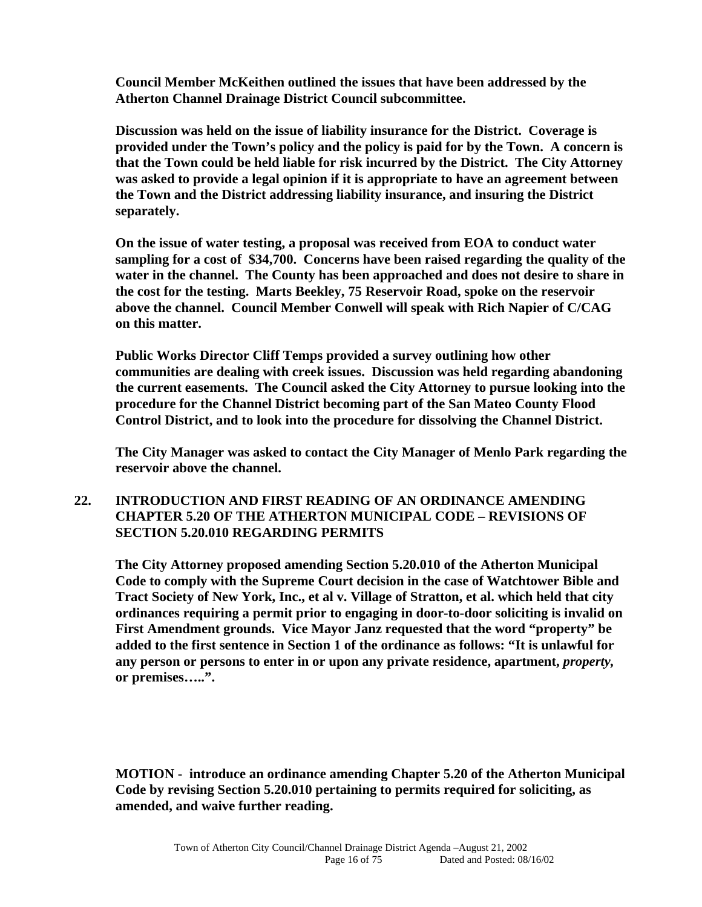**Council Member McKeithen outlined the issues that have been addressed by the Atherton Channel Drainage District Council subcommittee.**

**Discussion was held on the issue of liability insurance for the District. Coverage is provided under the Town's policy and the policy is paid for by the Town. A concern is that the Town could be held liable for risk incurred by the District. The City Attorney was asked to provide a legal opinion if it is appropriate to have an agreement between the Town and the District addressing liability insurance, and insuring the District separately.**

**On the issue of water testing, a proposal was received from EOA to conduct water sampling for a cost of $34,700. Concerns have been raised regarding the quality of the water in the channel. The County has been approached and does not desire to share in the cost for the testing. Marts Beekley, 75 Reservoir Road, spoke on the reservoir above the channel. Council Member Conwell will speak with Rich Napier of C/CAG on this matter.**

**Public Works Director Cliff Temps provided a survey outlining how other communities are dealing with creek issues. Discussion was held regarding abandoning the current easements. The Council asked the City Attorney to pursue looking into the procedure for the Channel District becoming part of the San Mateo County Flood Control District, and to look into the procedure for dissolving the Channel District.**

**The City Manager was asked to contact the City Manager of Menlo Park regarding the reservoir above the channel.**

## 22. INTRODUCTION AND FIRST READING OF AN ORDINANCE AMENDING CHAPTER 5.20 OF THE ATHERTON MUNICIPAL CODE – REVISIONS OF SECTION 5.20.010 REGARDING PERMITS

**The City Attorney proposed amending Section 5.20.010 of the Atherton Municipal Code to comply with the Supreme Court decision in the case of Watchtower Bible and Tract Society of New York, Inc., et al v. Village of Stratton, et al. which held that city ordinances requiring a permit prior to engaging in door-to-door soliciting is invalid on First Amendment grounds. Vice Mayor Janz requested that the word "property" be added to the first sentence in Section 1 of the ordinance as follows: "It is unlawful for any person or persons to enter in or upon any private residence, apartment, *property*, or premises…..".**

**MOTION - introduce an ordinance amending Chapter 5.20 of the Atherton Municipal Code by revising Section 5.20.010 pertaining to permits required for soliciting, as amended, and waive further reading.**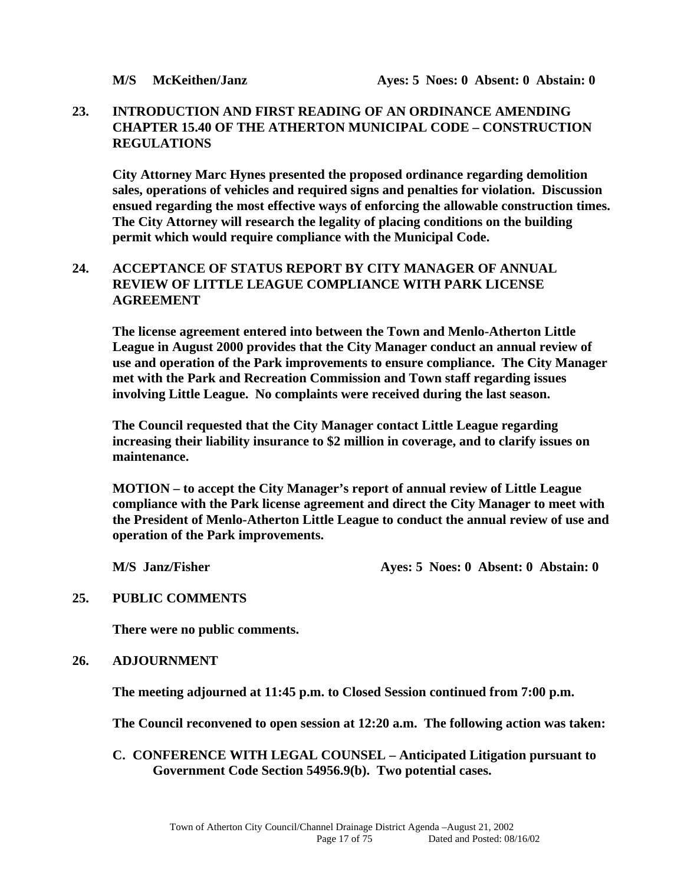**M/S McKeithen/Janz** **Ayes: 5 Noes: 0 Absent: 0 Abstain: 0**

## 23. INTRODUCTION AND FIRST READING OF AN ORDINANCE AMENDING CHAPTER 15.40 OF THE ATHERTON MUNICIPAL CODE – CONSTRUCTION REGULATIONS

**City Attorney Marc Hynes presented the proposed ordinance regarding demolition sales, operations of vehicles and required signs and penalties for violation. Discussion ensued regarding the most effective ways of enforcing the allowable construction times. The City Attorney will research the legality of placing conditions on the building permit which would require compliance with the Municipal Code.**

## 24. ACCEPTANCE OF STATUS REPORT BY CITY MANAGER OF ANNUAL REVIEW OF LITTLE LEAGUE COMPLIANCE WITH PARK LICENSE AGREEMENT

**The license agreement entered into between the Town and Menlo-Atherton Little League in August 2000 provides that the City Manager conduct an annual review of use and operation of the Park improvements to ensure compliance. The City Manager met with the Park and Recreation Commission and Town staff regarding issues involving Little League. No complaints were received during the last season.**

**The Council requested that the City Manager contact Little League regarding increasing their liability insurance to $2 million in coverage, and to clarify issues on maintenance.**

**MOTION – to accept the City Manager's report of annual review of Little League compliance with the Park license agreement and direct the City Manager to meet with the President of Menlo-Atherton Little League to conduct the annual review of use and operation of the Park improvements.**

**M/S Janz/Fisher** **Ayes: 5 Noes: 0 Absent: 0 Abstain: 0**

## 25. PUBLIC COMMENTS

**There were no public comments.**

## 26. ADJOURNMENT

**The meeting adjourned at 11:45 p.m. to Closed Session continued from 7:00 p.m.**

**The Council reconvened to open session at 12:20 a.m. The following action was taken:**

**C. CONFERENCE WITH LEGAL COUNSEL – Anticipated Litigation pursuant to Government Code Section 54956.9(b). Two potential cases.**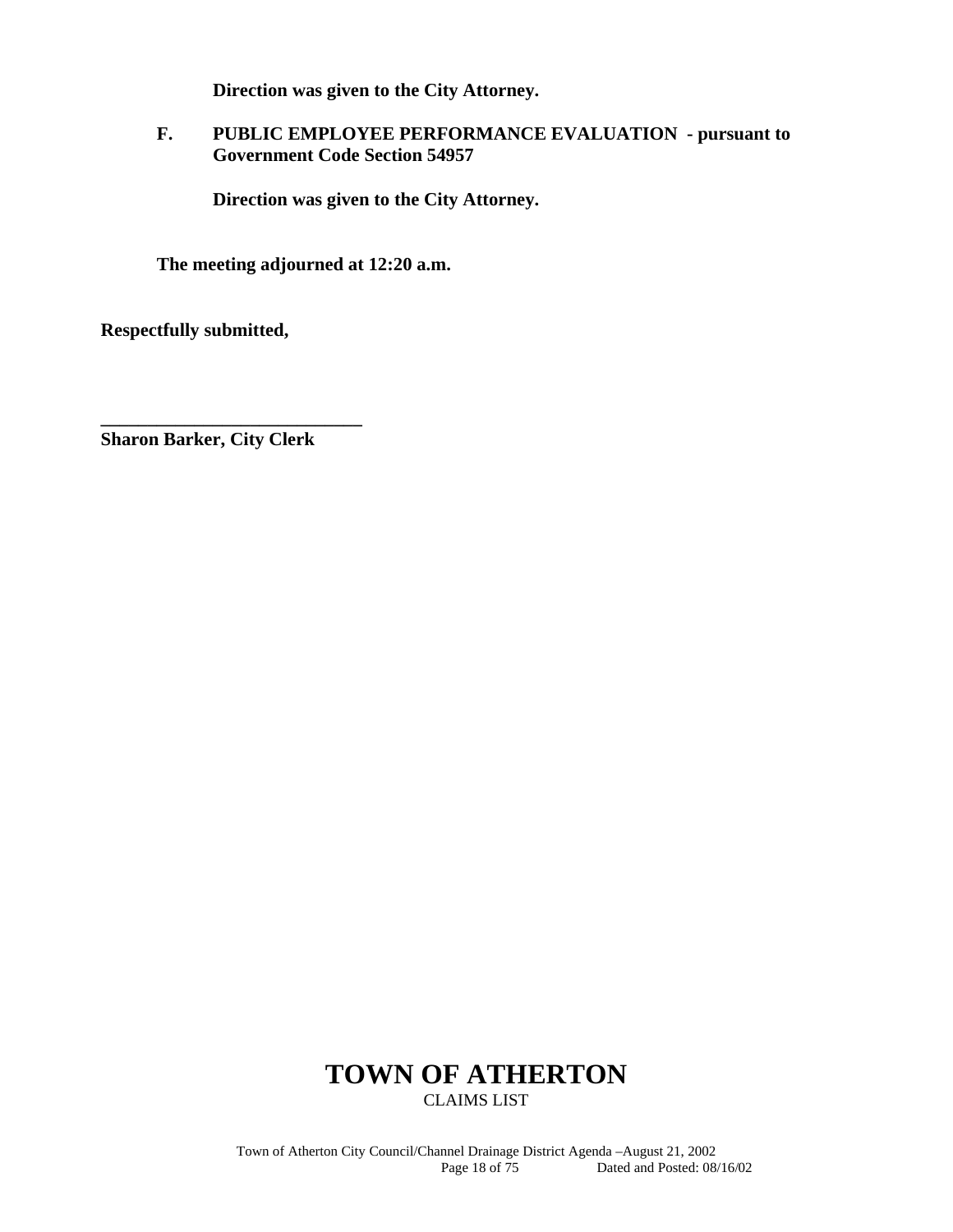**Direction was given to the City Attorney.**

**F. PUBLIC EMPLOYEE PERFORMANCE EVALUATION - pursuant to Government Code Section 54957**

**Direction was given to the City Attorney.**

**The meeting adjourned at 12:20 a.m.**

**Respectfully submitted,**

**____________________________**
**Sharon Barker, City Clerk**

# TOWN OF ATHERTON

CLAIMS LIST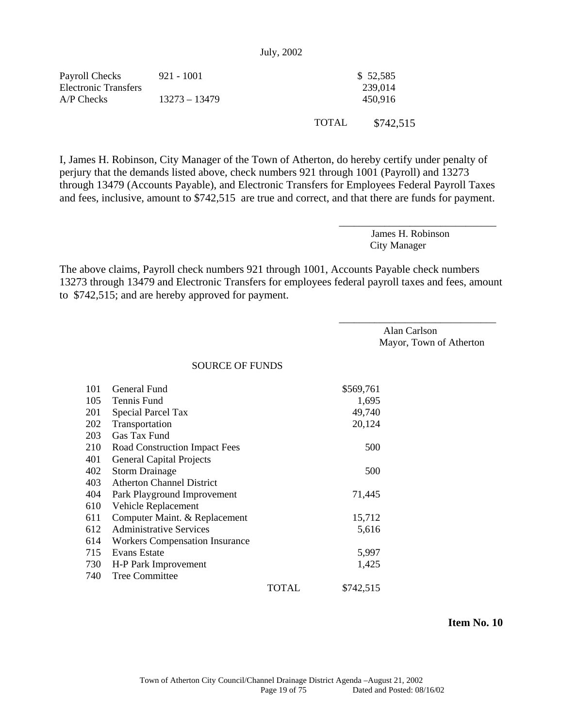July, 2002

| | | | |
|---|---|---|---|
| Payroll Checks | 921 - 1001 | | $ 52,585 |
| Electronic Transfers | | | 239,014 |
| A/P Checks | 13273 – 13479 | | 450,916 |
| | | TOTAL | $742,515 |

I, James H. Robinson, City Manager of the Town of Atherton, do hereby certify under penalty of perjury that the demands listed above, check numbers 921 through 1001 (Payroll) and 13273 through 13479 (Accounts Payable), and Electronic Transfers for Employees Federal Payroll Taxes and fees, inclusive, amount to $742,515 are true and correct, and that there are funds for payment.

_______________________________
James H. Robinson
City Manager

The above claims, Payroll check numbers 921 through 1001, Accounts Payable check numbers 13273 through 13479 and Electronic Transfers for employees federal payroll taxes and fees, amount to $742,515; and are hereby approved for payment.

_______________________________
Alan Carlson
Mayor, Town of Atherton

SOURCE OF FUNDS

| | | | |
|---|---|---|---|
| 101 | General Fund | | $569,761 |
| 105 | Tennis Fund | | 1,695 |
| 201 | Special Parcel Tax | | 49,740 |
| 202 | Transportation | | 20,124 |
| 203 | Gas Tax Fund | | |
| 210 | Road Construction Impact Fees | | 500 |
| 401 | General Capital Projects | | |
| 402 | Storm Drainage | | 500 |
| 403 | Atherton Channel District | | |
| 404 | Park Playground Improvement | | 71,445 |
| 610 | Vehicle Replacement | | |
| 611 | Computer Maint. & Replacement | | 15,712 |
| 612 | Administrative Services | | 5,616 |
| 614 | Workers Compensation Insurance | | |
| 715 | Evans Estate | | 5,997 |
| 730 | H-P Park Improvement | | 1,425 |
| 740 | Tree Committee | | |
| | | TOTAL | $742,515 |

**Item No. 10**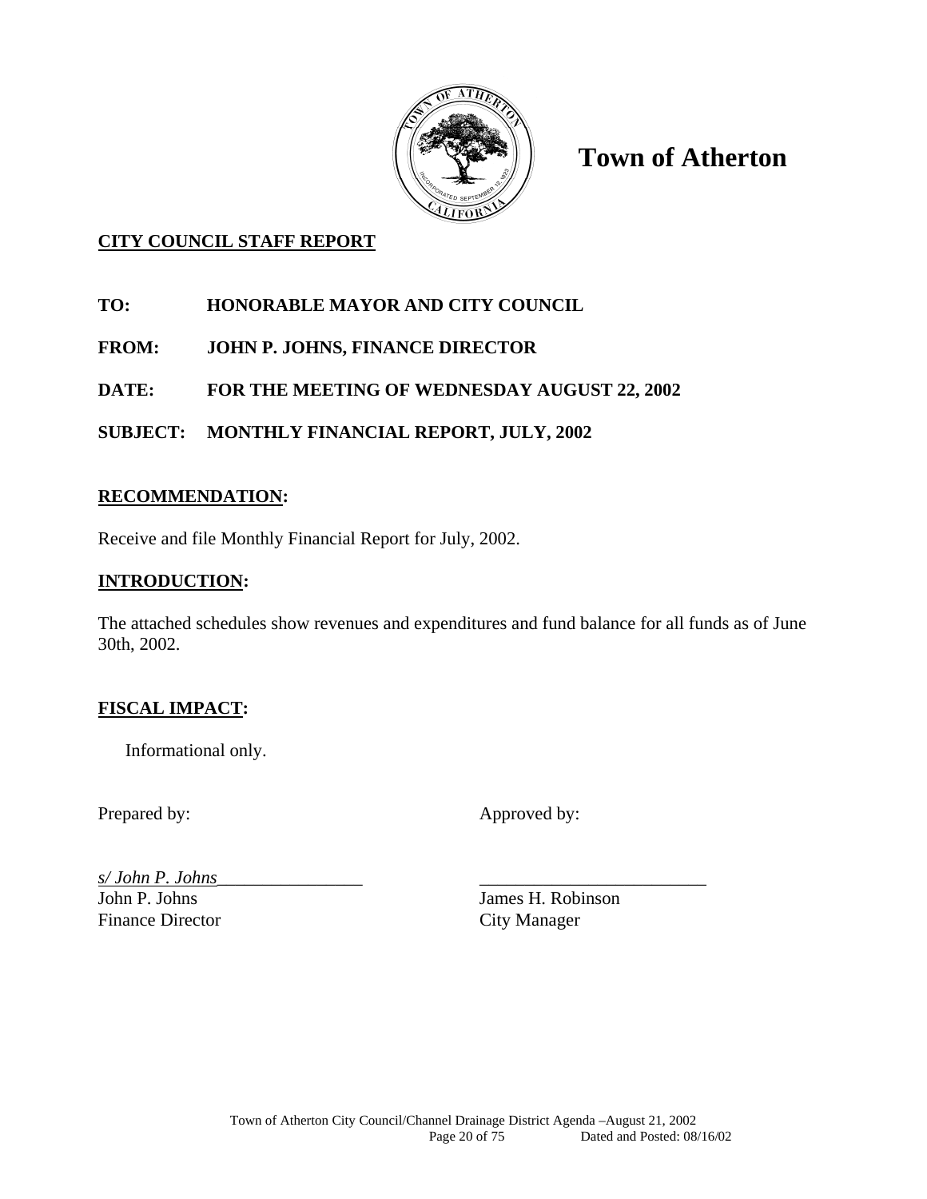# Town of Atherton

## CITY COUNCIL STAFF REPORT

**TO:** HONORABLE MAYOR AND CITY COUNCIL

**FROM:** JOHN P. JOHNS, FINANCE DIRECTOR

**DATE:** FOR THE MEETING OF WEDNESDAY AUGUST 22, 2002

**SUBJECT:** MONTHLY FINANCIAL REPORT, JULY, 2002

## RECOMMENDATION:

Receive and file Monthly Financial Report for July, 2002.

## INTRODUCTION:

The attached schedules show revenues and expenditures and fund balance for all funds as of June 30th, 2002.

## FISCAL IMPACT:

Informational only.

Prepared by: Approved by:

*s/ John P. Johns*________________ _________________________

John P. Johns
Finance Director

James H. Robinson
City Manager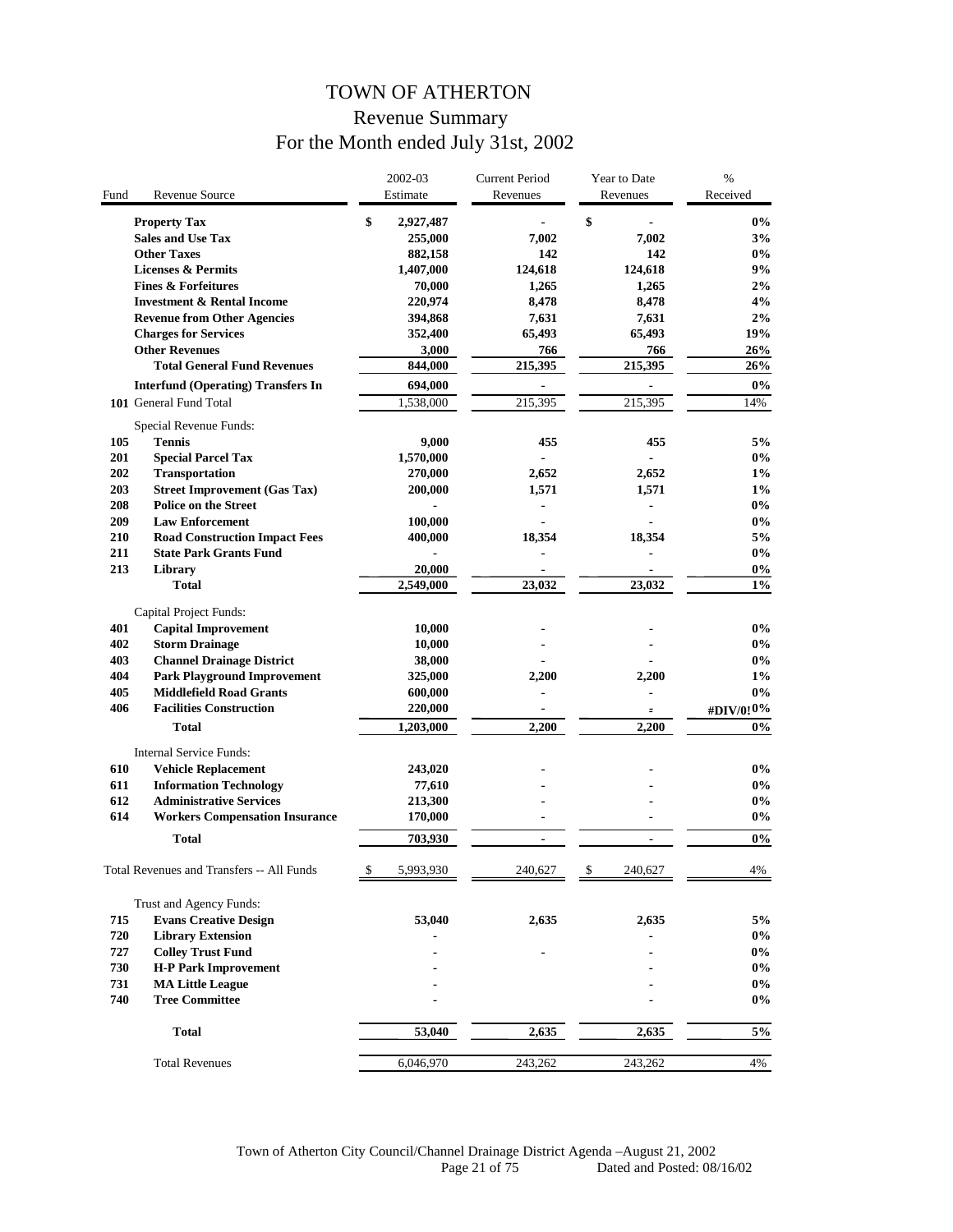# TOWN OF ATHERTON

## Revenue Summary

## For the Month ended July 31st, 2002

| Fund | Revenue Source | 2002-03 Estimate | Current Period Revenues | Year to Date Revenues | % Received |
|---|---|---|---|---|---|
| | **Property Tax** | **$ 2,927,487** | **-** | **$ -** | **0%** |
| | **Sales and Use Tax** | **255,000** | **7,002** | **7,002** | **3%** |
| | **Other Taxes** | **882,158** | **142** | **142** | **0%** |
| | **Licenses & Permits** | **1,407,000** | **124,618** | **124,618** | **9%** |
| | **Fines & Forfeitures** | **70,000** | **1,265** | **1,265** | **2%** |
| | **Investment & Rental Income** | **220,974** | **8,478** | **8,478** | **4%** |
| | **Revenue from Other Agencies** | **394,868** | **7,631** | **7,631** | **2%** |
| | **Charges for Services** | **352,400** | **65,493** | **65,493** | **19%** |
| | **Other Revenues** | **3,000** | **766** | **766** | **26%** |
| | **Total General Fund Revenues** | **844,000** | **215,395** | **215,395** | **26%** |
| | **Interfund (Operating) Transfers In** | **694,000** | **-** | **-** | **0%** |
| **101** | General Fund Total | 1,538,000 | 215,395 | 215,395 | 14% |
| | Special Revenue Funds: | | | | |
| 105 | **Tennis** | **9,000** | **455** | **455** | **5%** |
| 201 | **Special Parcel Tax** | **1,570,000** | **-** | **-** | **0%** |
| 202 | **Transportation** | **270,000** | **2,652** | **2,652** | **1%** |
| 203 | **Street Improvement (Gas Tax)** | **200,000** | **1,571** | **1,571** | **1%** |
| 208 | **Police on the Street** | **-** | **-** | **-** | **0%** |
| 209 | **Law Enforcement** | **100,000** | **-** | **-** | **0%** |
| 210 | **Road Construction Impact Fees** | **400,000** | **18,354** | **18,354** | **5%** |
| 211 | **State Park Grants Fund** | **-** | **-** | **-** | **0%** |
| 213 | **Library** | **20,000** | **-** | **-** | **0%** |
| | **Total** | **2,549,000** | **23,032** | **23,032** | **1%** |
| | Capital Project Funds: | | | | |
| 401 | **Capital Improvement** | **10,000** | **-** | **-** | **0%** |
| 402 | **Storm Drainage** | **10,000** | **-** | **-** | **0%** |
| 403 | **Channel Drainage District** | **38,000** | **-** | **-** | **0%** |
| 404 | **Park Playground Improvement** | **325,000** | **2,200** | **2,200** | **1%** |
| 405 | **Middlefield Road Grants** | **600,000** | **-** | **-** | **0%** |
| 406 | **Facilities Construction** | **220,000** | **-** | **-** | **#DIV/0! 0%** |
| | **Total** | **1,203,000** | **2,200** | **2,200** | **0%** |
| | Internal Service Funds: | | | | |
| 610 | **Vehicle Replacement** | **243,020** | **-** | **-** | **0%** |
| 611 | **Information Technology** | **77,610** | **-** | **-** | **0%** |
| 612 | **Administrative Services** | **213,300** | **-** | **-** | **0%** |
| 614 | **Workers Compensation Insurance** | **170,000** | **-** | **-** | **0%** |
| | **Total** | **703,930** | **-** | **-** | **0%** |
| | Total Revenues and Transfers -- All Funds | $ 5,993,930 | 240,627 | $ 240,627 | 4% |
| | Trust and Agency Funds: | | | | |
| 715 | **Evans Creative Design** | **53,040** | **2,635** | **2,635** | **5%** |
| 720 | **Library Extension** | **-** | | **-** | **0%** |
| 727 | **Colley Trust Fund** | **-** | **-** | **-** | **0%** |
| 730 | **H-P Park Improvement** | **-** | | **-** | **0%** |
| 731 | **MA Little League** | **-** | | **-** | **0%** |
| 740 | **Tree Committee** | **-** | | **-** | **0%** |
| | **Total** | **53,040** | **2,635** | **2,635** | **5%** |
| | Total Revenues | 6,046,970 | 243,262 | 243,262 | 4% |

Town of Atherton City Council/Channel Drainage District Agenda –August 21, 2002
Dated and Posted: 08/16/02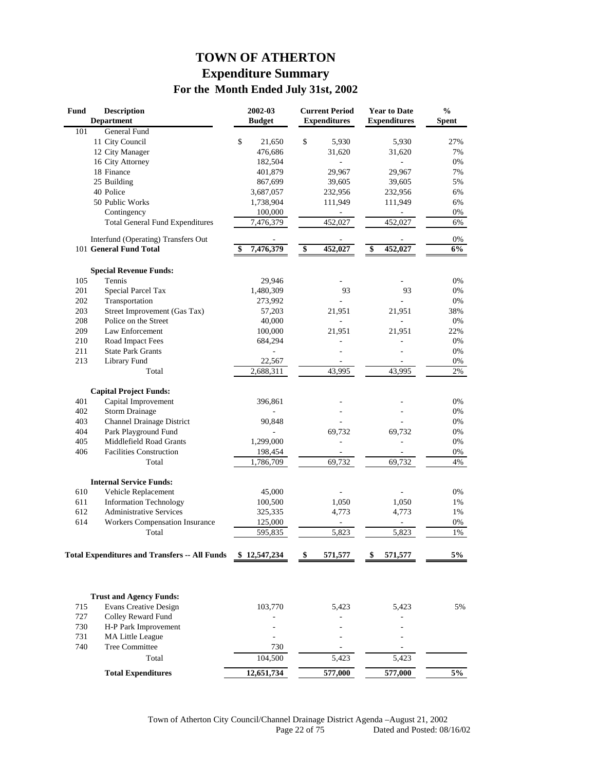# TOWN OF ATHERTON

## Expenditure Summary

### For the Month Ended July 31st, 2002

| Fund | Description / Department | 2002-03 Budget | Current Period Expenditures | Year to Date Expenditures | % Spent |
|---|---|---|---|---|---|
| 101 | General Fund | | | | |
| | 11 City Council | $ 21,650 | $ 5,930 | 5,930 | 27% |
| | 12 City Manager | 476,686 | 31,620 | 31,620 | 7% |
| | 16 City Attorney | 182,504 | - | - | 0% |
| | 18 Finance | 401,879 | 29,967 | 29,967 | 7% |
| | 25 Building | 867,699 | 39,605 | 39,605 | 5% |
| | 40 Police | 3,687,057 | 232,956 | 232,956 | 6% |
| | 50 Public Works | 1,738,904 | 111,949 | 111,949 | 6% |
| | Contingency | 100,000 | - | - | 0% |
| | Total General Fund Expenditures | 7,476,379 | 452,027 | 452,027 | 6% |
| | Interfund (Operating) Transfers Out | - | - | - | 0% |
| | 101 **General Fund Total** | **$ 7,476,379** | **$ 452,027** | **$ 452,027** | **6%** |
| | **Special Revenue Funds:** | | | | |
| 105 | Tennis | 29,946 | - | - | 0% |
| 201 | Special Parcel Tax | 1,480,309 | 93 | 93 | 0% |
| 202 | Transportation | 273,992 | - | - | 0% |
| 203 | Street Improvement (Gas Tax) | 57,203 | 21,951 | 21,951 | 38% |
| 208 | Police on the Street | 40,000 | - | - | 0% |
| 209 | Law Enforcement | 100,000 | 21,951 | 21,951 | 22% |
| 210 | Road Impact Fees | 684,294 | - | - | 0% |
| 211 | State Park Grants | - | - | - | 0% |
| 213 | Library Fund | 22,567 | - | - | 0% |
| | Total | 2,688,311 | 43,995 | 43,995 | 2% |
| | **Capital Project Funds:** | | | | |
| 401 | Capital Improvement | 396,861 | - | - | 0% |
| 402 | Storm Drainage | - | - | - | 0% |
| 403 | Channel Drainage District | 90,848 | - | - | 0% |
| 404 | Park Playground Fund | - | 69,732 | 69,732 | 0% |
| 405 | Middlefield Road Grants | 1,299,000 | - | - | 0% |
| 406 | Facilities Construction | 198,454 | - | - | 0% |
| | Total | 1,786,709 | 69,732 | 69,732 | 4% |
| | **Internal Service Funds:** | | | | |
| 610 | Vehicle Replacement | 45,000 | - | - | 0% |
| 611 | Information Technology | 100,500 | 1,050 | 1,050 | 1% |
| 612 | Administrative Services | 325,335 | 4,773 | 4,773 | 1% |
| 614 | Workers Compensation Insurance | 125,000 | - | - | 0% |
| | Total | 595,835 | 5,823 | 5,823 | 1% |
| | **Total Expenditures and Transfers -- All Funds** | **$ 12,547,234** | **$ 571,577** | **$ 571,577** | **5%** |
| | **Trust and Agency Funds:** | | | | |
| 715 | Evans Creative Design | 103,770 | 5,423 | 5,423 | 5% |
| 727 | Colley Reward Fund | - | - | - | |
| 730 | H-P Park Improvement | - | - | - | |
| 731 | MA Little League | - | - | - | |
| 740 | Tree Committee | 730 | - | - | |
| | Total | 104,500 | 5,423 | 5,423 | |
| | **Total Expenditures** | **12,651,734** | **577,000** | **577,000** | **5%** |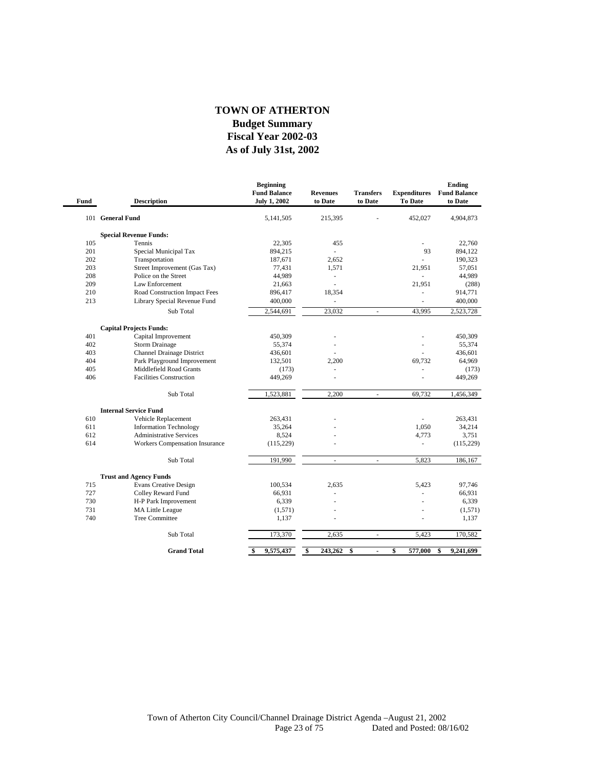# TOWN OF ATHERTON
## Budget Summary
## Fiscal Year 2002-03
## As of July 31st, 2002

| Fund | Description | Beginning Fund Balance July 1, 2002 | Revenues to Date | Transfers to Date | Expenditures To Date | Ending Fund Balance to Date |
|---|---|---|---|---|---|---|
| 101 | **General Fund** | 5,141,505 | 215,395 | - | 452,027 | 4,904,873 |
| | **Special Revenue Funds:** | | | | | |
| 105 | Tennis | 22,305 | 455 | | - | 22,760 |
| 201 | Special Municipal Tax | 894,215 | - | | 93 | 894,122 |
| 202 | Transportation | 187,671 | 2,652 | | - | 190,323 |
| 203 | Street Improvement (Gas Tax) | 77,431 | 1,571 | | 21,951 | 57,051 |
| 208 | Police on the Street | 44,989 | - | | - | 44,989 |
| 209 | Law Enforcement | 21,663 | - | | 21,951 | (288) |
| 210 | Road Construction Impact Fees | 896,417 | 18,354 | | - | 914,771 |
| 213 | Library Special Revenue Fund | 400,000 | - | | - | 400,000 |
| | Sub Total | 2,544,691 | 23,032 | - | 43,995 | 2,523,728 |
| | **Capital Projects Funds:** | | | | | |
| 401 | Capital Improvement | 450,309 | - | | - | 450,309 |
| 402 | Storm Drainage | 55,374 | - | | - | 55,374 |
| 403 | Channel Drainage District | 436,601 | - | | - | 436,601 |
| 404 | Park Playground Improvement | 132,501 | 2,200 | | 69,732 | 64,969 |
| 405 | Middlefield Road Grants | (173) | - | | - | (173) |
| 406 | Facilities Construction | 449,269 | - | | - | 449,269 |
| | Sub Total | 1,523,881 | 2,200 | - | 69,732 | 1,456,349 |
| | **Internal Service Fund** | | | | | |
| 610 | Vehicle Replacement | 263,431 | - | | - | 263,431 |
| 611 | Information Technology | 35,264 | - | | 1,050 | 34,214 |
| 612 | Administrative Services | 8,524 | - | | 4,773 | 3,751 |
| 614 | Workers Compensation Insurance | (115,229) | - | | - | (115,229) |
| | Sub Total | 191,990 | - | - | 5,823 | 186,167 |
| | **Trust and Agency Funds** | | | | | |
| 715 | Evans Creative Design | 100,534 | 2,635 | | 5,423 | 97,746 |
| 727 | Colley Reward Fund | 66,931 | - | | - | 66,931 |
| 730 | H-P Park Improvement | 6,339 | - | | - | 6,339 |
| 731 | MA Little League | (1,571) | - | | - | (1,571) |
| 740 | Tree Committee | 1,137 | - | | - | 1,137 |
| | Sub Total | 173,370 | 2,635 | - | 5,423 | 170,582 |
| | **Grand Total** | **$ 9,575,437** | **$ 243,262** | **$ -** | **$ 577,000** | **$ 9,241,699** |

Town of Atherton City Council/Channel Drainage District Agenda –August 21, 2002
Dated and Posted: 08/16/02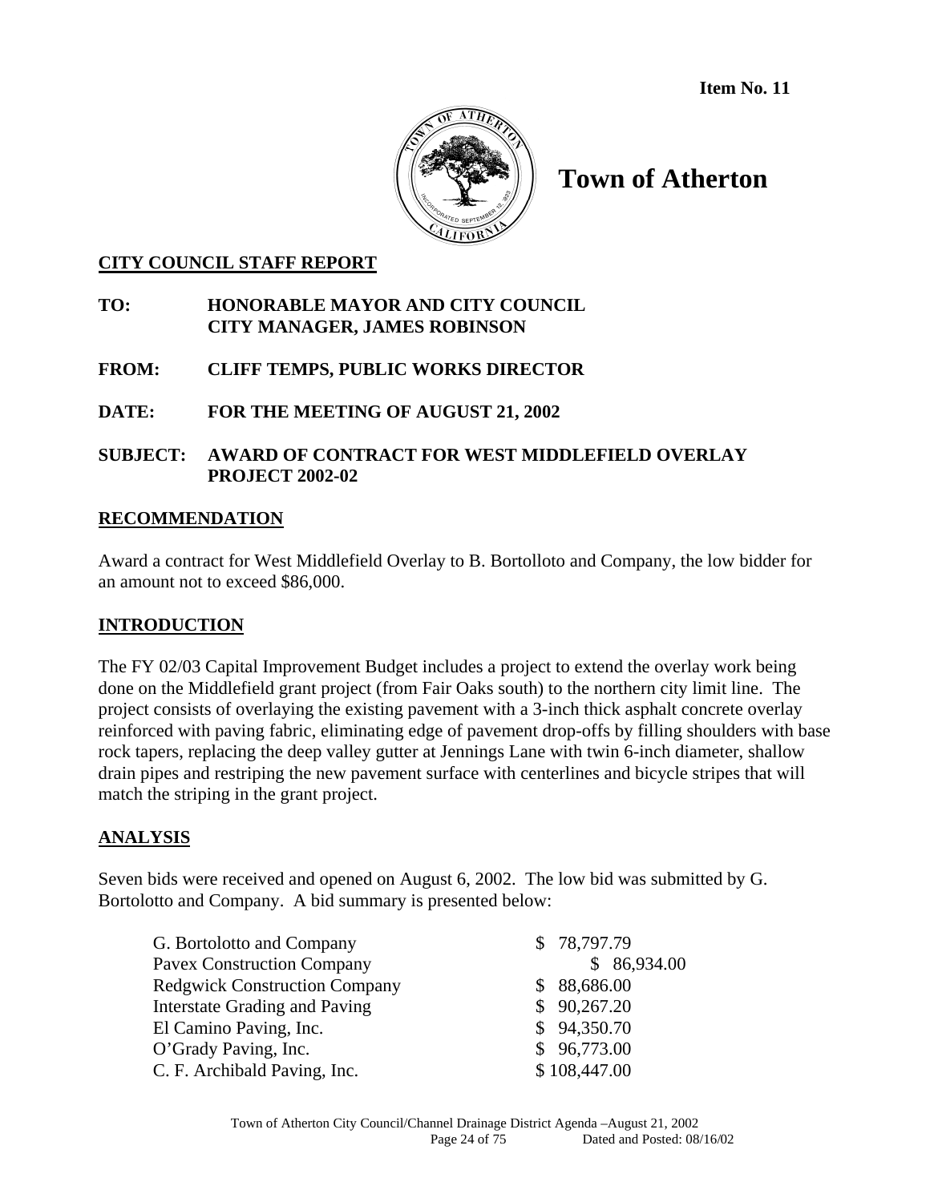**Item No. 11**

# Town of Atherton

## CITY COUNCIL STAFF REPORT

**TO:** HONORABLE MAYOR AND CITY COUNCIL
CITY MANAGER, JAMES ROBINSON

**FROM:** CLIFF TEMPS, PUBLIC WORKS DIRECTOR

**DATE:** FOR THE MEETING OF AUGUST 21, 2002

**SUBJECT:** AWARD OF CONTRACT FOR WEST MIDDLEFIELD OVERLAY PROJECT 2002-02

## RECOMMENDATION

Award a contract for West Middlefield Overlay to B. Bortolloto and Company, the low bidder for an amount not to exceed $86,000.

## INTRODUCTION

The FY 02/03 Capital Improvement Budget includes a project to extend the overlay work being done on the Middlefield grant project (from Fair Oaks south) to the northern city limit line. The project consists of overlaying the existing pavement with a 3-inch thick asphalt concrete overlay reinforced with paving fabric, eliminating edge of pavement drop-offs by filling shoulders with base rock tapers, replacing the deep valley gutter at Jennings Lane with twin 6-inch diameter, shallow drain pipes and restriping the new pavement surface with centerlines and bicycle stripes that will match the striping in the grant project.

## ANALYSIS

Seven bids were received and opened on August 6, 2002. The low bid was submitted by G. Bortolotto and Company. A bid summary is presented below:

| Bidder | Amount |
|---|---|
| G. Bortolotto and Company | $ 78,797.79 |
| Pavex Construction Company | $ 86,934.00 |
| Redgwick Construction Company | $ 88,686.00 |
| Interstate Grading and Paving | $ 90,267.20 |
| El Camino Paving, Inc. | $ 94,350.70 |
| O'Grady Paving, Inc. | $ 96,773.00 |
| C. F. Archibald Paving, Inc. | $ 108,447.00 |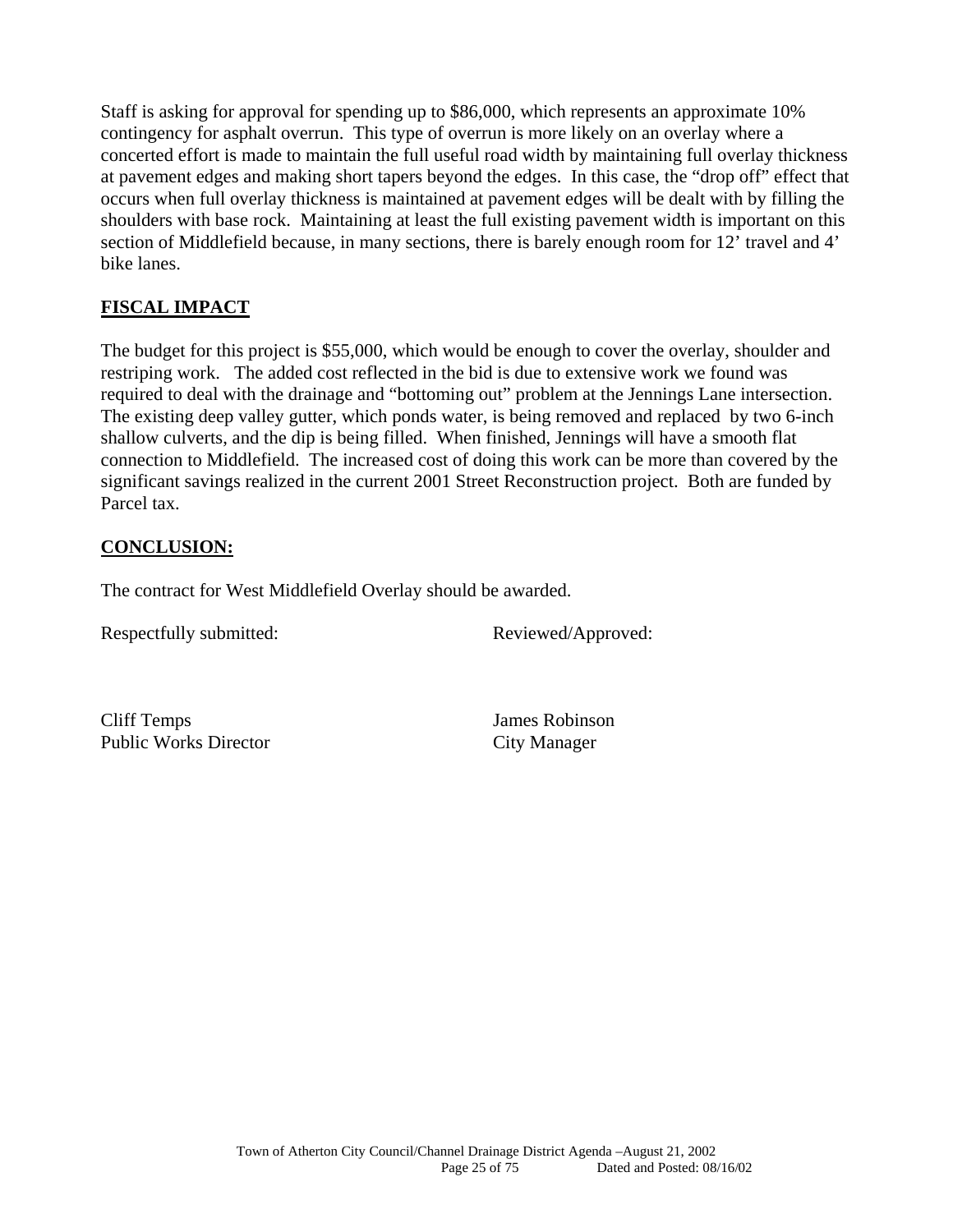Staff is asking for approval for spending up to $86,000, which represents an approximate 10% contingency for asphalt overrun. This type of overrun is more likely on an overlay where a concerted effort is made to maintain the full useful road width by maintaining full overlay thickness at pavement edges and making short tapers beyond the edges. In this case, the "drop off" effect that occurs when full overlay thickness is maintained at pavement edges will be dealt with by filling the shoulders with base rock. Maintaining at least the full existing pavement width is important on this section of Middlefield because, in many sections, there is barely enough room for 12' travel and 4' bike lanes.

## FISCAL IMPACT

The budget for this project is $55,000, which would be enough to cover the overlay, shoulder and restriping work. The added cost reflected in the bid is due to extensive work we found was required to deal with the drainage and "bottoming out" problem at the Jennings Lane intersection. The existing deep valley gutter, which ponds water, is being removed and replaced by two 6-inch shallow culverts, and the dip is being filled. When finished, Jennings will have a smooth flat connection to Middlefield. The increased cost of doing this work can be more than covered by the significant savings realized in the current 2001 Street Reconstruction project. Both are funded by Parcel tax.

## CONCLUSION:

The contract for West Middlefield Overlay should be awarded.

Respectfully submitted: Reviewed/Approved:

Cliff Temps
Public Works Director

James Robinson
City Manager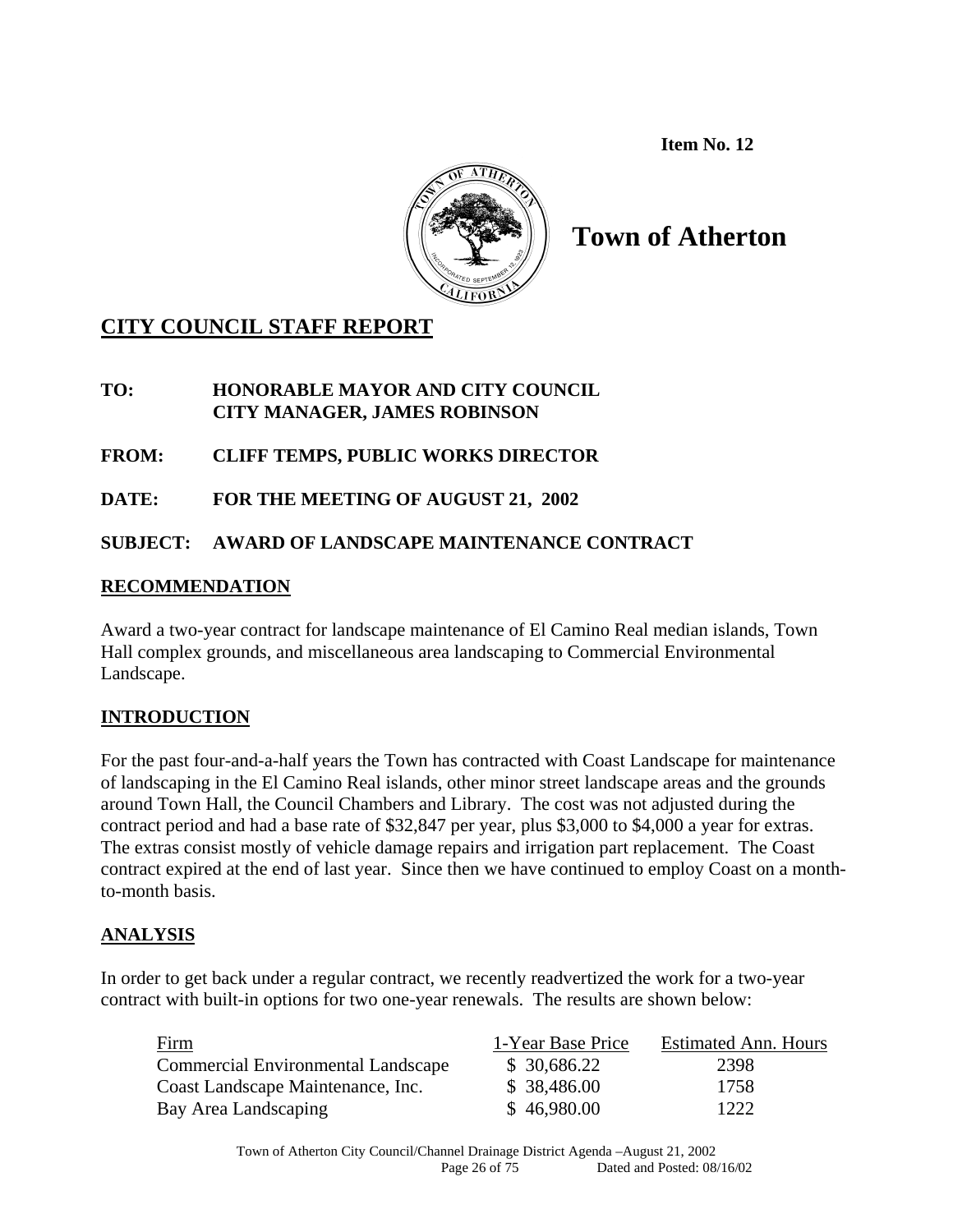**Item No. 12**

# Town of Atherton

## CITY COUNCIL STAFF REPORT

**TO:** HONORABLE MAYOR AND CITY COUNCIL
CITY MANAGER, JAMES ROBINSON

**FROM:** CLIFF TEMPS, PUBLIC WORKS DIRECTOR

**DATE:** FOR THE MEETING OF AUGUST 21, 2002

**SUBJECT:** AWARD OF LANDSCAPE MAINTENANCE CONTRACT

## RECOMMENDATION

Award a two-year contract for landscape maintenance of El Camino Real median islands, Town Hall complex grounds, and miscellaneous area landscaping to Commercial Environmental Landscape.

## INTRODUCTION

For the past four-and-a-half years the Town has contracted with Coast Landscape for maintenance of landscaping in the El Camino Real islands, other minor street landscape areas and the grounds around Town Hall, the Council Chambers and Library. The cost was not adjusted during the contract period and had a base rate of $32,847 per year, plus $3,000 to $4,000 a year for extras. The extras consist mostly of vehicle damage repairs and irrigation part replacement. The Coast contract expired at the end of last year. Since then we have continued to employ Coast on a month-to-month basis.

## ANALYSIS

In order to get back under a regular contract, we recently readvertized the work for a two-year contract with built-in options for two one-year renewals. The results are shown below:

| Firm | 1-Year Base Price | Estimated Ann. Hours |
|---|---|---|
| Commercial Environmental Landscape | $ 30,686.22 | 2398 |
| Coast Landscape Maintenance, Inc. | $ 38,486.00 | 1758 |
| Bay Area Landscaping | $ 46,980.00 | 1222 |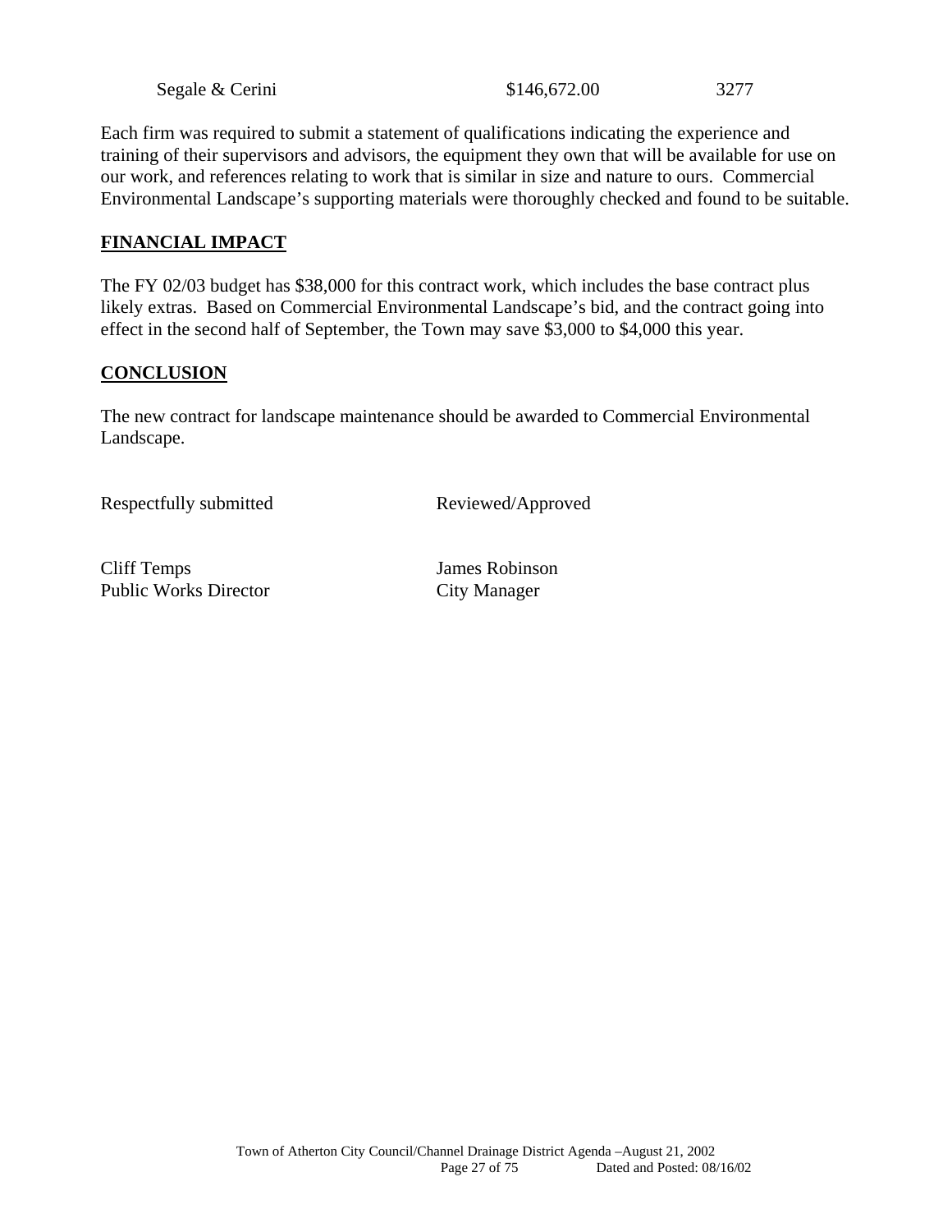| Segale & Cerini | $146,672.00 | 3277 |
|---|---|---|

Each firm was required to submit a statement of qualifications indicating the experience and training of their supervisors and advisors, the equipment they own that will be available for use on our work, and references relating to work that is similar in size and nature to ours. Commercial Environmental Landscape's supporting materials were thoroughly checked and found to be suitable.

## FINANCIAL IMPACT

The FY 02/03 budget has $38,000 for this contract work, which includes the base contract plus likely extras. Based on Commercial Environmental Landscape's bid, and the contract going into effect in the second half of September, the Town may save $3,000 to $4,000 this year.

## CONCLUSION

The new contract for landscape maintenance should be awarded to Commercial Environmental Landscape.

Respectfully submitted

Cliff Temps
Public Works Director

Reviewed/Approved

James Robinson
City Manager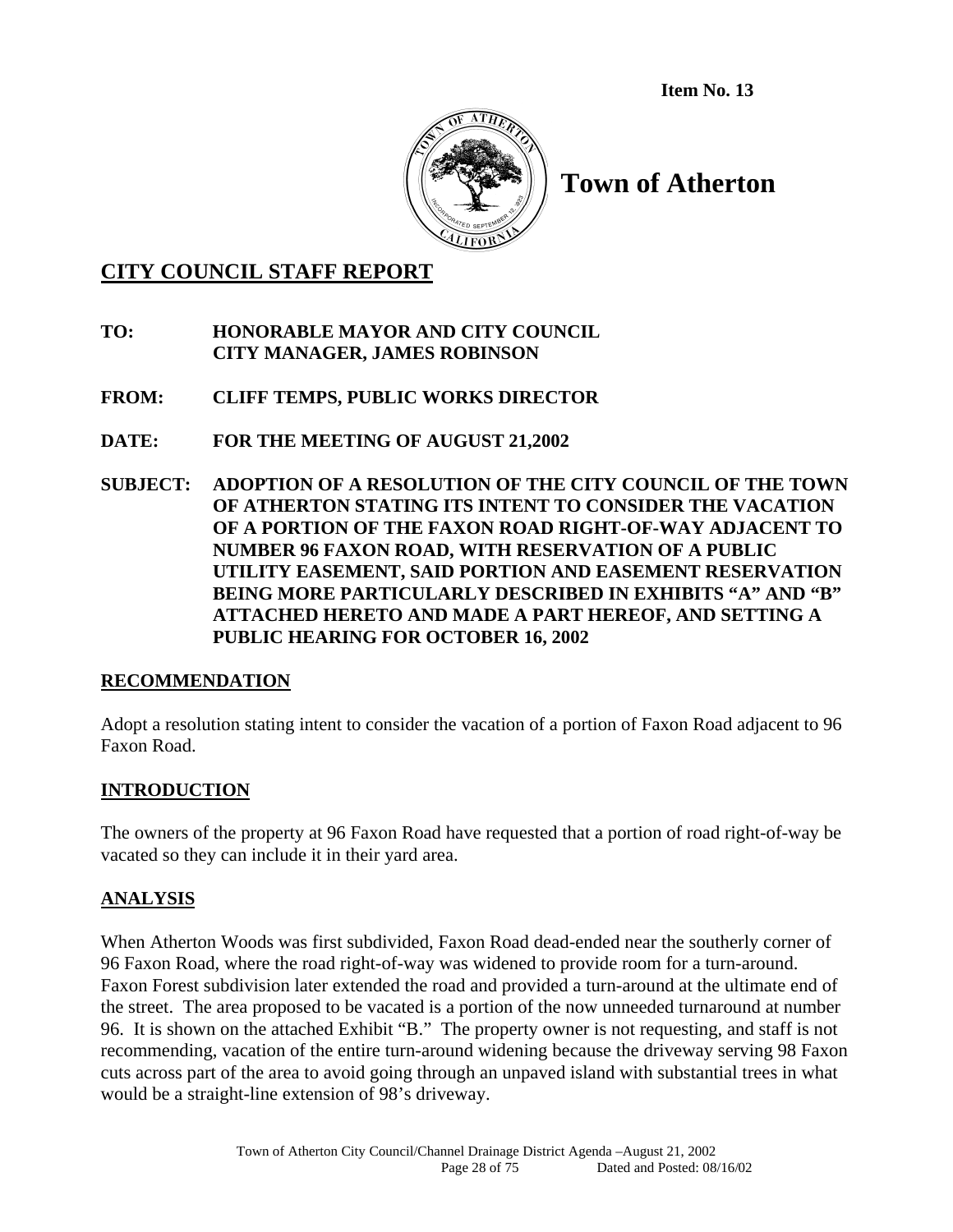**Item No. 13**

# Town of Atherton

## CITY COUNCIL STAFF REPORT

**TO:** **HONORABLE MAYOR AND CITY COUNCIL**
**CITY MANAGER, JAMES ROBINSON**

**FROM:** **CLIFF TEMPS, PUBLIC WORKS DIRECTOR**

**DATE:** **FOR THE MEETING OF AUGUST 21,2002**

**SUBJECT:** **ADOPTION OF A RESOLUTION OF THE CITY COUNCIL OF THE TOWN OF ATHERTON STATING ITS INTENT TO CONSIDER THE VACATION OF A PORTION OF THE FAXON ROAD RIGHT-OF-WAY ADJACENT TO NUMBER 96 FAXON ROAD, WITH RESERVATION OF A PUBLIC UTILITY EASEMENT, SAID PORTION AND EASEMENT RESERVATION BEING MORE PARTICULARLY DESCRIBED IN EXHIBITS "A" AND "B" ATTACHED HERETO AND MADE A PART HEREOF, AND SETTING A PUBLIC HEARING FOR OCTOBER 16, 2002**

## RECOMMENDATION

Adopt a resolution stating intent to consider the vacation of a portion of Faxon Road adjacent to 96 Faxon Road.

## INTRODUCTION

The owners of the property at 96 Faxon Road have requested that a portion of road right-of-way be vacated so they can include it in their yard area.

## ANALYSIS

When Atherton Woods was first subdivided, Faxon Road dead-ended near the southerly corner of 96 Faxon Road, where the road right-of-way was widened to provide room for a turn-around. Faxon Forest subdivision later extended the road and provided a turn-around at the ultimate end of the street. The area proposed to be vacated is a portion of the now unneeded turnaround at number 96. It is shown on the attached Exhibit "B." The property owner is not requesting, and staff is not recommending, vacation of the entire turn-around widening because the driveway serving 98 Faxon cuts across part of the area to avoid going through an unpaved island with substantial trees in what would be a straight-line extension of 98's driveway.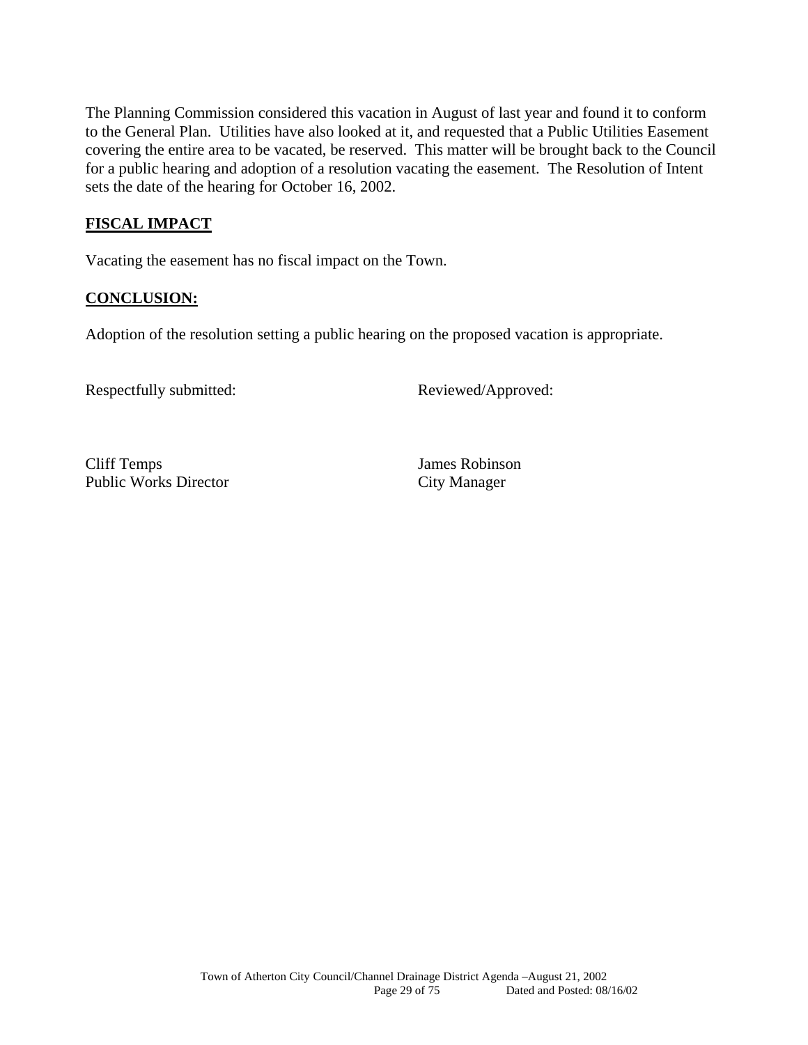The Planning Commission considered this vacation in August of last year and found it to conform to the General Plan. Utilities have also looked at it, and requested that a Public Utilities Easement covering the entire area to be vacated, be reserved. This matter will be brought back to the Council for a public hearing and adoption of a resolution vacating the easement. The Resolution of Intent sets the date of the hearing for October 16, 2002.

## FISCAL IMPACT

Vacating the easement has no fiscal impact on the Town.

## CONCLUSION:

Adoption of the resolution setting a public hearing on the proposed vacation is appropriate.

| Respectfully submitted: | Reviewed/Approved: |
|---|---|
| Cliff Temps<br>Public Works Director | James Robinson<br>City Manager |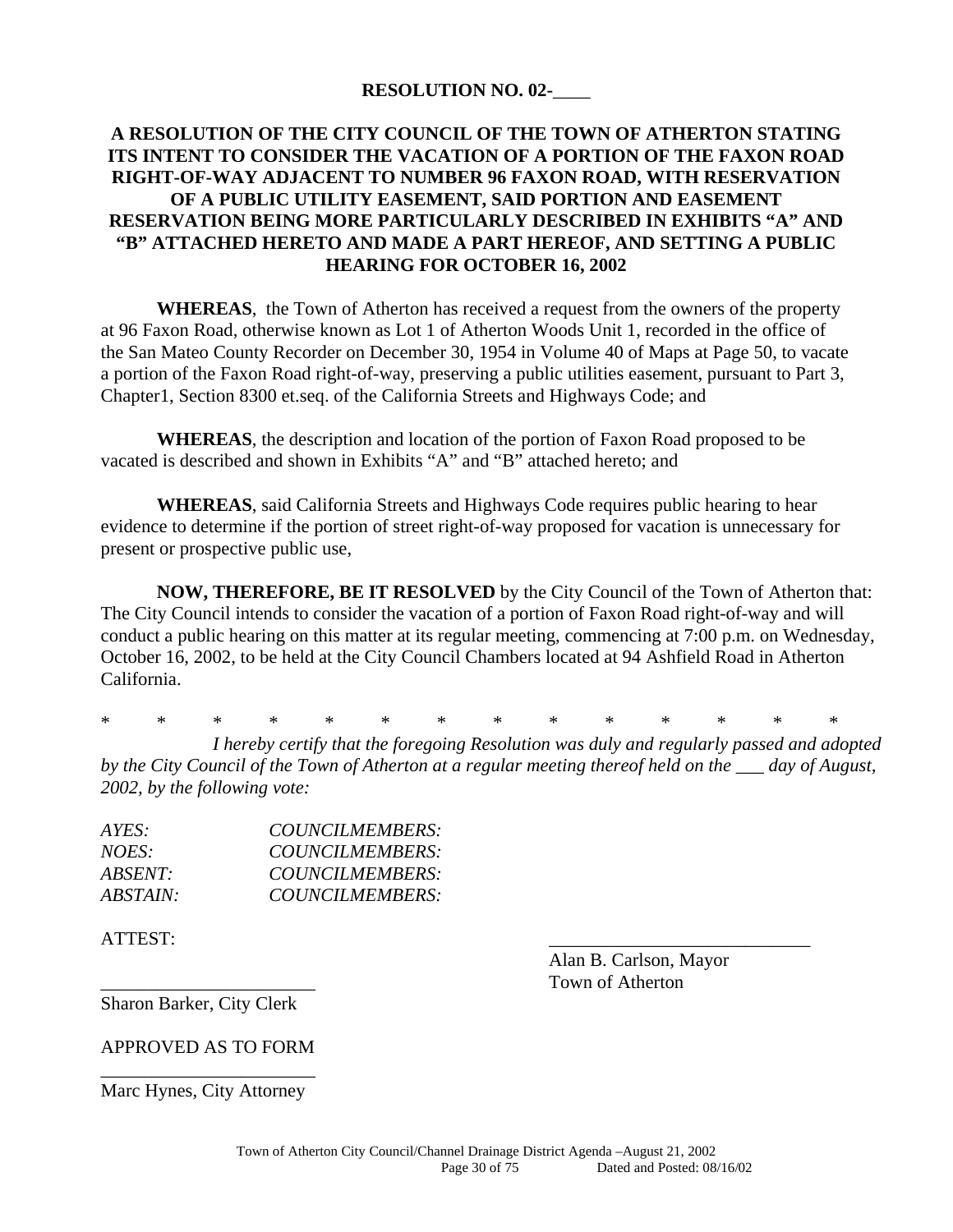**RESOLUTION NO. 02-____**

**A RESOLUTION OF THE CITY COUNCIL OF THE TOWN OF ATHERTON STATING ITS INTENT TO CONSIDER THE VACATION OF A PORTION OF THE FAXON ROAD RIGHT-OF-WAY ADJACENT TO NUMBER 96 FAXON ROAD, WITH RESERVATION OF A PUBLIC UTILITY EASEMENT, SAID PORTION AND EASEMENT RESERVATION BEING MORE PARTICULARLY DESCRIBED IN EXHIBITS "A" AND "B" ATTACHED HERETO AND MADE A PART HEREOF, AND SETTING A PUBLIC HEARING FOR OCTOBER 16, 2002**

**WHEREAS**, the Town of Atherton has received a request from the owners of the property at 96 Faxon Road, otherwise known as Lot 1 of Atherton Woods Unit 1, recorded in the office of the San Mateo County Recorder on December 30, 1954 in Volume 40 of Maps at Page 50, to vacate a portion of the Faxon Road right-of-way, preserving a public utilities easement, pursuant to Part 3, Chapter1, Section 8300 et.seq. of the California Streets and Highways Code; and

**WHEREAS**, the description and location of the portion of Faxon Road proposed to be vacated is described and shown in Exhibits "A" and "B" attached hereto; and

**WHEREAS**, said California Streets and Highways Code requires public hearing to hear evidence to determine if the portion of street right-of-way proposed for vacation is unnecessary for present or prospective public use,

**NOW, THEREFORE, BE IT RESOLVED** by the City Council of the Town of Atherton that: The City Council intends to consider the vacation of a portion of Faxon Road right-of-way and will conduct a public hearing on this matter at its regular meeting, commencing at 7:00 p.m. on Wednesday, October 16, 2002, to be held at the City Council Chambers located at 94 Ashfield Road in Atherton California.

\* \* \* \* \* \* \* \* \* \* \* \* \* \*

*I hereby certify that the foregoing Resolution was duly and regularly passed and adopted by the City Council of the Town of Atherton at a regular meeting thereof held on the ___ day of August, 2002, by the following vote:*

*AYES: COUNCILMEMBERS:*
*NOES: COUNCILMEMBERS:*
*ABSENT: COUNCILMEMBERS:*
*ABSTAIN: COUNCILMEMBERS:*

ATTEST:

____________________________
Alan B. Carlson, Mayor
Town of Atherton

______________________
Sharon Barker, City Clerk

APPROVED AS TO FORM

______________________
Marc Hynes, City Attorney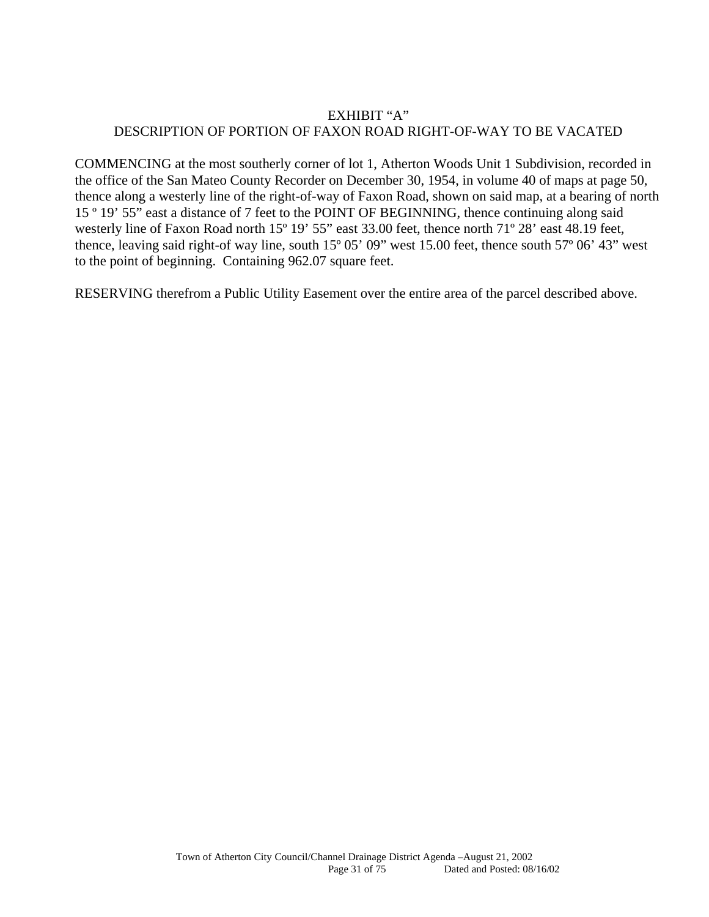# EXHIBIT "A"
## DESCRIPTION OF PORTION OF FAXON ROAD RIGHT-OF-WAY TO BE VACATED

COMMENCING at the most southerly corner of lot 1, Atherton Woods Unit 1 Subdivision, recorded in the office of the San Mateo County Recorder on December 30, 1954, in volume 40 of maps at page 50, thence along a westerly line of the right-of-way of Faxon Road, shown on said map, at a bearing of north 15 º 19' 55" east a distance of 7 feet to the POINT OF BEGINNING, thence continuing along said westerly line of Faxon Road north 15º 19' 55" east 33.00 feet, thence north 71º 28' east 48.19 feet, thence, leaving said right-of way line, south 15º 05' 09" west 15.00 feet, thence south 57º 06' 43" west to the point of beginning. Containing 962.07 square feet.

RESERVING therefrom a Public Utility Easement over the entire area of the parcel described above.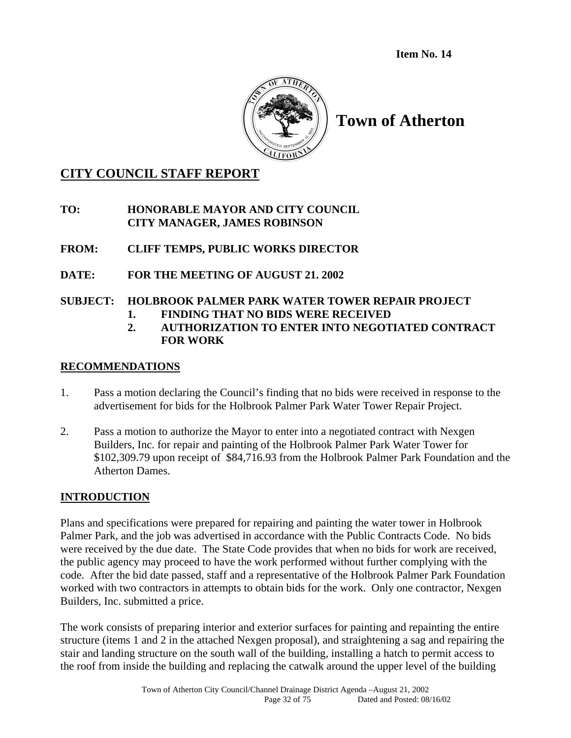**Item No. 14**

# Town of Atherton

## CITY COUNCIL STAFF REPORT

**TO:** HONORABLE MAYOR AND CITY COUNCIL
CITY MANAGER, JAMES ROBINSON

**FROM:** CLIFF TEMPS, PUBLIC WORKS DIRECTOR

**DATE:** FOR THE MEETING OF AUGUST 21. 2002

**SUBJECT:** HOLBROOK PALMER PARK WATER TOWER REPAIR PROJECT
1. FINDING THAT NO BIDS WERE RECEIVED
2. AUTHORIZATION TO ENTER INTO NEGOTIATED CONTRACT FOR WORK

## RECOMMENDATIONS

1. Pass a motion declaring the Council's finding that no bids were received in response to the advertisement for bids for the Holbrook Palmer Park Water Tower Repair Project.

2. Pass a motion to authorize the Mayor to enter into a negotiated contract with Nexgen Builders, Inc. for repair and painting of the Holbrook Palmer Park Water Tower for $102,309.79 upon receipt of $84,716.93 from the Holbrook Palmer Park Foundation and the Atherton Dames.

## INTRODUCTION

Plans and specifications were prepared for repairing and painting the water tower in Holbrook Palmer Park, and the job was advertised in accordance with the Public Contracts Code. No bids were received by the due date. The State Code provides that when no bids for work are received, the public agency may proceed to have the work performed without further complying with the code. After the bid date passed, staff and a representative of the Holbrook Palmer Park Foundation worked with two contractors in attempts to obtain bids for the work. Only one contractor, Nexgen Builders, Inc. submitted a price.

The work consists of preparing interior and exterior surfaces for painting and repainting the entire structure (items 1 and 2 in the attached Nexgen proposal), and straightening a sag and repairing the stair and landing structure on the south wall of the building, installing a hatch to permit access to the roof from inside the building and replacing the catwalk around the upper level of the building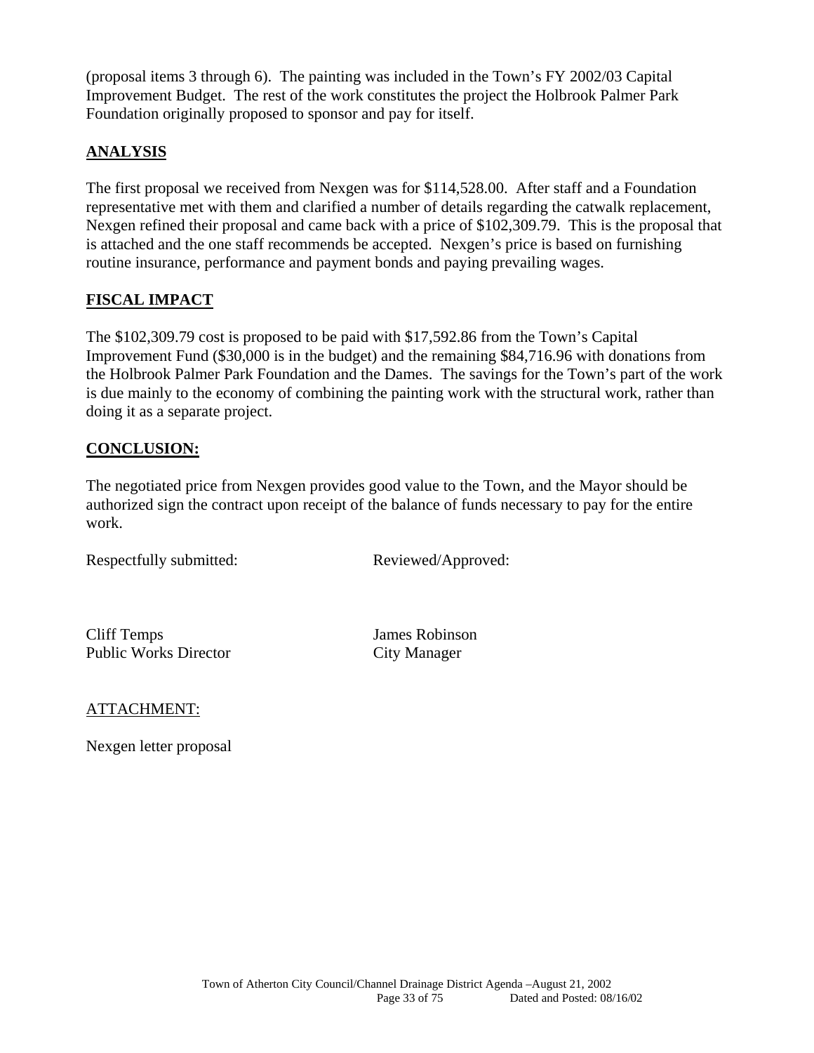(proposal items 3 through 6). The painting was included in the Town's FY 2002/03 Capital Improvement Budget. The rest of the work constitutes the project the Holbrook Palmer Park Foundation originally proposed to sponsor and pay for itself.

## ANALYSIS

The first proposal we received from Nexgen was for $114,528.00. After staff and a Foundation representative met with them and clarified a number of details regarding the catwalk replacement, Nexgen refined their proposal and came back with a price of $102,309.79. This is the proposal that is attached and the one staff recommends be accepted. Nexgen's price is based on furnishing routine insurance, performance and payment bonds and paying prevailing wages.

## FISCAL IMPACT

The $102,309.79 cost is proposed to be paid with $17,592.86 from the Town's Capital Improvement Fund ($30,000 is in the budget) and the remaining $84,716.96 with donations from the Holbrook Palmer Park Foundation and the Dames. The savings for the Town's part of the work is due mainly to the economy of combining the painting work with the structural work, rather than doing it as a separate project.

## CONCLUSION:

The negotiated price from Nexgen provides good value to the Town, and the Mayor should be authorized sign the contract upon receipt of the balance of funds necessary to pay for the entire work.

Respectfully submitted: Reviewed/Approved:

Cliff Temps
Public Works Director

James Robinson
City Manager

ATTACHMENT:

Nexgen letter proposal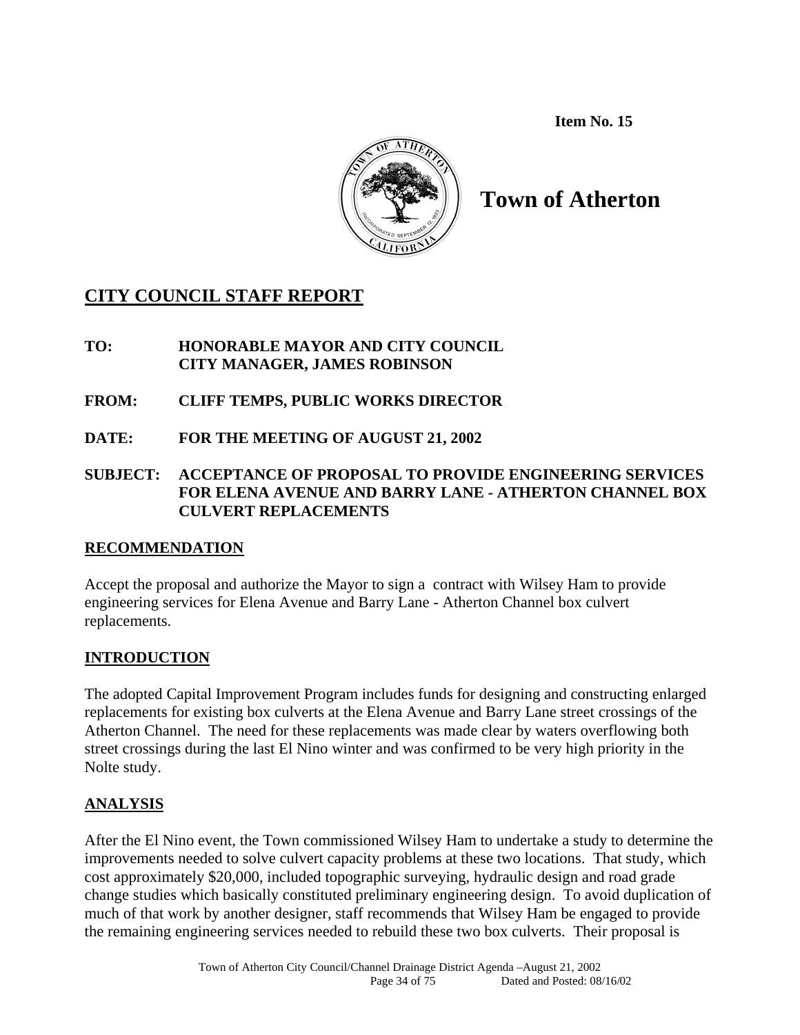**Item No. 15**

# Town of Atherton

## CITY COUNCIL STAFF REPORT

**TO:** HONORABLE MAYOR AND CITY COUNCIL
CITY MANAGER, JAMES ROBINSON

**FROM:** CLIFF TEMPS, PUBLIC WORKS DIRECTOR

**DATE:** FOR THE MEETING OF AUGUST 21, 2002

**SUBJECT:** ACCEPTANCE OF PROPOSAL TO PROVIDE ENGINEERING SERVICES FOR ELENA AVENUE AND BARRY LANE - ATHERTON CHANNEL BOX CULVERT REPLACEMENTS

## RECOMMENDATION

Accept the proposal and authorize the Mayor to sign a contract with Wilsey Ham to provide engineering services for Elena Avenue and Barry Lane - Atherton Channel box culvert replacements.

## INTRODUCTION

The adopted Capital Improvement Program includes funds for designing and constructing enlarged replacements for existing box culverts at the Elena Avenue and Barry Lane street crossings of the Atherton Channel. The need for these replacements was made clear by waters overflowing both street crossings during the last El Nino winter and was confirmed to be very high priority in the Nolte study.

## ANALYSIS

After the El Nino event, the Town commissioned Wilsey Ham to undertake a study to determine the improvements needed to solve culvert capacity problems at these two locations. That study, which cost approximately $20,000, included topographic surveying, hydraulic design and road grade change studies which basically constituted preliminary engineering design. To avoid duplication of much of that work by another designer, staff recommends that Wilsey Ham be engaged to provide the remaining engineering services needed to rebuild these two box culverts. Their proposal is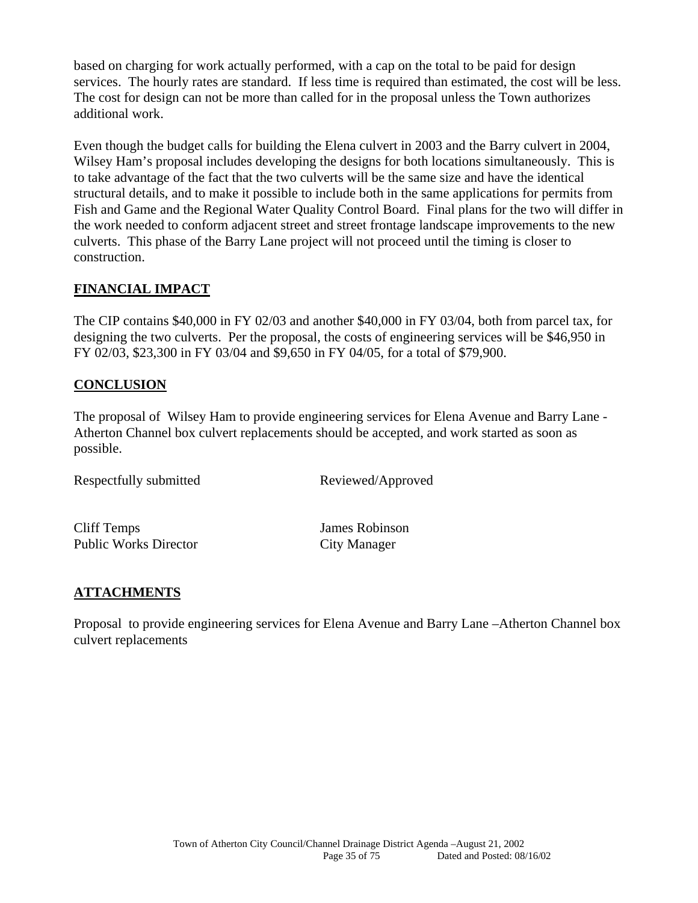based on charging for work actually performed, with a cap on the total to be paid for design services. The hourly rates are standard. If less time is required than estimated, the cost will be less. The cost for design can not be more than called for in the proposal unless the Town authorizes additional work.

Even though the budget calls for building the Elena culvert in 2003 and the Barry culvert in 2004, Wilsey Ham's proposal includes developing the designs for both locations simultaneously. This is to take advantage of the fact that the two culverts will be the same size and have the identical structural details, and to make it possible to include both in the same applications for permits from Fish and Game and the Regional Water Quality Control Board. Final plans for the two will differ in the work needed to conform adjacent street and street frontage landscape improvements to the new culverts. This phase of the Barry Lane project will not proceed until the timing is closer to construction.

## FINANCIAL IMPACT

The CIP contains $40,000 in FY 02/03 and another $40,000 in FY 03/04, both from parcel tax, for designing the two culverts. Per the proposal, the costs of engineering services will be $46,950 in FY 02/03, $23,300 in FY 03/04 and $9,650 in FY 04/05, for a total of $79,900.

## CONCLUSION

The proposal of Wilsey Ham to provide engineering services for Elena Avenue and Barry Lane - Atherton Channel box culvert replacements should be accepted, and work started as soon as possible.

| Respectfully submitted | Reviewed/Approved |
|---|---|
| Cliff Temps<br>Public Works Director | James Robinson<br>City Manager |

## ATTACHMENTS

Proposal to provide engineering services for Elena Avenue and Barry Lane –Atherton Channel box culvert replacements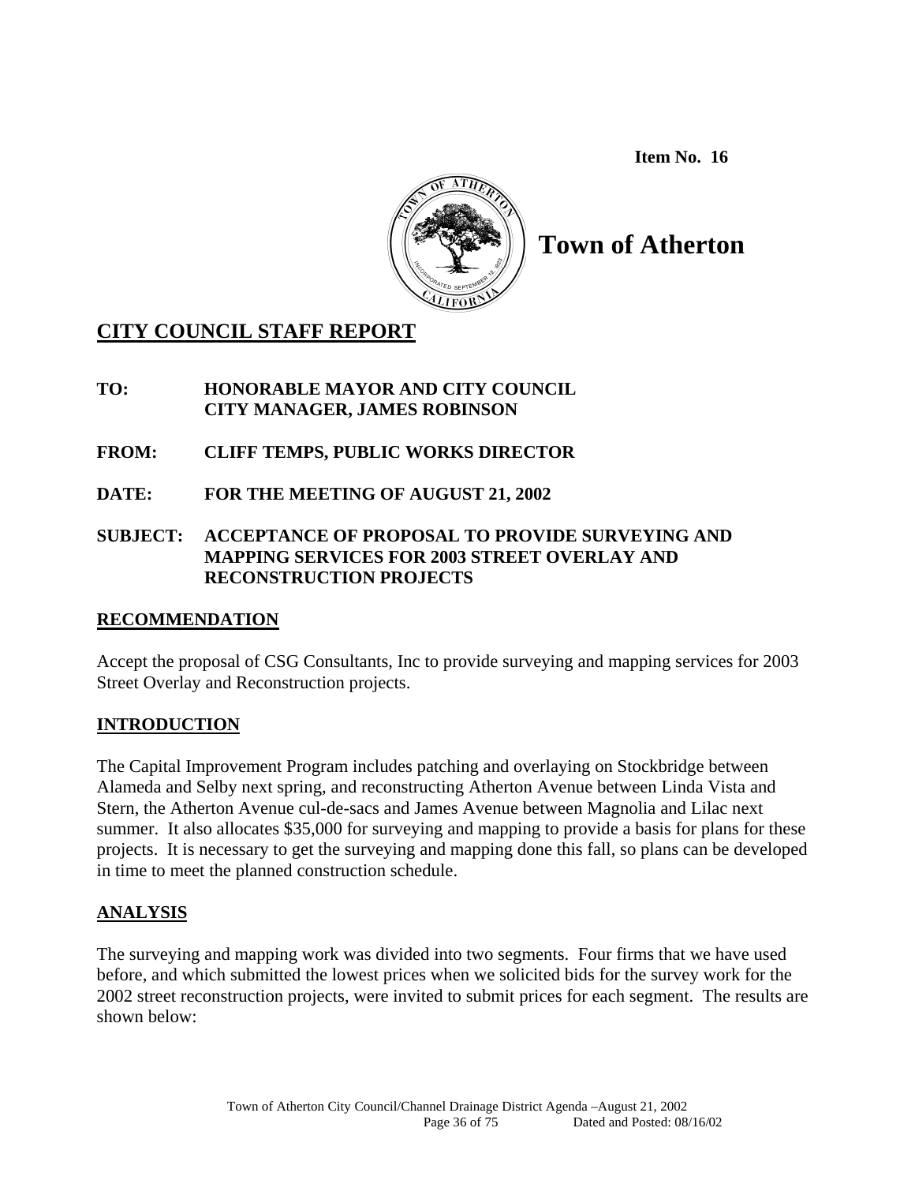**Item No. 16**

# Town of Atherton

## CITY COUNCIL STAFF REPORT

**TO:** **HONORABLE MAYOR AND CITY COUNCIL**
**CITY MANAGER, JAMES ROBINSON**

**FROM:** **CLIFF TEMPS, PUBLIC WORKS DIRECTOR**

**DATE:** **FOR THE MEETING OF AUGUST 21, 2002**

**SUBJECT:** **ACCEPTANCE OF PROPOSAL TO PROVIDE SURVEYING AND MAPPING SERVICES FOR 2003 STREET OVERLAY AND RECONSTRUCTION PROJECTS**

## RECOMMENDATION

Accept the proposal of CSG Consultants, Inc to provide surveying and mapping services for 2003 Street Overlay and Reconstruction projects.

## INTRODUCTION

The Capital Improvement Program includes patching and overlaying on Stockbridge between Alameda and Selby next spring, and reconstructing Atherton Avenue between Linda Vista and Stern, the Atherton Avenue cul-de-sacs and James Avenue between Magnolia and Lilac next summer. It also allocates $35,000 for surveying and mapping to provide a basis for plans for these projects. It is necessary to get the surveying and mapping done this fall, so plans can be developed in time to meet the planned construction schedule.

## ANALYSIS

The surveying and mapping work was divided into two segments. Four firms that we have used before, and which submitted the lowest prices when we solicited bids for the survey work for the 2002 street reconstruction projects, were invited to submit prices for each segment. The results are shown below: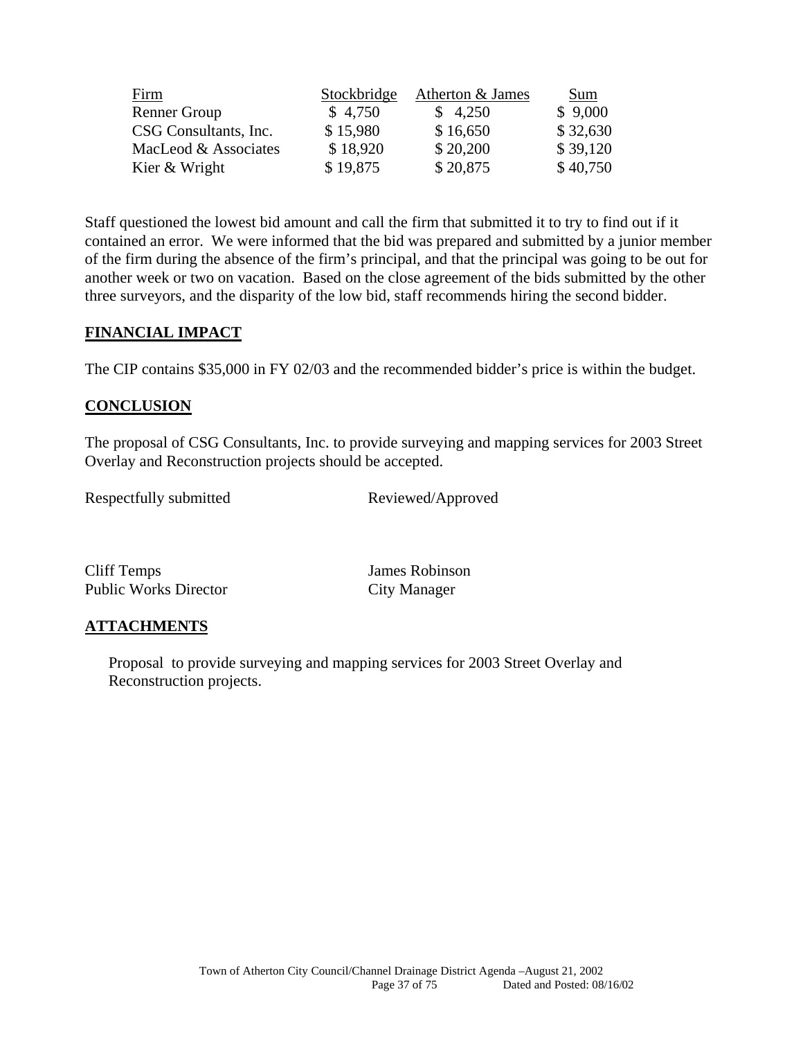| Firm | Stockbridge | Atherton & James | Sum |
|---|---|---|---|
| Renner Group | $ 4,750 | $ 4,250 | $ 9,000 |
| CSG Consultants, Inc. | $ 15,980 | $ 16,650 | $ 32,630 |
| MacLeod & Associates | $ 18,920 | $ 20,200 | $ 39,120 |
| Kier & Wright | $ 19,875 | $ 20,875 | $ 40,750 |

Staff questioned the lowest bid amount and call the firm that submitted it to try to find out if it contained an error. We were informed that the bid was prepared and submitted by a junior member of the firm during the absence of the firm's principal, and that the principal was going to be out for another week or two on vacation. Based on the close agreement of the bids submitted by the other three surveyors, and the disparity of the low bid, staff recommends hiring the second bidder.

## FINANCIAL IMPACT

The CIP contains $35,000 in FY 02/03 and the recommended bidder's price is within the budget.

## CONCLUSION

The proposal of CSG Consultants, Inc. to provide surveying and mapping services for 2003 Street Overlay and Reconstruction projects should be accepted.

Respectfully submitted Reviewed/Approved

Cliff Temps
Public Works Director

James Robinson
City Manager

## ATTACHMENTS

Proposal to provide surveying and mapping services for 2003 Street Overlay and Reconstruction projects.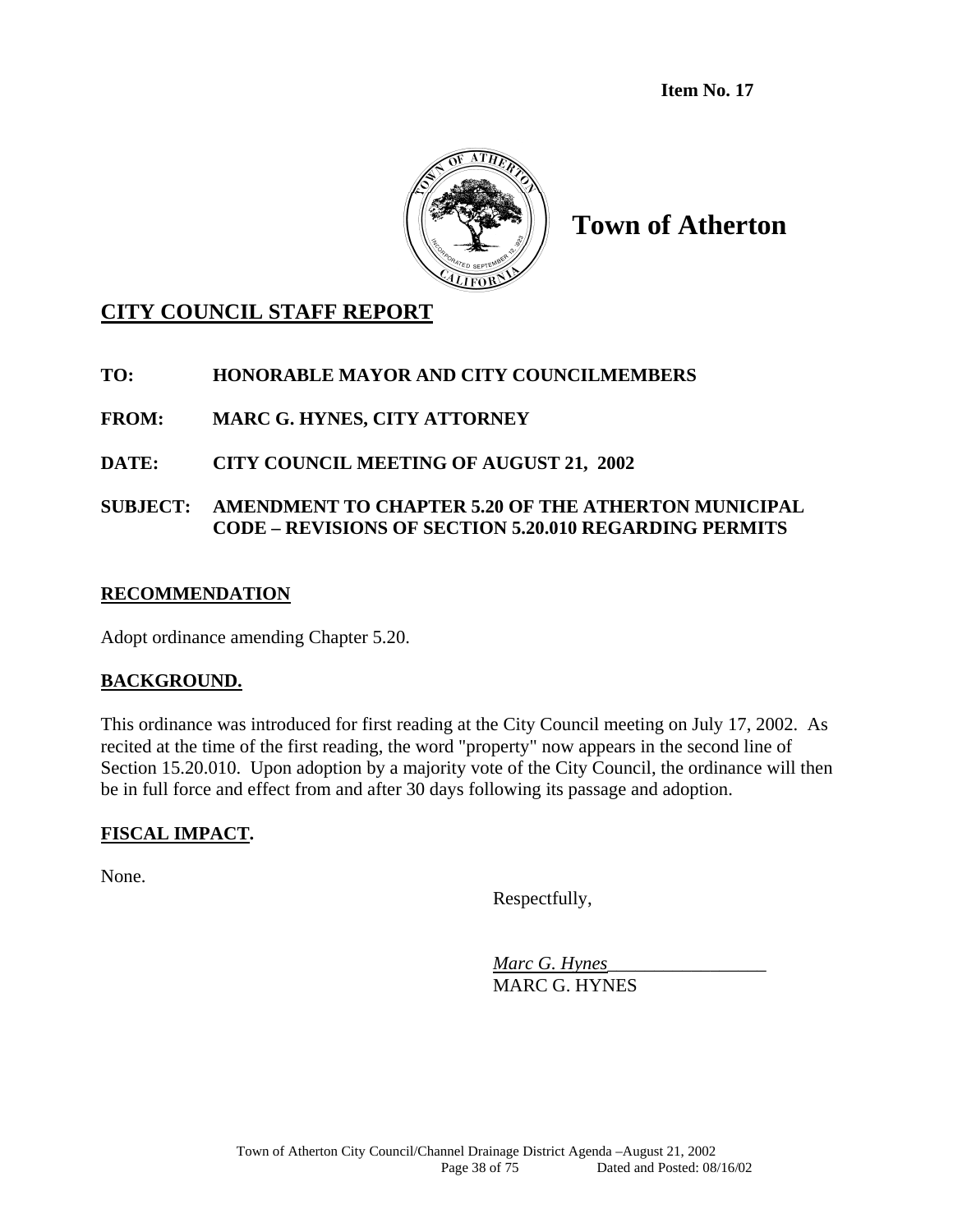**Item No. 17**

**Town of Atherton**

## CITY COUNCIL STAFF REPORT

**TO:** HONORABLE MAYOR AND CITY COUNCILMEMBERS

**FROM:** MARC G. HYNES, CITY ATTORNEY

**DATE:** CITY COUNCIL MEETING OF AUGUST 21, 2002

**SUBJECT:** AMENDMENT TO CHAPTER 5.20 OF THE ATHERTON MUNICIPAL CODE – REVISIONS OF SECTION 5.20.010 REGARDING PERMITS

### RECOMMENDATION

Adopt ordinance amending Chapter 5.20.

### BACKGROUND.

This ordinance was introduced for first reading at the City Council meeting on July 17, 2002. As recited at the time of the first reading, the word "property" now appears in the second line of Section 15.20.010. Upon adoption by a majority vote of the City Council, the ordinance will then be in full force and effect from and after 30 days following its passage and adoption.

### FISCAL IMPACT.

None.

Respectfully,

*Marc G. Hynes*
MARC G. HYNES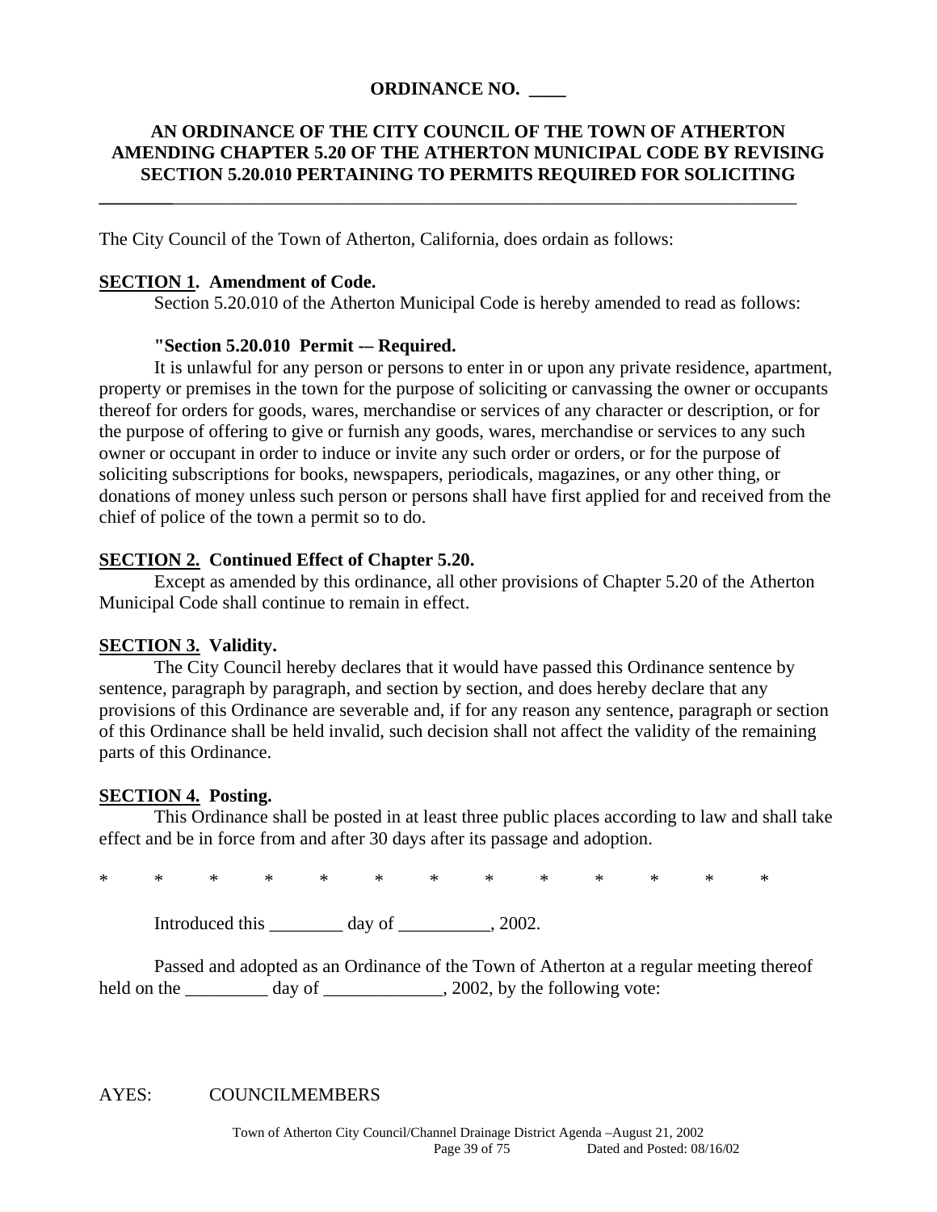**ORDINANCE NO. \_\_\_\_**

**AN ORDINANCE OF THE CITY COUNCIL OF THE TOWN OF ATHERTON AMENDING CHAPTER 5.20 OF THE ATHERTON MUNICIPAL CODE BY REVISING SECTION 5.20.010 PERTAINING TO PERMITS REQUIRED FOR SOLICITING**

---

The City Council of the Town of Atherton, California, does ordain as follows:

**SECTION 1. Amendment of Code.**

Section 5.20.010 of the Atherton Municipal Code is hereby amended to read as follows:

**"Section 5.20.010 Permit -– Required.**

It is unlawful for any person or persons to enter in or upon any private residence, apartment, property or premises in the town for the purpose of soliciting or canvassing the owner or occupants thereof for orders for goods, wares, merchandise or services of any character or description, or for the purpose of offering to give or furnish any goods, wares, merchandise or services to any such owner or occupant in order to induce or invite any such order or orders, or for the purpose of soliciting subscriptions for books, newspapers, periodicals, magazines, or any other thing, or donations of money unless such person or persons shall have first applied for and received from the chief of police of the town a permit so to do.

**SECTION 2. Continued Effect of Chapter 5.20.**

Except as amended by this ordinance, all other provisions of Chapter 5.20 of the Atherton Municipal Code shall continue to remain in effect.

**SECTION 3. Validity.**

The City Council hereby declares that it would have passed this Ordinance sentence by sentence, paragraph by paragraph, and section by section, and does hereby declare that any provisions of this Ordinance are severable and, if for any reason any sentence, paragraph or section of this Ordinance shall be held invalid, such decision shall not affect the validity of the remaining parts of this Ordinance.

**SECTION 4. Posting.**

This Ordinance shall be posted in at least three public places according to law and shall take effect and be in force from and after 30 days after its passage and adoption.

\* \* \* \* \* \* \* \* \* \* \* \* \*

Introduced this \_\_\_\_\_\_\_\_ day of \_\_\_\_\_\_\_\_\_\_, 2002.

Passed and adopted as an Ordinance of the Town of Atherton at a regular meeting thereof held on the \_\_\_\_\_\_\_\_\_ day of \_\_\_\_\_\_\_\_\_\_\_\_\_, 2002, by the following vote:

AYES: COUNCILMEMBERS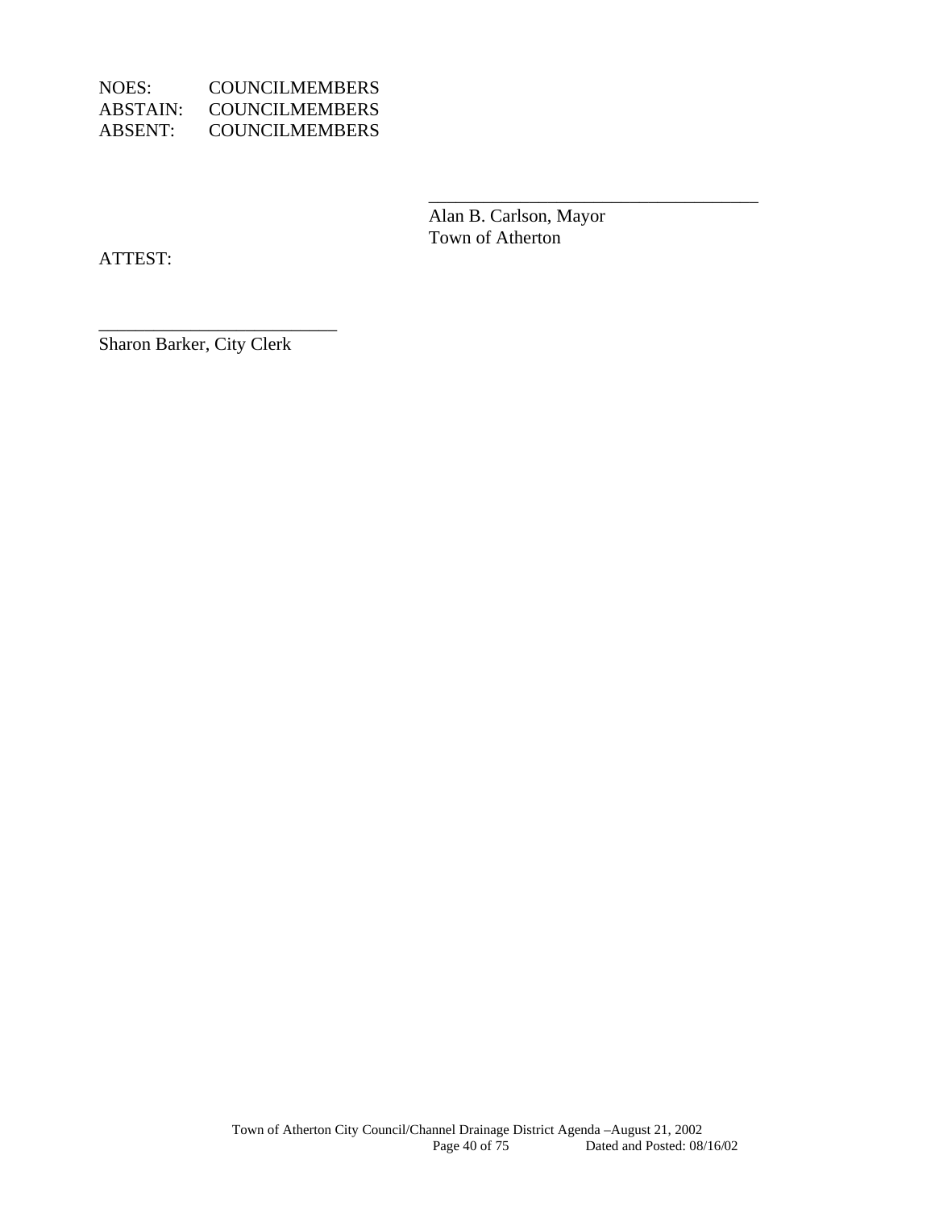NOES: COUNCILMEMBERS
ABSTAIN: COUNCILMEMBERS
ABSENT: COUNCILMEMBERS

\_\_\_\_\_\_\_\_\_\_\_\_\_\_\_\_\_\_\_\_\_\_\_\_\_\_\_\_\_\_\_\_\_\_\_\_
Alan B. Carlson, Mayor
Town of Atherton

ATTEST:

\_\_\_\_\_\_\_\_\_\_\_\_\_\_\_\_\_\_\_\_\_\_\_\_\_\_
Sharon Barker, City Clerk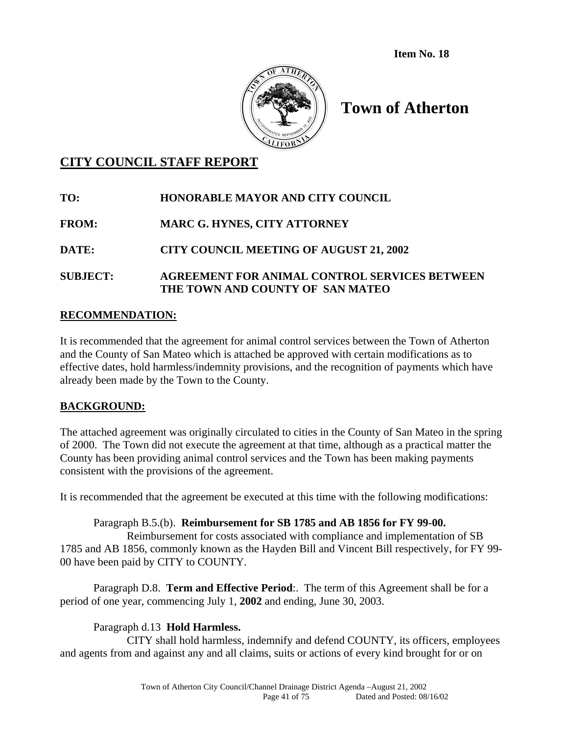**Item No. 18**

# Town of Atherton

## CITY COUNCIL STAFF REPORT

**TO:** **HONORABLE MAYOR AND CITY COUNCIL**

**FROM:** **MARC G. HYNES, CITY ATTORNEY**

**DATE:** **CITY COUNCIL MEETING OF AUGUST 21, 2002**

**SUBJECT:** **AGREEMENT FOR ANIMAL CONTROL SERVICES BETWEEN THE TOWN AND COUNTY OF SAN MATEO**

### RECOMMENDATION:

It is recommended that the agreement for animal control services between the Town of Atherton and the County of San Mateo which is attached be approved with certain modifications as to effective dates, hold harmless/indemnity provisions, and the recognition of payments which have already been made by the Town to the County.

### BACKGROUND:

The attached agreement was originally circulated to cities in the County of San Mateo in the spring of 2000. The Town did not execute the agreement at that time, although as a practical matter the County has been providing animal control services and the Town has been making payments consistent with the provisions of the agreement.

It is recommended that the agreement be executed at this time with the following modifications:

Paragraph B.5.(b). **Reimbursement for SB 1785 and AB 1856 for FY 99-00.**
Reimbursement for costs associated with compliance and implementation of SB 1785 and AB 1856, commonly known as the Hayden Bill and Vincent Bill respectively, for FY 99-00 have been paid by CITY to COUNTY.

Paragraph D.8. **Term and Effective Period**:. The term of this Agreement shall be for a period of one year, commencing July 1, **2002** and ending, June 30, 2003.

Paragraph d.13 **Hold Harmless.**
CITY shall hold harmless, indemnify and defend COUNTY, its officers, employees and agents from and against any and all claims, suits or actions of every kind brought for or on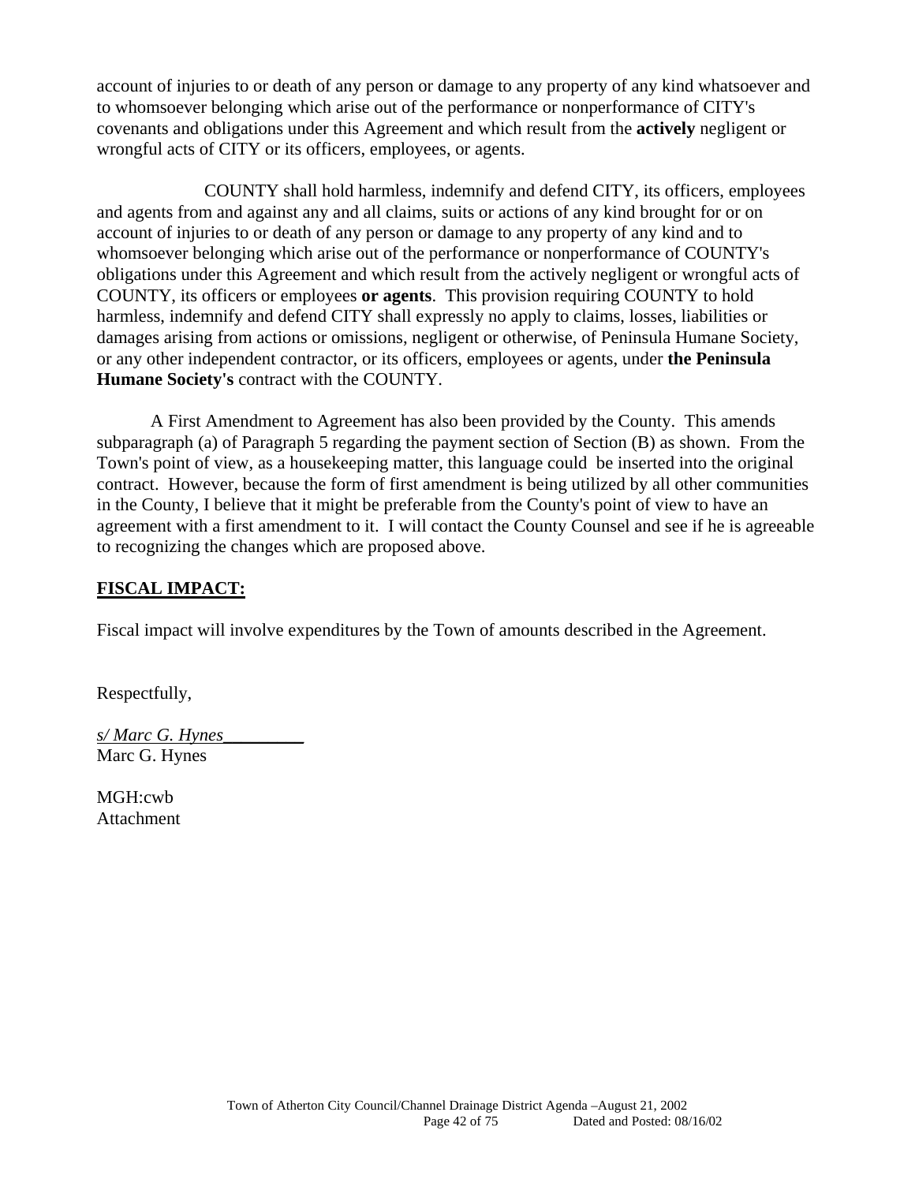account of injuries to or death of any person or damage to any property of any kind whatsoever and to whomsoever belonging which arise out of the performance or nonperformance of CITY's covenants and obligations under this Agreement and which result from the **actively** negligent or wrongful acts of CITY or its officers, employees, or agents.

COUNTY shall hold harmless, indemnify and defend CITY, its officers, employees and agents from and against any and all claims, suits or actions of any kind brought for or on account of injuries to or death of any person or damage to any property of any kind and to whomsoever belonging which arise out of the performance or nonperformance of COUNTY's obligations under this Agreement and which result from the actively negligent or wrongful acts of COUNTY, its officers or employees **or agents**. This provision requiring COUNTY to hold harmless, indemnify and defend CITY shall expressly no apply to claims, losses, liabilities or damages arising from actions or omissions, negligent or otherwise, of Peninsula Humane Society, or any other independent contractor, or its officers, employees or agents, under **the Peninsula Humane Society's** contract with the COUNTY.

A First Amendment to Agreement has also been provided by the County. This amends subparagraph (a) of Paragraph 5 regarding the payment section of Section (B) as shown. From the Town's point of view, as a housekeeping matter, this language could be inserted into the original contract. However, because the form of first amendment is being utilized by all other communities in the County, I believe that it might be preferable from the County's point of view to have an agreement with a first amendment to it. I will contact the County Counsel and see if he is agreeable to recognizing the changes which are proposed above.

## FISCAL IMPACT:

Fiscal impact will involve expenditures by the Town of amounts described in the Agreement.

Respectfully,

*s/ Marc G. Hynes*_________
Marc G. Hynes

MGH:cwb
Attachment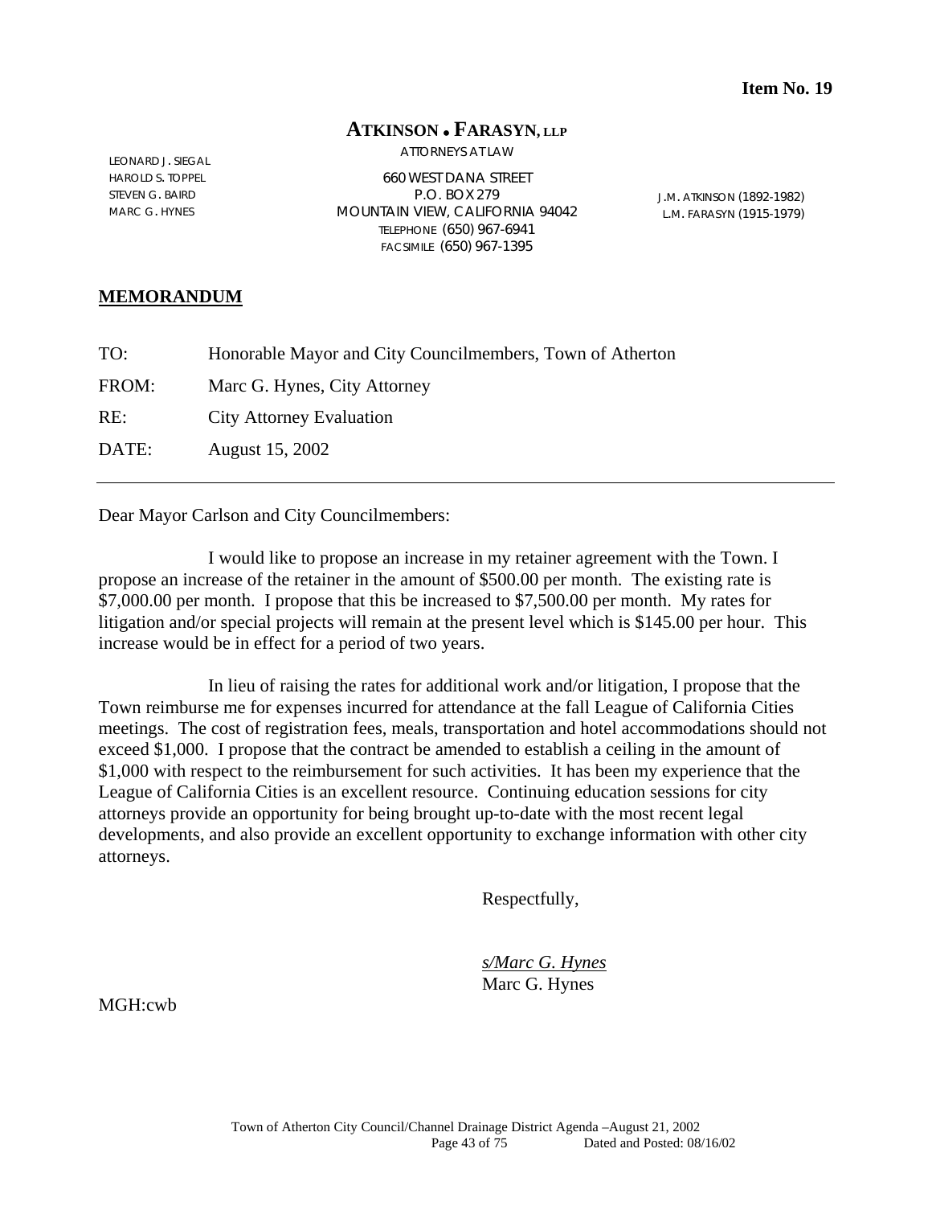**Item No. 19**

# ATKINSON • FARASYN, LLP

ATTORNEYS AT LAW

LEONARD J. SIEGAL
HAROLD S. TOPPEL
STEVEN G. BAIRD
MARC G. HYNES

660 WEST DANA STREET
P.O. BOX 279
MOUNTAIN VIEW, CALIFORNIA 94042
TELEPHONE (650) 967-6941
FACSIMILE (650) 967-1395

J.M. ATKINSON (1892-1982)
L.M. FARASYN (1915-1979)

## MEMORANDUM

| | |
|---|---|
| TO: | Honorable Mayor and City Councilmembers, Town of Atherton |
| FROM: | Marc G. Hynes, City Attorney |
| RE: | City Attorney Evaluation |
| DATE: | August 15, 2002 |

---

Dear Mayor Carlson and City Councilmembers:

I would like to propose an increase in my retainer agreement with the Town. I propose an increase of the retainer in the amount of $500.00 per month. The existing rate is $7,000.00 per month. I propose that this be increased to $7,500.00 per month. My rates for litigation and/or special projects will remain at the present level which is $145.00 per hour. This increase would be in effect for a period of two years.

In lieu of raising the rates for additional work and/or litigation, I propose that the Town reimburse me for expenses incurred for attendance at the fall League of California Cities meetings. The cost of registration fees, meals, transportation and hotel accommodations should not exceed $1,000. I propose that the contract be amended to establish a ceiling in the amount of $1,000 with respect to the reimbursement for such activities. It has been my experience that the League of California Cities is an excellent resource. Continuing education sessions for city attorneys provide an opportunity for being brought up-to-date with the most recent legal developments, and also provide an excellent opportunity to exchange information with other city attorneys.

Respectfully,

*s/Marc G. Hynes*
Marc G. Hynes

MGH:cwb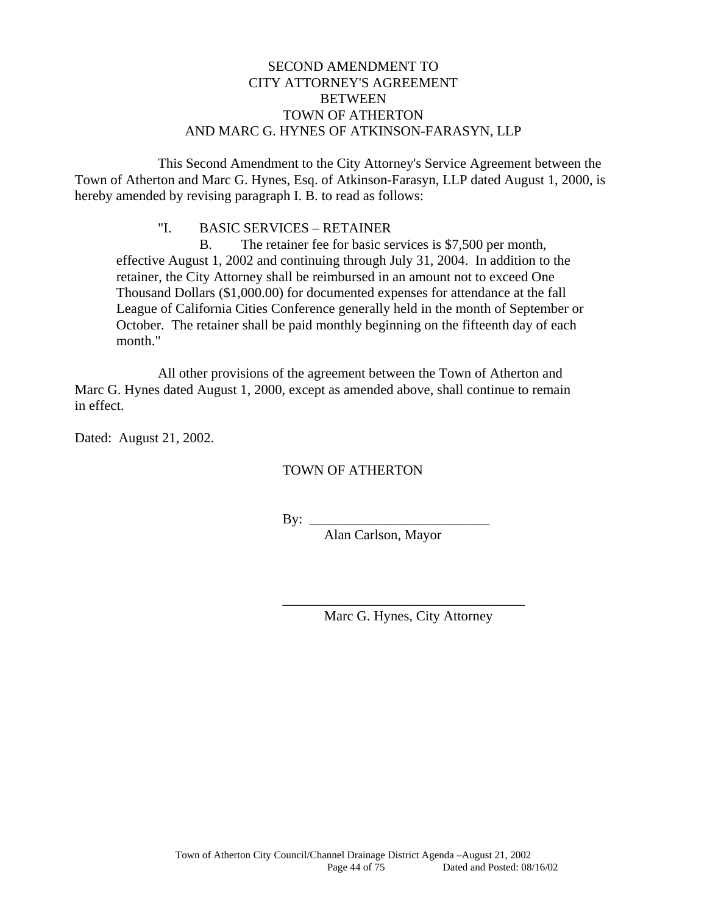# SECOND AMENDMENT TO CITY ATTORNEY'S AGREEMENT BETWEEN TOWN OF ATHERTON AND MARC G. HYNES OF ATKINSON-FARASYN, LLP

This Second Amendment to the City Attorney's Service Agreement between the Town of Atherton and Marc G. Hynes, Esq. of Atkinson-Farasyn, LLP dated August 1, 2000, is hereby amended by revising paragraph I. B. to read as follows:

> "I. BASIC SERVICES – RETAINER
>
> B. The retainer fee for basic services is $7,500 per month, effective August 1, 2002 and continuing through July 31, 2004. In addition to the retainer, the City Attorney shall be reimbursed in an amount not to exceed One Thousand Dollars ($1,000.00) for documented expenses for attendance at the fall League of California Cities Conference generally held in the month of September or October. The retainer shall be paid monthly beginning on the fifteenth day of each month."

All other provisions of the agreement between the Town of Atherton and Marc G. Hynes dated August 1, 2000, except as amended above, shall continue to remain in effect.

Dated: August 21, 2002.

TOWN OF ATHERTON

By: ___________________________

Alan Carlson, Mayor

___________________________________

Marc G. Hynes, City Attorney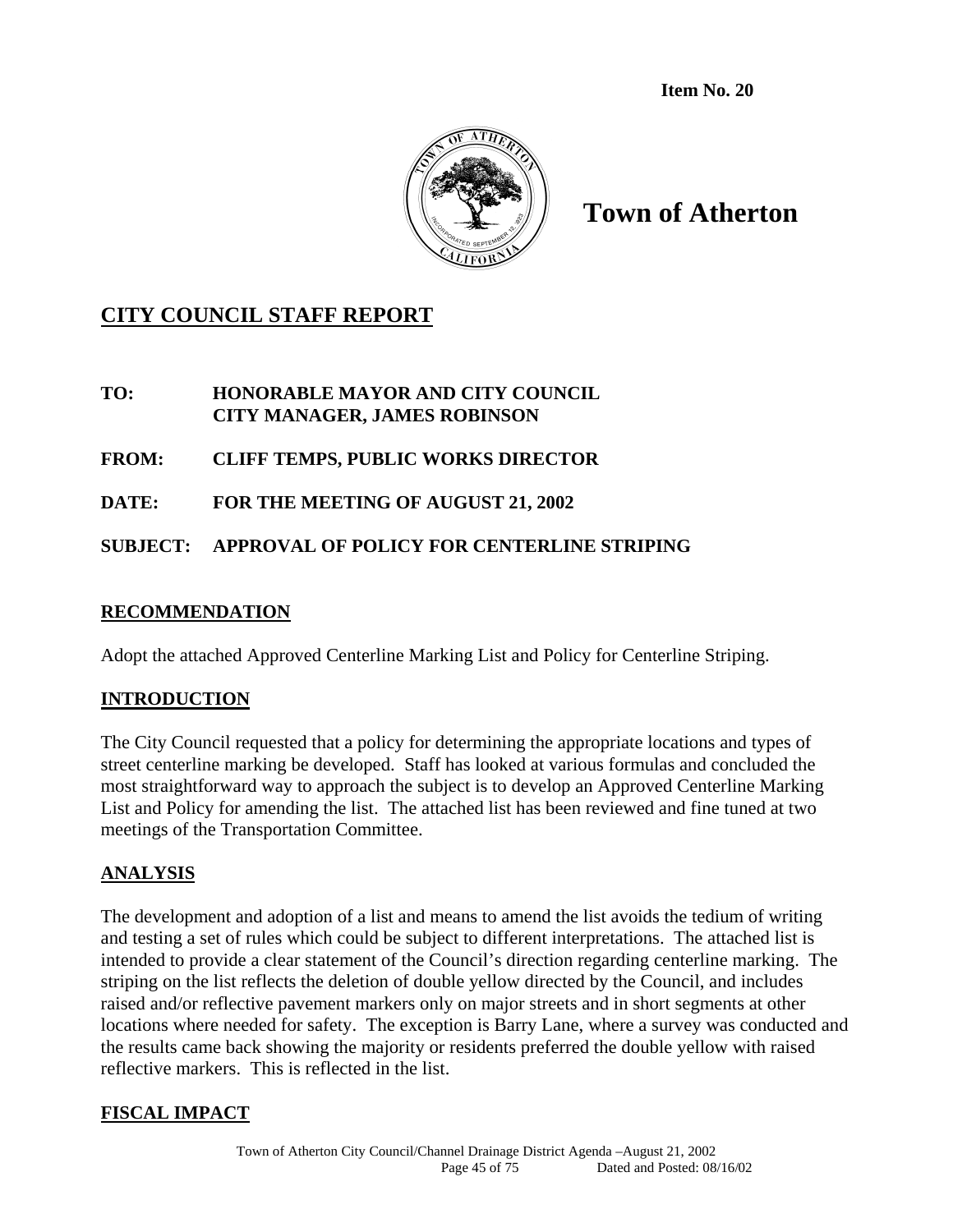**Item No. 20**

# Town of Atherton

## CITY COUNCIL STAFF REPORT

**TO:** HONORABLE MAYOR AND CITY COUNCIL
CITY MANAGER, JAMES ROBINSON

**FROM:** CLIFF TEMPS, PUBLIC WORKS DIRECTOR

**DATE:** FOR THE MEETING OF AUGUST 21, 2002

**SUBJECT:** APPROVAL OF POLICY FOR CENTERLINE STRIPING

## RECOMMENDATION

Adopt the attached Approved Centerline Marking List and Policy for Centerline Striping.

## INTRODUCTION

The City Council requested that a policy for determining the appropriate locations and types of street centerline marking be developed. Staff has looked at various formulas and concluded the most straightforward way to approach the subject is to develop an Approved Centerline Marking List and Policy for amending the list. The attached list has been reviewed and fine tuned at two meetings of the Transportation Committee.

## ANALYSIS

The development and adoption of a list and means to amend the list avoids the tedium of writing and testing a set of rules which could be subject to different interpretations. The attached list is intended to provide a clear statement of the Council's direction regarding centerline marking. The striping on the list reflects the deletion of double yellow directed by the Council, and includes raised and/or reflective pavement markers only on major streets and in short segments at other locations where needed for safety. The exception is Barry Lane, where a survey was conducted and the results came back showing the majority or residents preferred the double yellow with raised reflective markers. This is reflected in the list.

## FISCAL IMPACT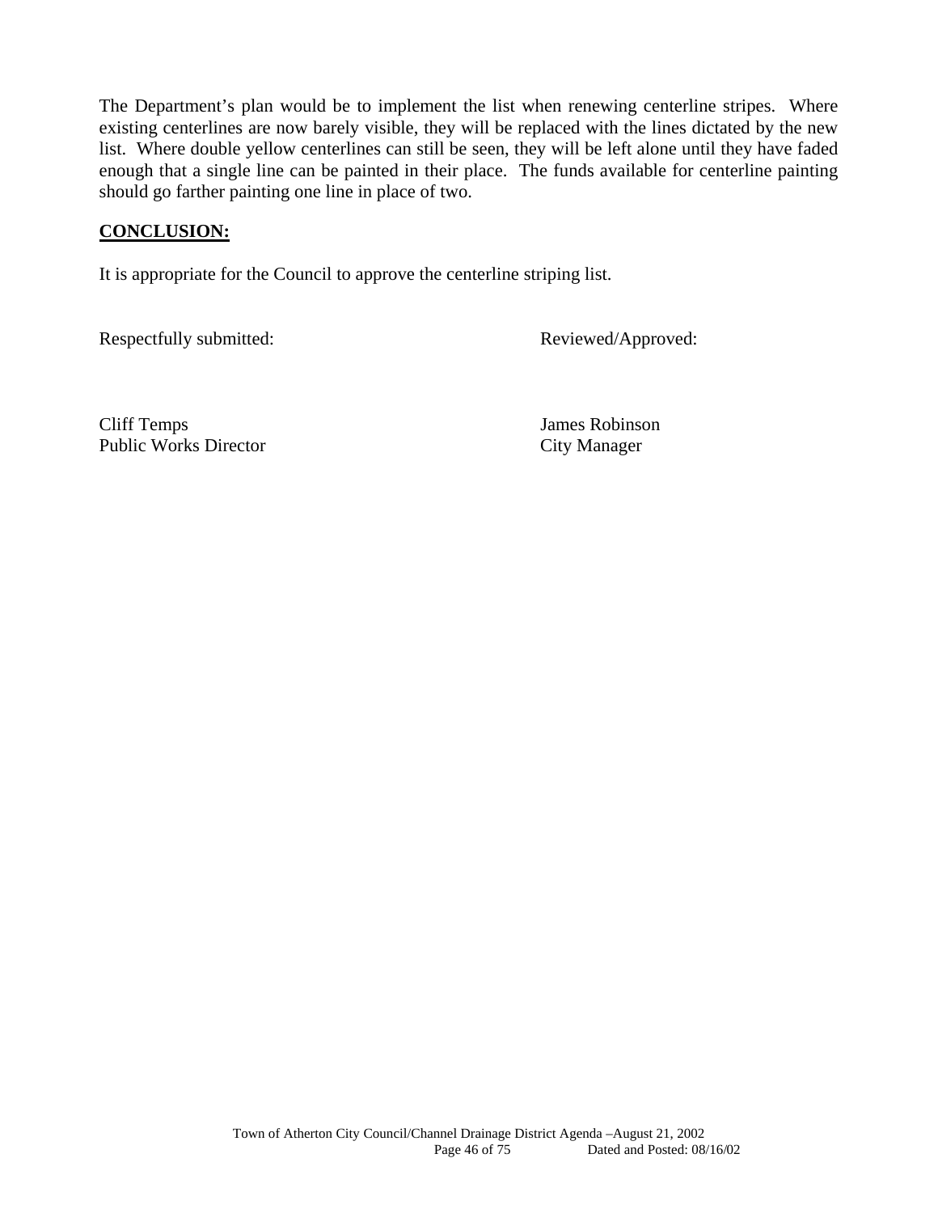The Department's plan would be to implement the list when renewing centerline stripes. Where existing centerlines are now barely visible, they will be replaced with the lines dictated by the new list. Where double yellow centerlines can still be seen, they will be left alone until they have faded enough that a single line can be painted in their place. The funds available for centerline painting should go farther painting one line in place of two.

**CONCLUSION:**

It is appropriate for the Council to approve the centerline striping list.

| Respectfully submitted: | Reviewed/Approved: |
|---|---|
| Cliff Temps<br>Public Works Director | James Robinson<br>City Manager |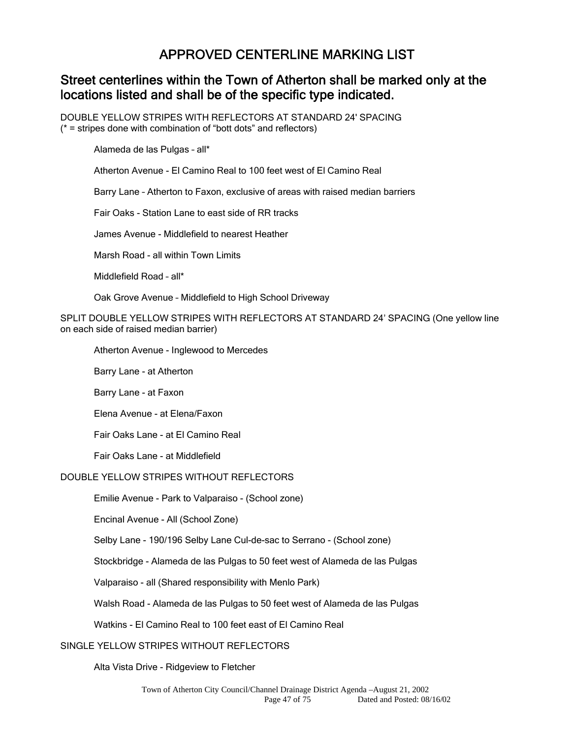# APPROVED CENTERLINE MARKING LIST

## Street centerlines within the Town of Atherton shall be marked only at the locations listed and shall be of the specific type indicated.

DOUBLE YELLOW STRIPES WITH REFLECTORS AT STANDARD 24' SPACING
(* = stripes done with combination of "bott dots" and reflectors)

- Alameda de las Pulgas – all*
- Atherton Avenue - El Camino Real to 100 feet west of El Camino Real
- Barry Lane – Atherton to Faxon, exclusive of areas with raised median barriers
- Fair Oaks - Station Lane to east side of RR tracks
- James Avenue - Middlefield to nearest Heather
- Marsh Road - all within Town Limits
- Middlefield Road – all*
- Oak Grove Avenue – Middlefield to High School Driveway

SPLIT DOUBLE YELLOW STRIPES WITH REFLECTORS AT STANDARD 24' SPACING (One yellow line on each side of raised median barrier)

- Atherton Avenue - Inglewood to Mercedes
- Barry Lane - at Atherton
- Barry Lane - at Faxon
- Elena Avenue - at Elena/Faxon
- Fair Oaks Lane - at El Camino Real
- Fair Oaks Lane - at Middlefield

DOUBLE YELLOW STRIPES WITHOUT REFLECTORS

- Emilie Avenue - Park to Valparaiso - (School zone)
- Encinal Avenue - All (School Zone)
- Selby Lane - 190/196 Selby Lane Cul-de-sac to Serrano - (School zone)
- Stockbridge - Alameda de las Pulgas to 50 feet west of Alameda de las Pulgas
- Valparaiso - all (Shared responsibility with Menlo Park)
- Walsh Road - Alameda de las Pulgas to 50 feet west of Alameda de las Pulgas
- Watkins - El Camino Real to 100 feet east of El Camino Real

SINGLE YELLOW STRIPES WITHOUT REFLECTORS

- Alta Vista Drive - Ridgeview to Fletcher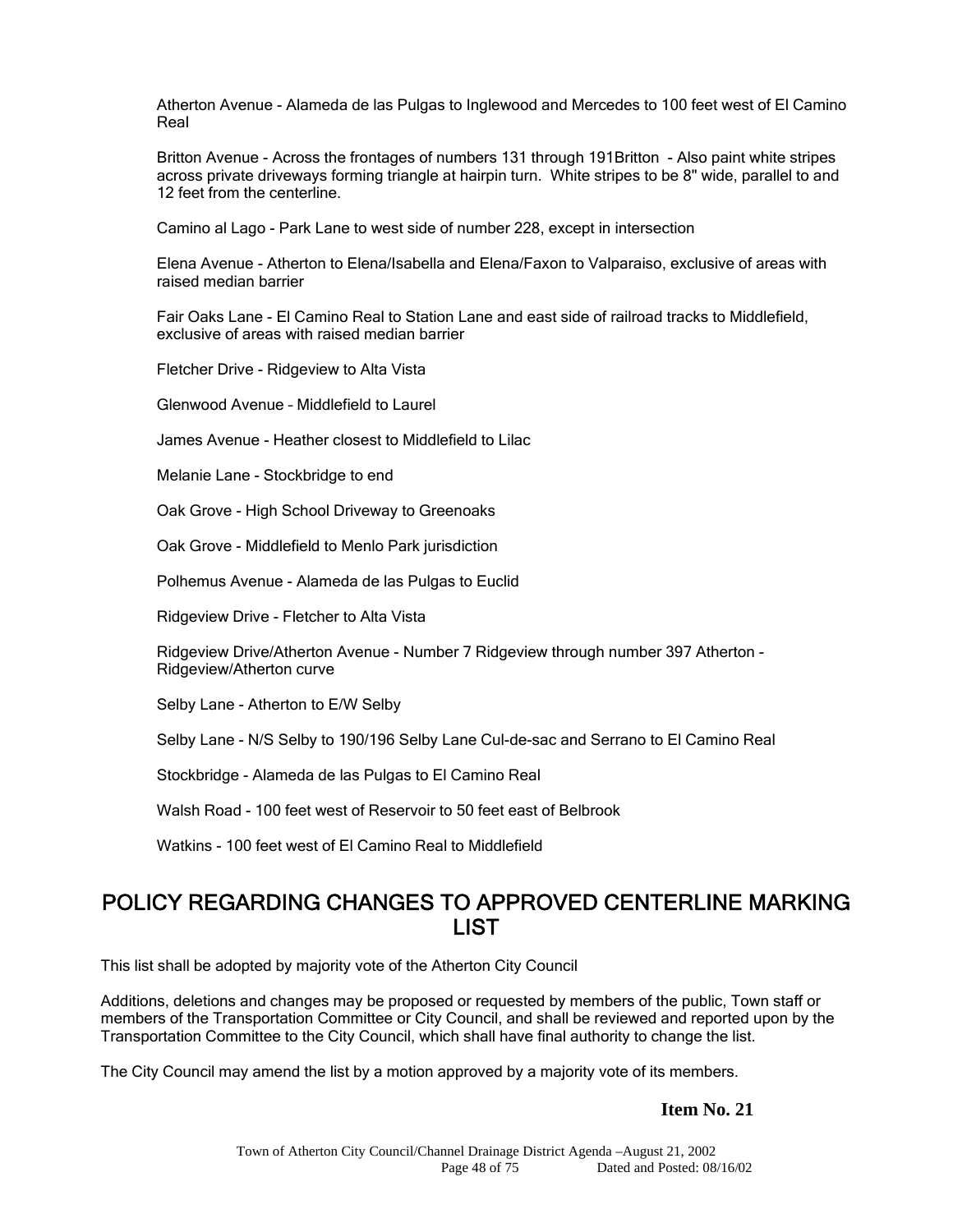Atherton Avenue - Alameda de las Pulgas to Inglewood and Mercedes to 100 feet west of El Camino Real

Britton Avenue - Across the frontages of numbers 131 through 191Britton - Also paint white stripes across private driveways forming triangle at hairpin turn. White stripes to be 8" wide, parallel to and 12 feet from the centerline.

Camino al Lago - Park Lane to west side of number 228, except in intersection

Elena Avenue - Atherton to Elena/Isabella and Elena/Faxon to Valparaiso, exclusive of areas with raised median barrier

Fair Oaks Lane - El Camino Real to Station Lane and east side of railroad tracks to Middlefield, exclusive of areas with raised median barrier

Fletcher Drive - Ridgeview to Alta Vista

Glenwood Avenue – Middlefield to Laurel

James Avenue - Heather closest to Middlefield to Lilac

Melanie Lane - Stockbridge to end

Oak Grove - High School Driveway to Greenoaks

Oak Grove - Middlefield to Menlo Park jurisdiction

Polhemus Avenue - Alameda de las Pulgas to Euclid

Ridgeview Drive - Fletcher to Alta Vista

Ridgeview Drive/Atherton Avenue - Number 7 Ridgeview through number 397 Atherton - Ridgeview/Atherton curve

Selby Lane - Atherton to E/W Selby

Selby Lane - N/S Selby to 190/196 Selby Lane Cul-de-sac and Serrano to El Camino Real

Stockbridge - Alameda de las Pulgas to El Camino Real

Walsh Road - 100 feet west of Reservoir to 50 feet east of Belbrook

Watkins - 100 feet west of El Camino Real to Middlefield

## POLICY REGARDING CHANGES TO APPROVED CENTERLINE MARKING LIST

This list shall be adopted by majority vote of the Atherton City Council

Additions, deletions and changes may be proposed or requested by members of the public, Town staff or members of the Transportation Committee or City Council, and shall be reviewed and reported upon by the Transportation Committee to the City Council, which shall have final authority to change the list.

The City Council may amend the list by a motion approved by a majority vote of its members.

**Item No. 21**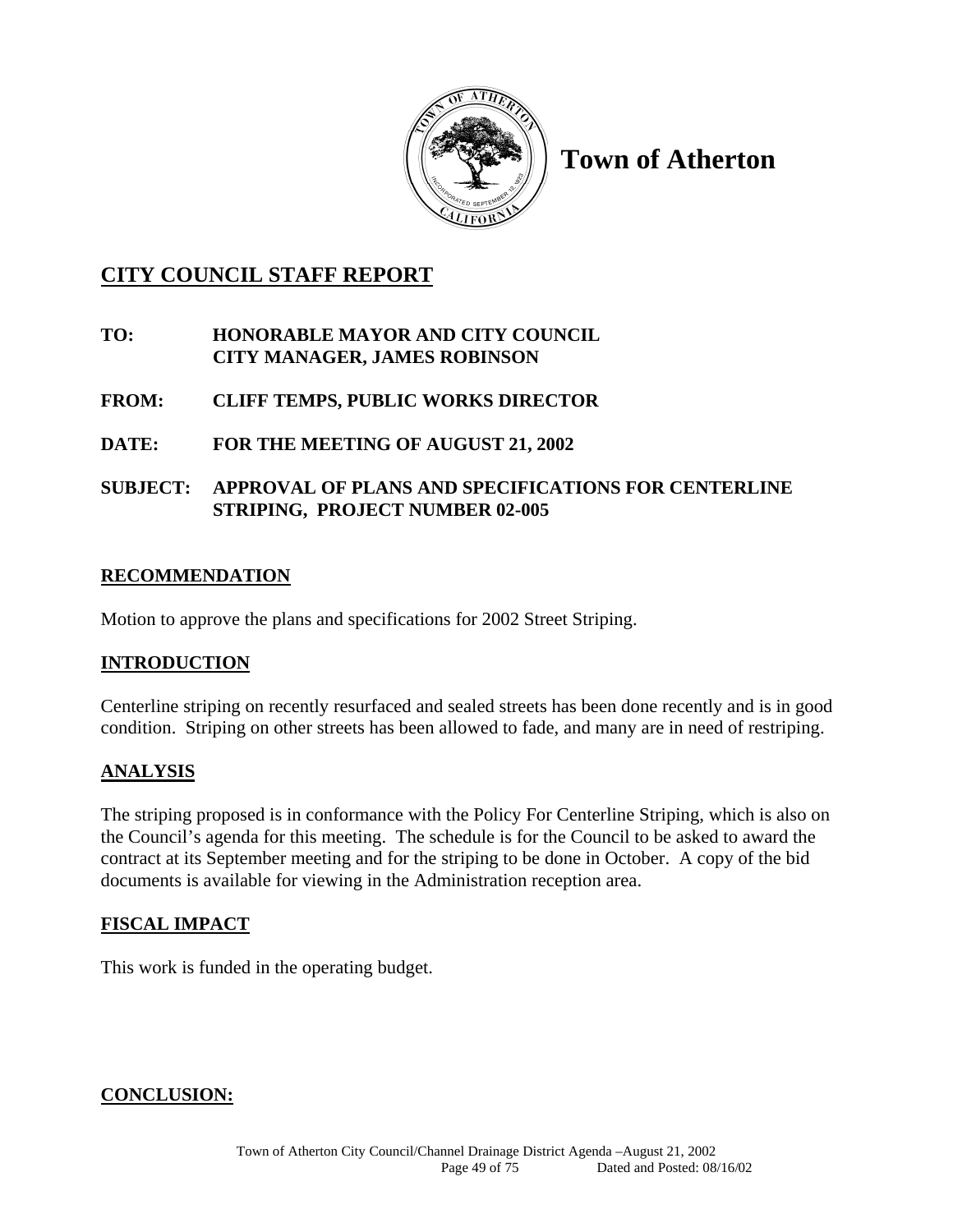# Town of Atherton

## CITY COUNCIL STAFF REPORT

**TO:** **HONORABLE MAYOR AND CITY COUNCIL**
**CITY MANAGER, JAMES ROBINSON**

**FROM:** **CLIFF TEMPS, PUBLIC WORKS DIRECTOR**

**DATE:** **FOR THE MEETING OF AUGUST 21, 2002**

**SUBJECT:** **APPROVAL OF PLANS AND SPECIFICATIONS FOR CENTERLINE STRIPING, PROJECT NUMBER 02-005**

### RECOMMENDATION

Motion to approve the plans and specifications for 2002 Street Striping.

### INTRODUCTION

Centerline striping on recently resurfaced and sealed streets has been done recently and is in good condition. Striping on other streets has been allowed to fade, and many are in need of restriping.

### ANALYSIS

The striping proposed is in conformance with the Policy For Centerline Striping, which is also on the Council's agenda for this meeting. The schedule is for the Council to be asked to award the contract at its September meeting and for the striping to be done in October. A copy of the bid documents is available for viewing in the Administration reception area.

### FISCAL IMPACT

This work is funded in the operating budget.

### CONCLUSION: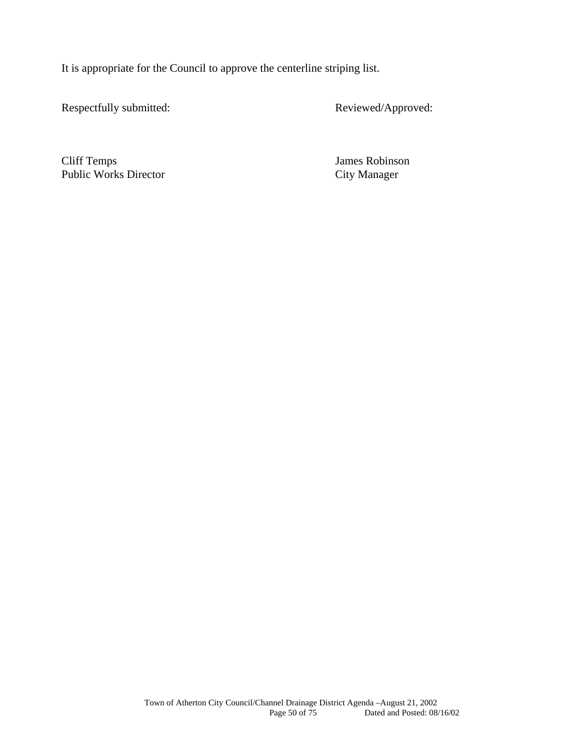It is appropriate for the Council to approve the centerline striping list.

| Respectfully submitted: | Reviewed/Approved: |
|---|---|
| Cliff Temps<br>Public Works Director | James Robinson<br>City Manager |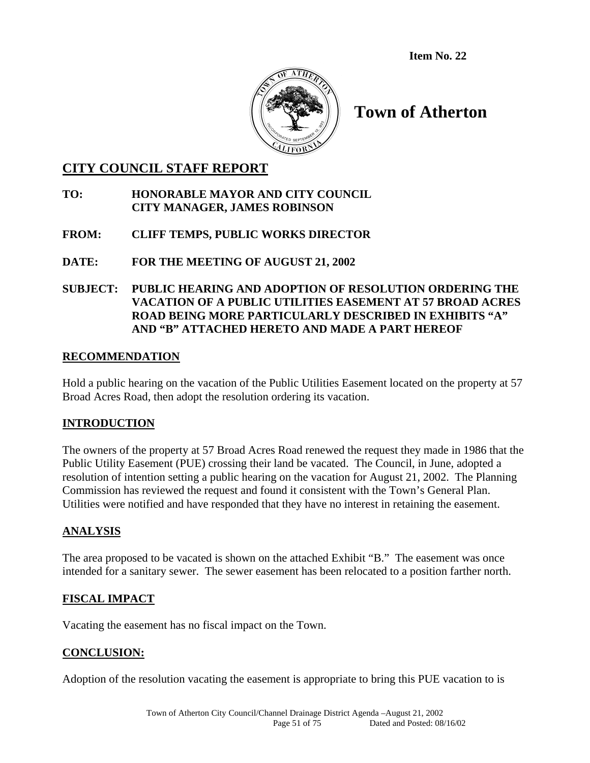**Item No. 22**

# Town of Atherton

## CITY COUNCIL STAFF REPORT

**TO:** HONORABLE MAYOR AND CITY COUNCIL
CITY MANAGER, JAMES ROBINSON

**FROM:** CLIFF TEMPS, PUBLIC WORKS DIRECTOR

**DATE:** FOR THE MEETING OF AUGUST 21, 2002

**SUBJECT:** PUBLIC HEARING AND ADOPTION OF RESOLUTION ORDERING THE VACATION OF A PUBLIC UTILITIES EASEMENT AT 57 BROAD ACRES ROAD BEING MORE PARTICULARLY DESCRIBED IN EXHIBITS "A" AND "B" ATTACHED HERETO AND MADE A PART HEREOF

### RECOMMENDATION

Hold a public hearing on the vacation of the Public Utilities Easement located on the property at 57 Broad Acres Road, then adopt the resolution ordering its vacation.

### INTRODUCTION

The owners of the property at 57 Broad Acres Road renewed the request they made in 1986 that the Public Utility Easement (PUE) crossing their land be vacated. The Council, in June, adopted a resolution of intention setting a public hearing on the vacation for August 21, 2002. The Planning Commission has reviewed the request and found it consistent with the Town's General Plan. Utilities were notified and have responded that they have no interest in retaining the easement.

### ANALYSIS

The area proposed to be vacated is shown on the attached Exhibit "B." The easement was once intended for a sanitary sewer. The sewer easement has been relocated to a position farther north.

### FISCAL IMPACT

Vacating the easement has no fiscal impact on the Town.

### CONCLUSION:

Adoption of the resolution vacating the easement is appropriate to bring this PUE vacation to is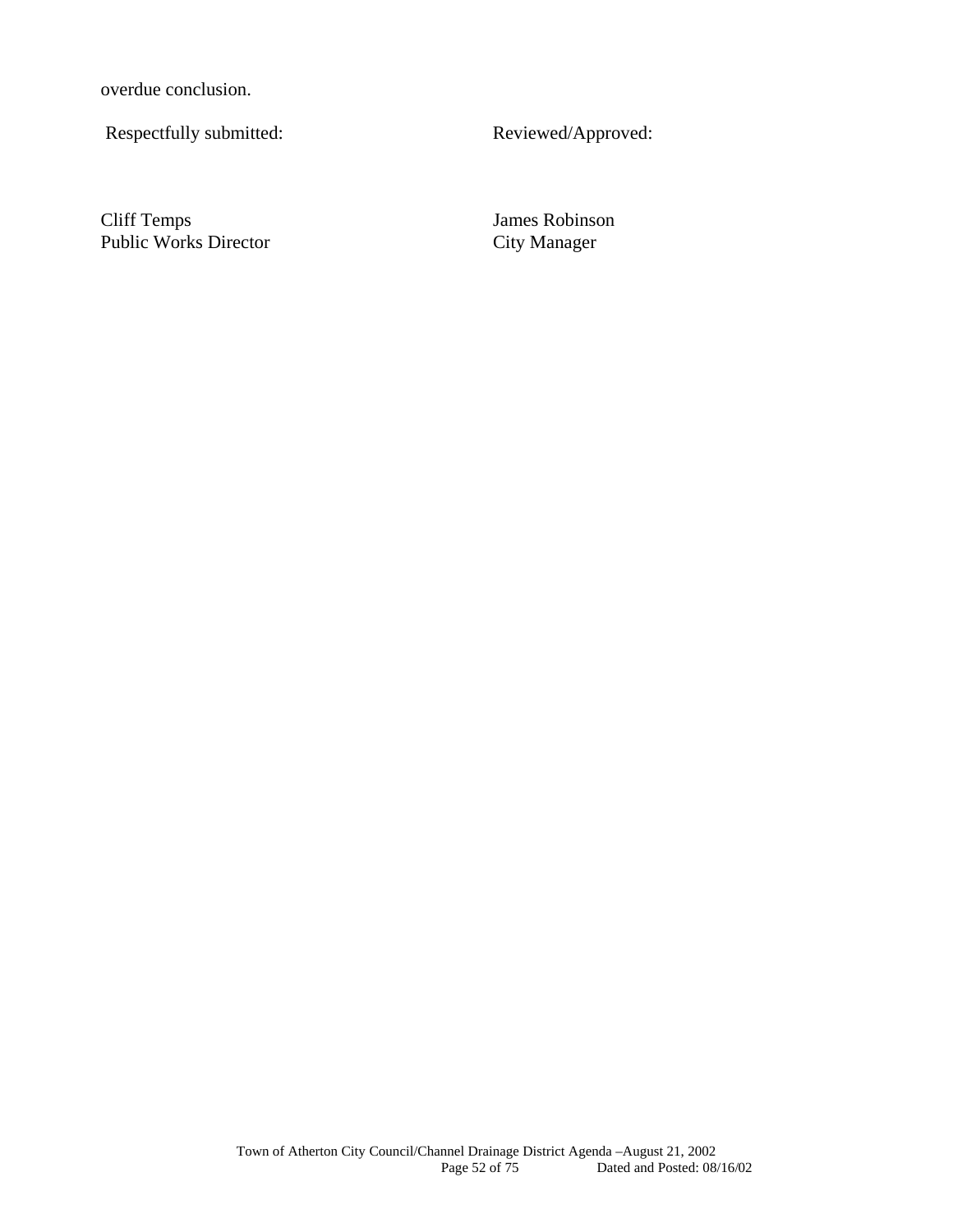overdue conclusion.

| Respectfully submitted: | Reviewed/Approved: |
|---|---|
| Cliff Temps<br>Public Works Director | James Robinson<br>City Manager |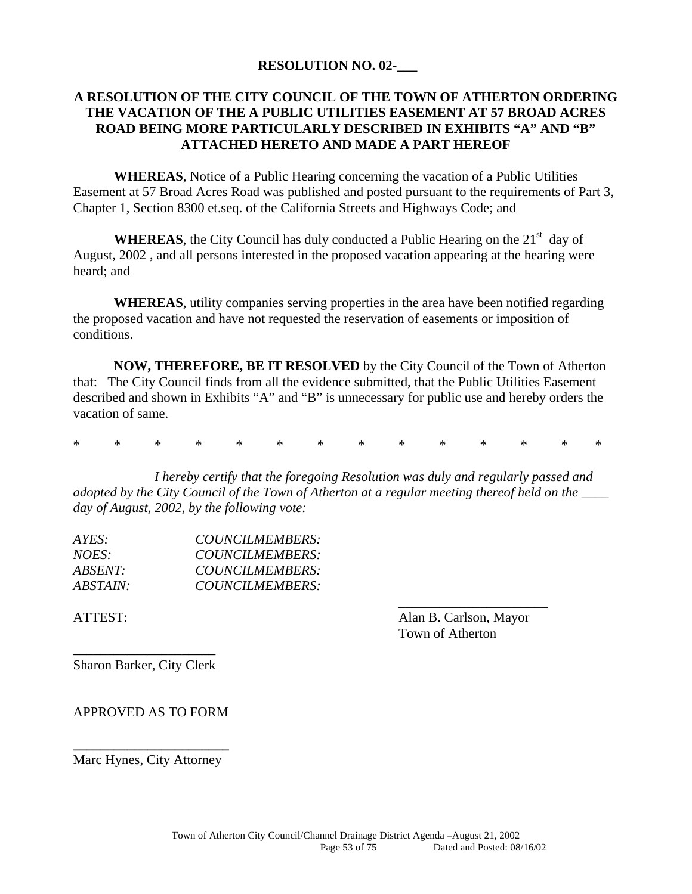**RESOLUTION NO. 02-___**

**A RESOLUTION OF THE CITY COUNCIL OF THE TOWN OF ATHERTON ORDERING THE VACATION OF THE A PUBLIC UTILITIES EASEMENT AT 57 BROAD ACRES ROAD BEING MORE PARTICULARLY DESCRIBED IN EXHIBITS "A" AND "B" ATTACHED HERETO AND MADE A PART HEREOF**

**WHEREAS**, Notice of a Public Hearing concerning the vacation of a Public Utilities Easement at 57 Broad Acres Road was published and posted pursuant to the requirements of Part 3, Chapter 1, Section 8300 et.seq. of the California Streets and Highways Code; and

**WHEREAS**, the City Council has duly conducted a Public Hearing on the 21st day of August, 2002 , and all persons interested in the proposed vacation appearing at the hearing were heard; and

**WHEREAS**, utility companies serving properties in the area have been notified regarding the proposed vacation and have not requested the reservation of easements or imposition of conditions.

**NOW, THEREFORE, BE IT RESOLVED** by the City Council of the Town of Atherton that: The City Council finds from all the evidence submitted, that the Public Utilities Easement described and shown in Exhibits "A" and "B" is unnecessary for public use and hereby orders the vacation of same.

\* \* \* \* \* \* \* \* \* \* \* \* \* \*

*I hereby certify that the foregoing Resolution was duly and regularly passed and adopted by the City Council of the Town of Atherton at a regular meeting thereof held on the ____ day of August, 2002, by the following vote:*

*AYES: COUNCILMEMBERS:*
*NOES: COUNCILMEMBERS:*
*ABSENT: COUNCILMEMBERS:*
*ABSTAIN: COUNCILMEMBERS:*

_____________________
Alan B. Carlson, Mayor
Town of Atherton

ATTEST:

_____________________
Sharon Barker, City Clerk

APPROVED AS TO FORM

_____________________
Marc Hynes, City Attorney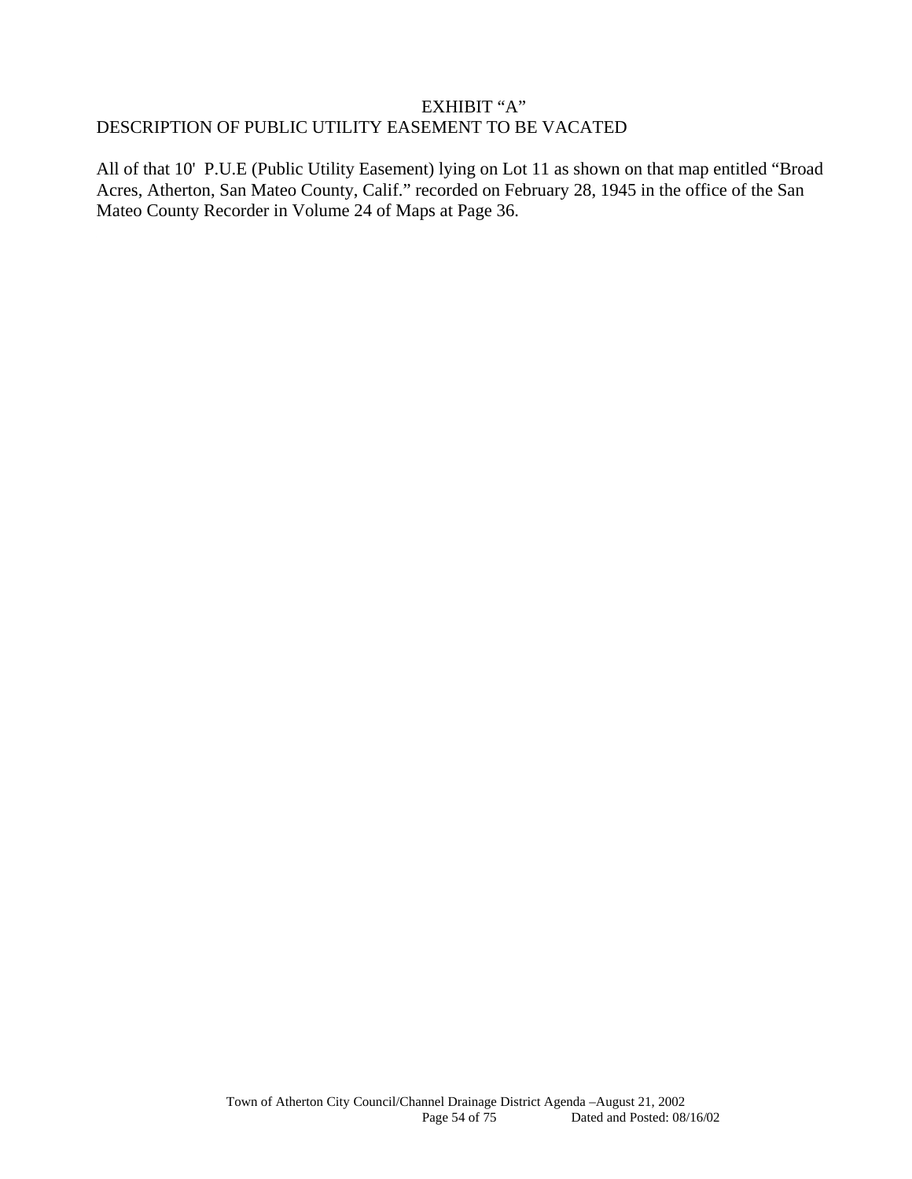# EXHIBIT "A"

## DESCRIPTION OF PUBLIC UTILITY EASEMENT TO BE VACATED

All of that 10' P.U.E (Public Utility Easement) lying on Lot 11 as shown on that map entitled "Broad Acres, Atherton, San Mateo County, Calif." recorded on February 28, 1945 in the office of the San Mateo County Recorder in Volume 24 of Maps at Page 36.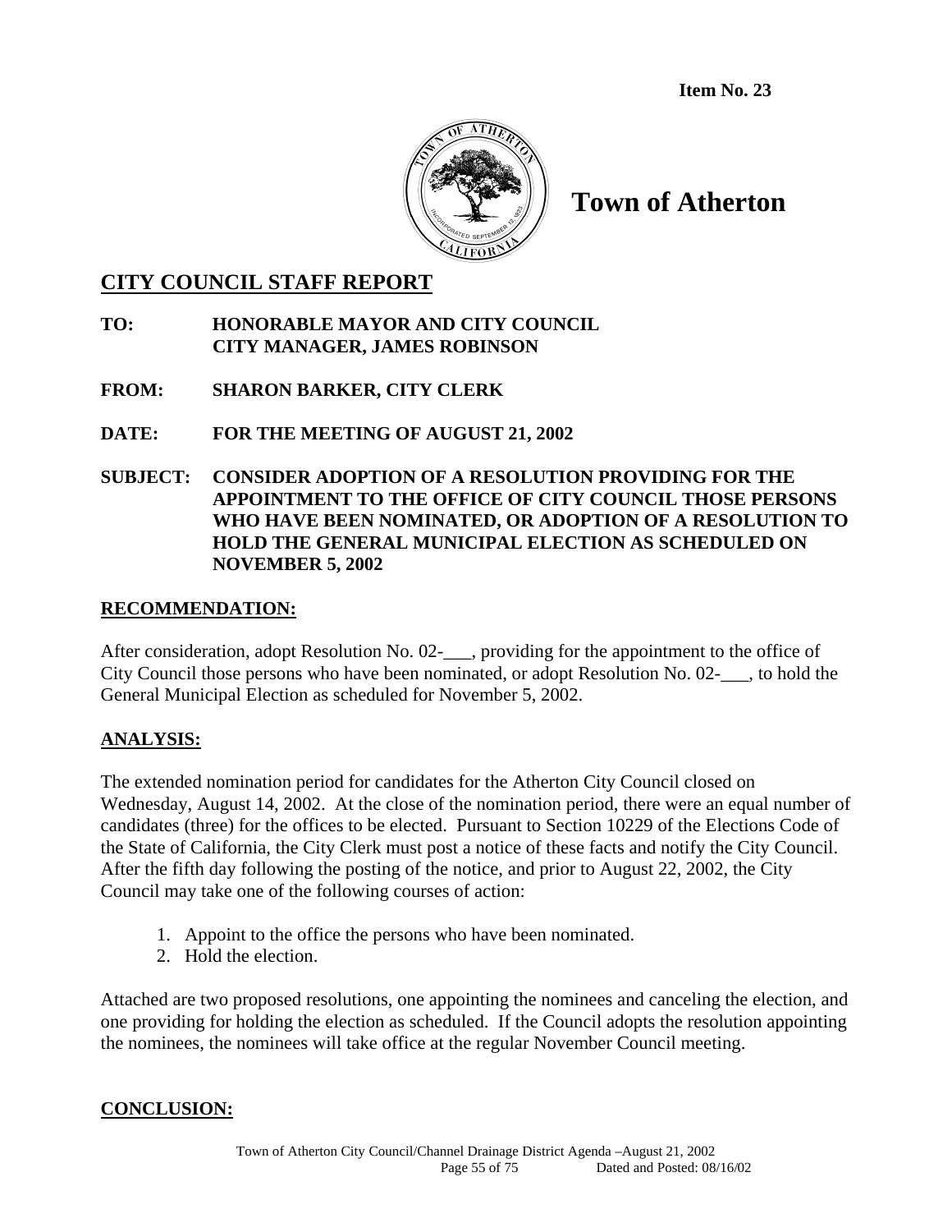**Item No. 23**

# Town of Atherton

## CITY COUNCIL STAFF REPORT

**TO:** **HONORABLE MAYOR AND CITY COUNCIL**
**CITY MANAGER, JAMES ROBINSON**

**FROM:** **SHARON BARKER, CITY CLERK**

**DATE:** **FOR THE MEETING OF AUGUST 21, 2002**

**SUBJECT:** **CONSIDER ADOPTION OF A RESOLUTION PROVIDING FOR THE APPOINTMENT TO THE OFFICE OF CITY COUNCIL THOSE PERSONS WHO HAVE BEEN NOMINATED, OR ADOPTION OF A RESOLUTION TO HOLD THE GENERAL MUNICIPAL ELECTION AS SCHEDULED ON NOVEMBER 5, 2002**

## RECOMMENDATION:

After consideration, adopt Resolution No. 02-___, providing for the appointment to the office of City Council those persons who have been nominated, or adopt Resolution No. 02-___, to hold the General Municipal Election as scheduled for November 5, 2002.

## ANALYSIS:

The extended nomination period for candidates for the Atherton City Council closed on Wednesday, August 14, 2002. At the close of the nomination period, there were an equal number of candidates (three) for the offices to be elected. Pursuant to Section 10229 of the Elections Code of the State of California, the City Clerk must post a notice of these facts and notify the City Council. After the fifth day following the posting of the notice, and prior to August 22, 2002, the City Council may take one of the following courses of action:

1. Appoint to the office the persons who have been nominated.
2. Hold the election.

Attached are two proposed resolutions, one appointing the nominees and canceling the election, and one providing for holding the election as scheduled. If the Council adopts the resolution appointing the nominees, the nominees will take office at the regular November Council meeting.

## CONCLUSION: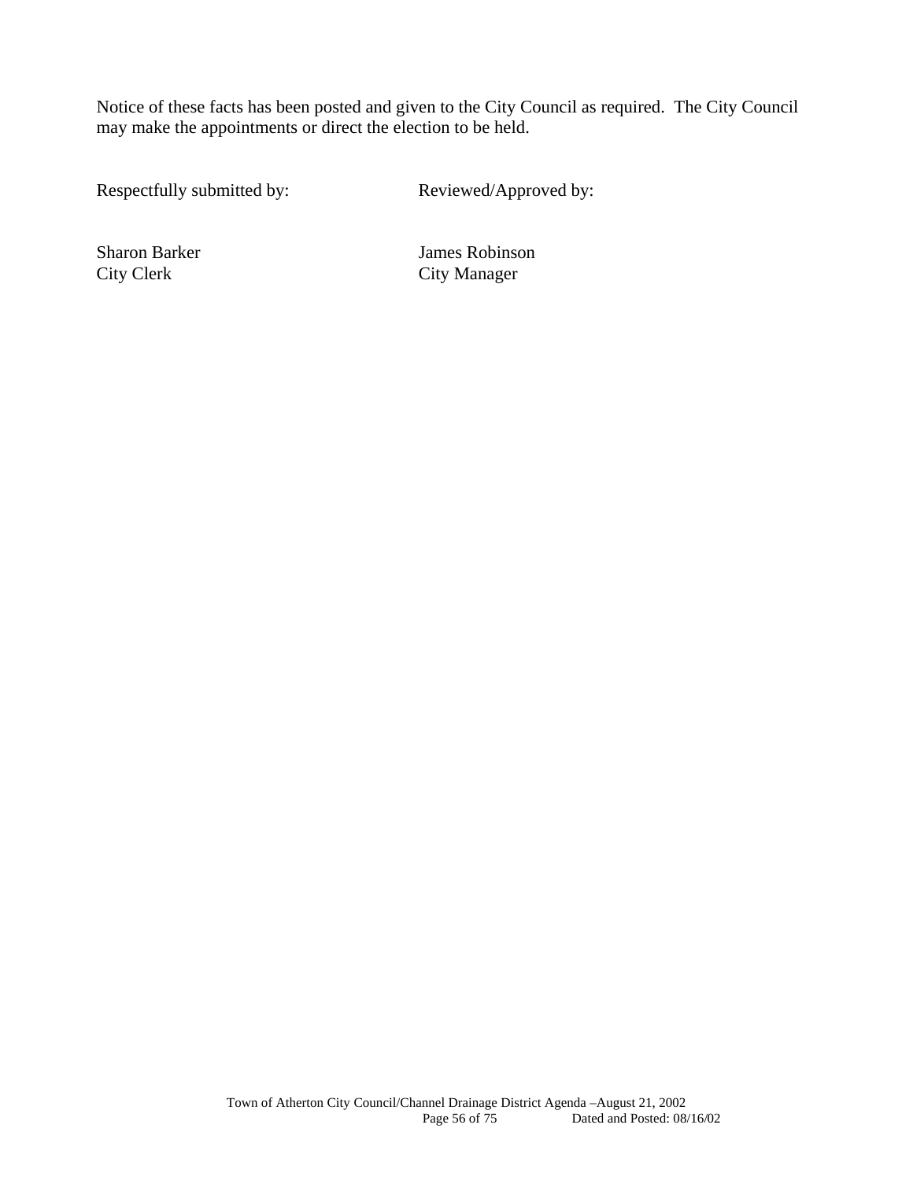Notice of these facts has been posted and given to the City Council as required. The City Council may make the appointments or direct the election to be held.

| Respectfully submitted by: | Reviewed/Approved by: |
|---|---|
| Sharon Barker<br>City Clerk | James Robinson<br>City Manager |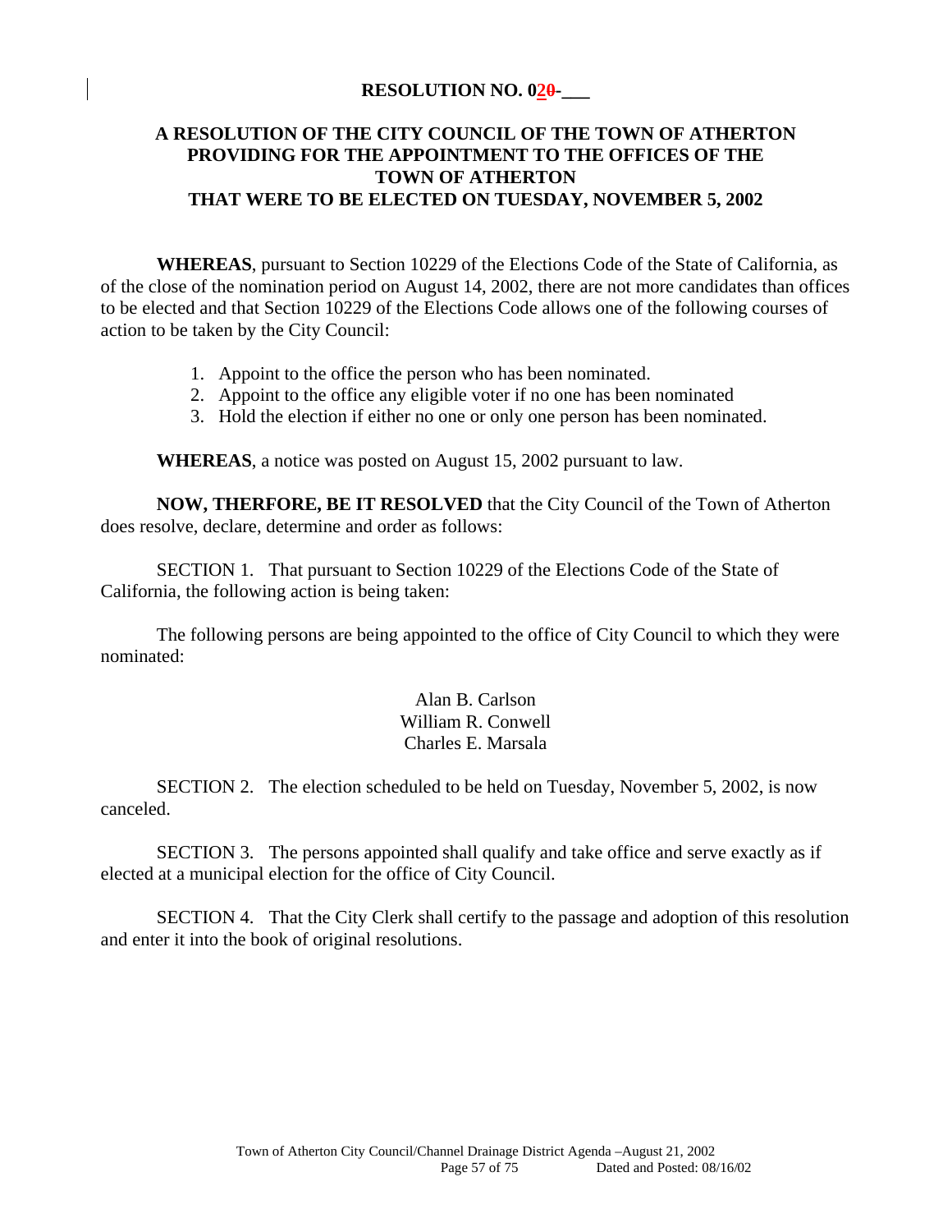**RESOLUTION NO. 020-___**

**A RESOLUTION OF THE CITY COUNCIL OF THE TOWN OF ATHERTON PROVIDING FOR THE APPOINTMENT TO THE OFFICES OF THE TOWN OF ATHERTON THAT WERE TO BE ELECTED ON TUESDAY, NOVEMBER 5, 2002**

**WHEREAS**, pursuant to Section 10229 of the Elections Code of the State of California, as of the close of the nomination period on August 14, 2002, there are not more candidates than offices to be elected and that Section 10229 of the Elections Code allows one of the following courses of action to be taken by the City Council:

1. Appoint to the office the person who has been nominated.
2. Appoint to the office any eligible voter if no one has been nominated
3. Hold the election if either no one or only one person has been nominated.

**WHEREAS**, a notice was posted on August 15, 2002 pursuant to law.

**NOW, THERFORE, BE IT RESOLVED** that the City Council of the Town of Atherton does resolve, declare, determine and order as follows:

SECTION 1. That pursuant to Section 10229 of the Elections Code of the State of California, the following action is being taken:

The following persons are being appointed to the office of City Council to which they were nominated:

Alan B. Carlson
William R. Conwell
Charles E. Marsala

SECTION 2. The election scheduled to be held on Tuesday, November 5, 2002, is now canceled.

SECTION 3. The persons appointed shall qualify and take office and serve exactly as if elected at a municipal election for the office of City Council.

SECTION 4. That the City Clerk shall certify to the passage and adoption of this resolution and enter it into the book of original resolutions.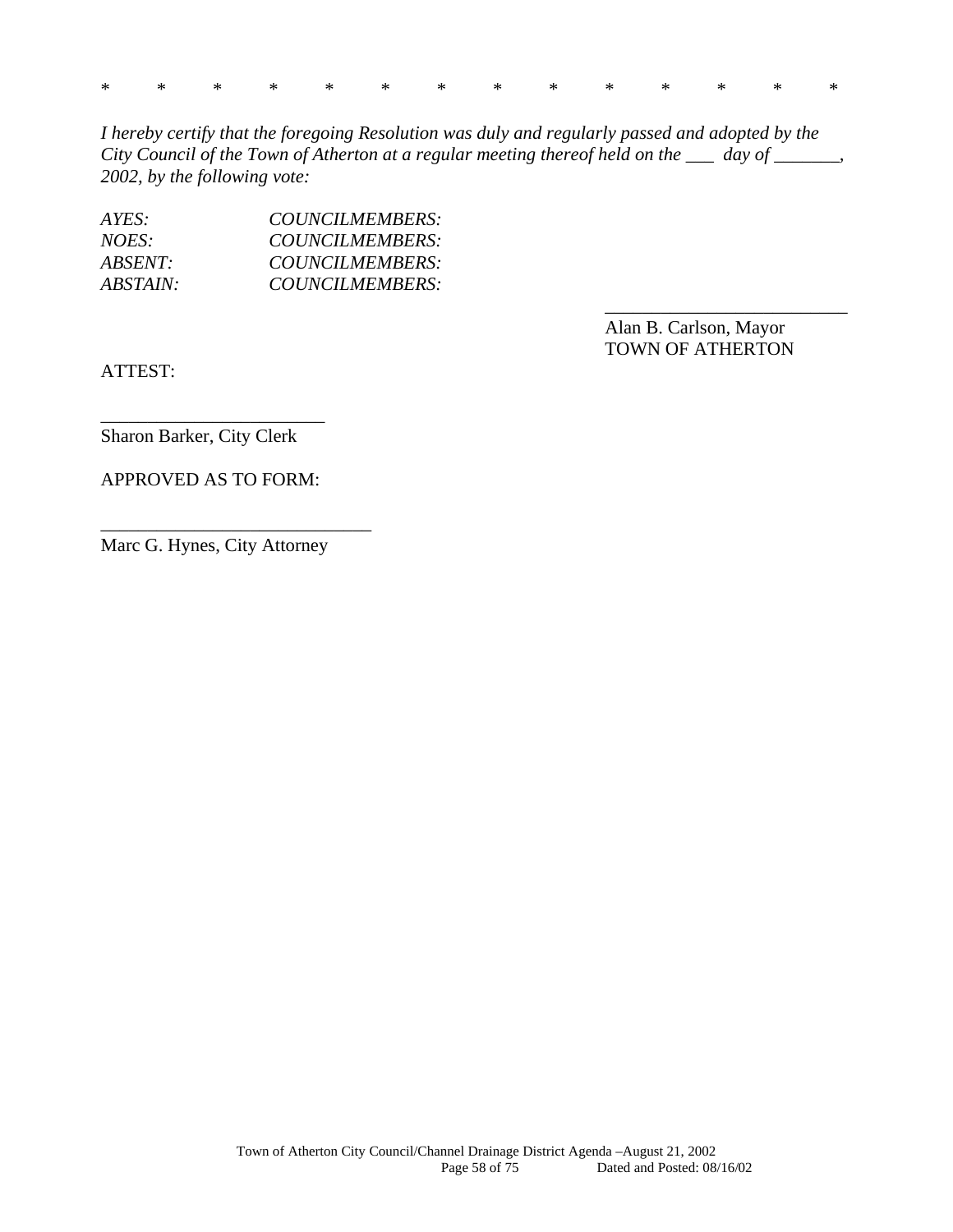\*  \*  \*  \*  \*  \*  \*  \*  \*  \*  \*  \*  \*  \*

*I hereby certify that the foregoing Resolution was duly and regularly passed and adopted by the City Council of the Town of Atherton at a regular meeting thereof held on the ___ day of _______, 2002, by the following vote:*

*AYES: COUNCILMEMBERS:*
*NOES: COUNCILMEMBERS:*
*ABSENT: COUNCILMEMBERS:*
*ABSTAIN: COUNCILMEMBERS:*

___________________________
Alan B. Carlson, Mayor
TOWN OF ATHERTON

ATTEST:

________________________
Sharon Barker, City Clerk

APPROVED AS TO FORM:

_____________________________
Marc G. Hynes, City Attorney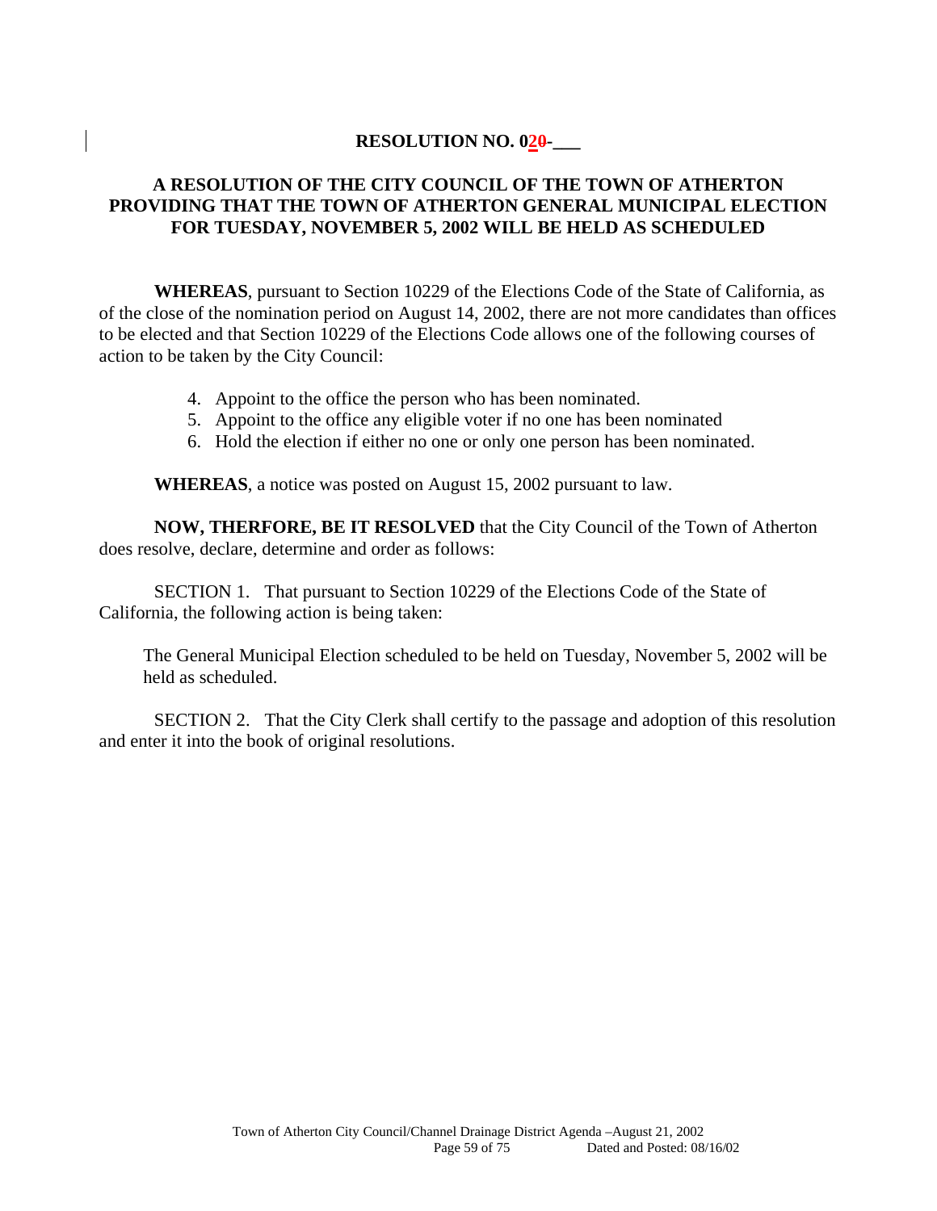**RESOLUTION NO. 020-___**

**A RESOLUTION OF THE CITY COUNCIL OF THE TOWN OF ATHERTON PROVIDING THAT THE TOWN OF ATHERTON GENERAL MUNICIPAL ELECTION FOR TUESDAY, NOVEMBER 5, 2002 WILL BE HELD AS SCHEDULED**

**WHEREAS**, pursuant to Section 10229 of the Elections Code of the State of California, as of the close of the nomination period on August 14, 2002, there are not more candidates than offices to be elected and that Section 10229 of the Elections Code allows one of the following courses of action to be taken by the City Council:

4. Appoint to the office the person who has been nominated.
5. Appoint to the office any eligible voter if no one has been nominated
6. Hold the election if either no one or only one person has been nominated.

**WHEREAS**, a notice was posted on August 15, 2002 pursuant to law.

**NOW, THERFORE, BE IT RESOLVED** that the City Council of the Town of Atherton does resolve, declare, determine and order as follows:

SECTION 1. That pursuant to Section 10229 of the Elections Code of the State of California, the following action is being taken:

The General Municipal Election scheduled to be held on Tuesday, November 5, 2002 will be held as scheduled.

SECTION 2. That the City Clerk shall certify to the passage and adoption of this resolution and enter it into the book of original resolutions.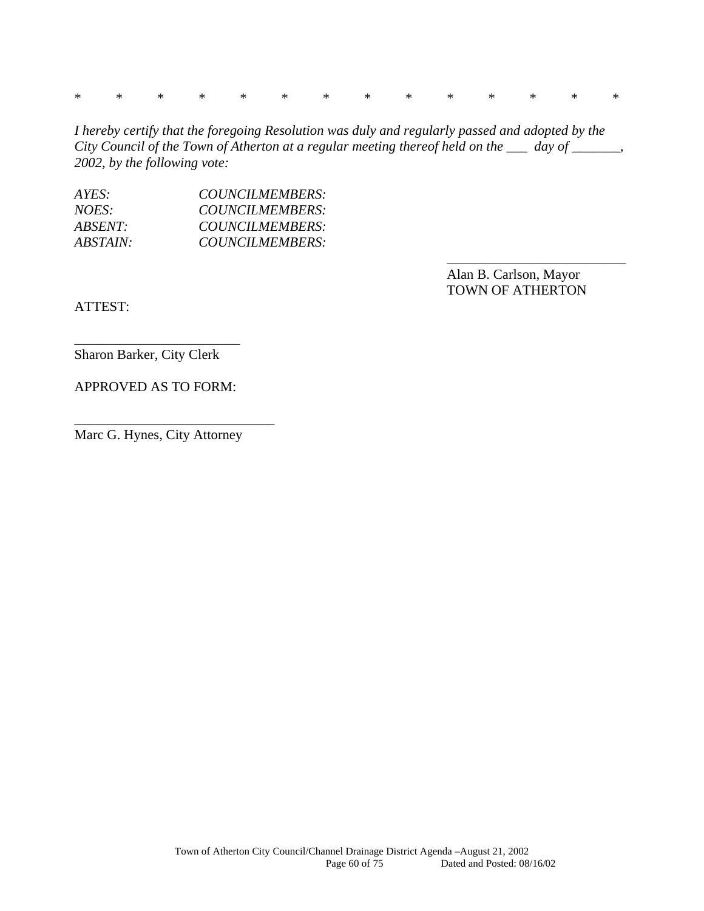\*  \*  \*  \*  \*  \*  \*  \*  \*  \*  \*  \*  \*  \*

*I hereby certify that the foregoing Resolution was duly and regularly passed and adopted by the City Council of the Town of Atherton at a regular meeting thereof held on the ___ day of _______, 2002, by the following vote:*

*AYES:* *COUNCILMEMBERS:*
*NOES:* *COUNCILMEMBERS:*
*ABSENT:* *COUNCILMEMBERS:*
*ABSTAIN:* *COUNCILMEMBERS:*

___________________________
Alan B. Carlson, Mayor
TOWN OF ATHERTON

ATTEST:

________________________
Sharon Barker, City Clerk

APPROVED AS TO FORM:

_____________________________
Marc G. Hynes, City Attorney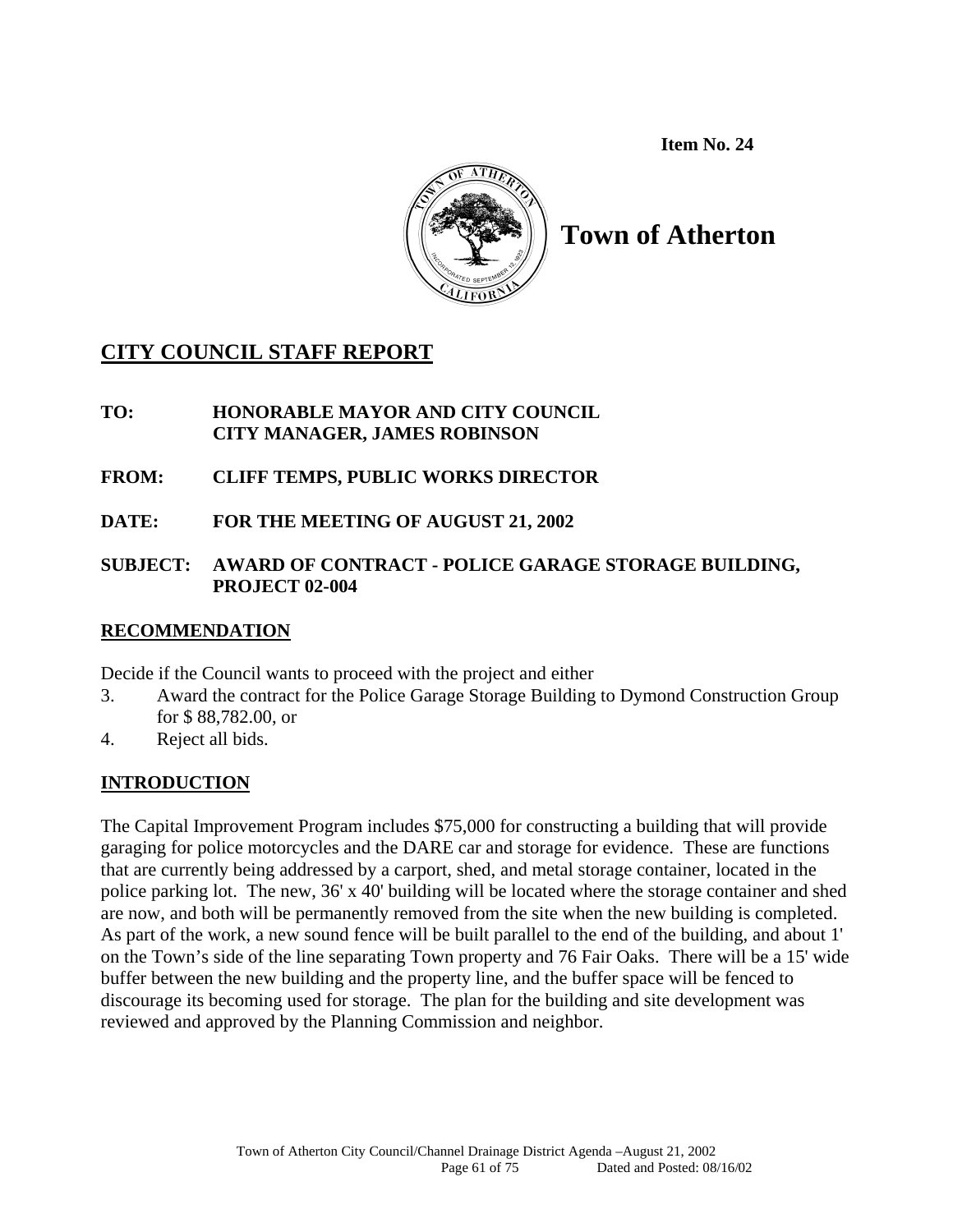**Item No. 24**

# Town of Atherton

## CITY COUNCIL STAFF REPORT

**TO:** **HONORABLE MAYOR AND CITY COUNCIL**
**CITY MANAGER, JAMES ROBINSON**

**FROM:** **CLIFF TEMPS, PUBLIC WORKS DIRECTOR**

**DATE:** **FOR THE MEETING OF AUGUST 21, 2002**

**SUBJECT:** **AWARD OF CONTRACT - POLICE GARAGE STORAGE BUILDING, PROJECT 02-004**

### RECOMMENDATION

Decide if the Council wants to proceed with the project and either

3. Award the contract for the Police Garage Storage Building to Dymond Construction Group for $ 88,782.00, or
4. Reject all bids.

### INTRODUCTION

The Capital Improvement Program includes $75,000 for constructing a building that will provide garaging for police motorcycles and the DARE car and storage for evidence. These are functions that are currently being addressed by a carport, shed, and metal storage container, located in the police parking lot. The new, 36' x 40' building will be located where the storage container and shed are now, and both will be permanently removed from the site when the new building is completed. As part of the work, a new sound fence will be built parallel to the end of the building, and about 1' on the Town's side of the line separating Town property and 76 Fair Oaks. There will be a 15' wide buffer between the new building and the property line, and the buffer space will be fenced to discourage its becoming used for storage. The plan for the building and site development was reviewed and approved by the Planning Commission and neighbor.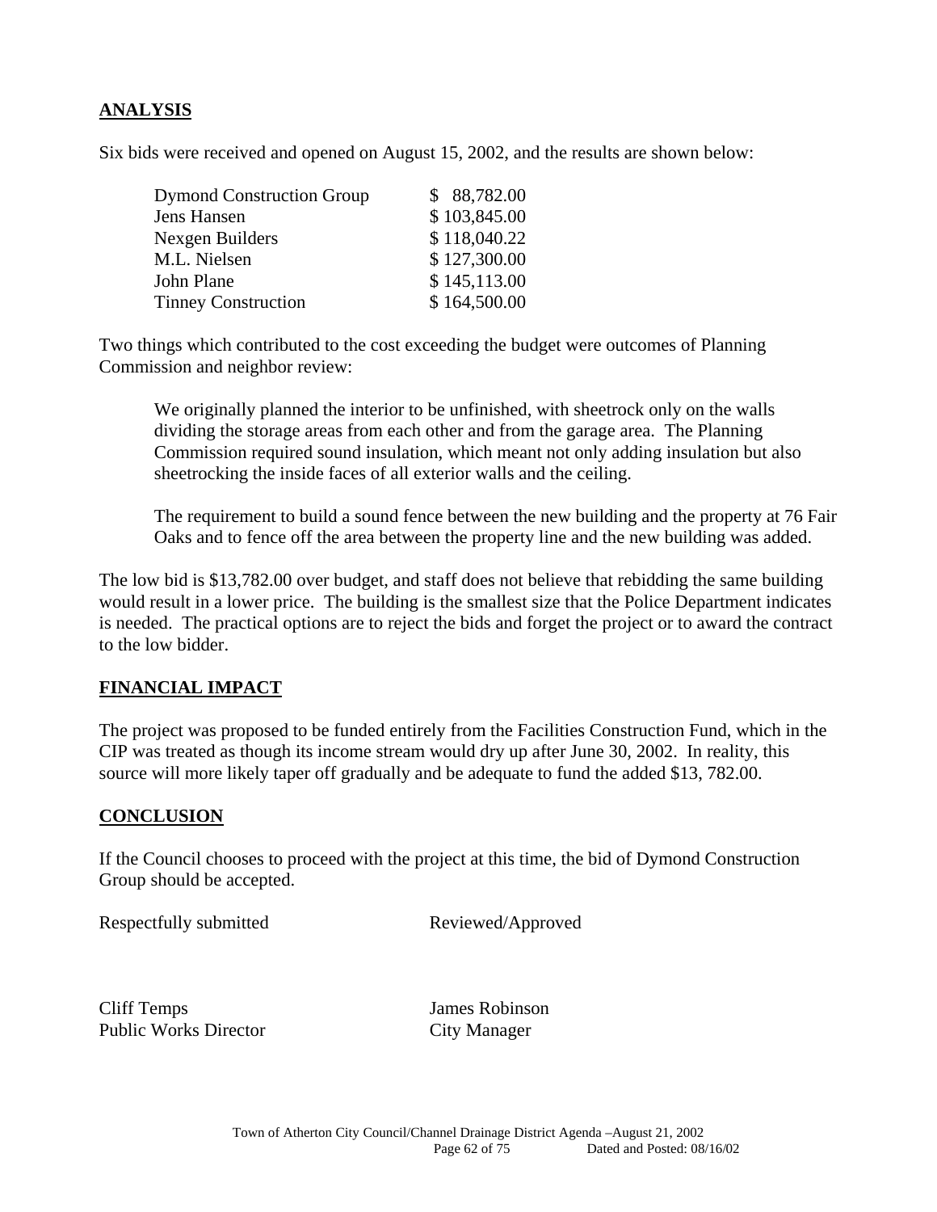## ANALYSIS

Six bids were received and opened on August 15, 2002, and the results are shown below:

| | |
|---|---|
| Dymond Construction Group | $ 88,782.00 |
| Jens Hansen | $ 103,845.00 |
| Nexgen Builders | $ 118,040.22 |
| M.L. Nielsen | $ 127,300.00 |
| John Plane | $ 145,113.00 |
| Tinney Construction | $ 164,500.00 |

Two things which contributed to the cost exceeding the budget were outcomes of Planning Commission and neighbor review:

> We originally planned the interior to be unfinished, with sheetrock only on the walls dividing the storage areas from each other and from the garage area. The Planning Commission required sound insulation, which meant not only adding insulation but also sheetrocking the inside faces of all exterior walls and the ceiling.
>
> The requirement to build a sound fence between the new building and the property at 76 Fair Oaks and to fence off the area between the property line and the new building was added.

The low bid is $13,782.00 over budget, and staff does not believe that rebidding the same building would result in a lower price. The building is the smallest size that the Police Department indicates is needed. The practical options are to reject the bids and forget the project or to award the contract to the low bidder.

## FINANCIAL IMPACT

The project was proposed to be funded entirely from the Facilities Construction Fund, which in the CIP was treated as though its income stream would dry up after June 30, 2002. In reality, this source will more likely taper off gradually and be adequate to fund the added $13, 782.00.

## CONCLUSION

If the Council chooses to proceed with the project at this time, the bid of Dymond Construction Group should be accepted.

| Respectfully submitted | Reviewed/Approved |
|---|---|
| Cliff Temps | James Robinson |
| Public Works Director | City Manager |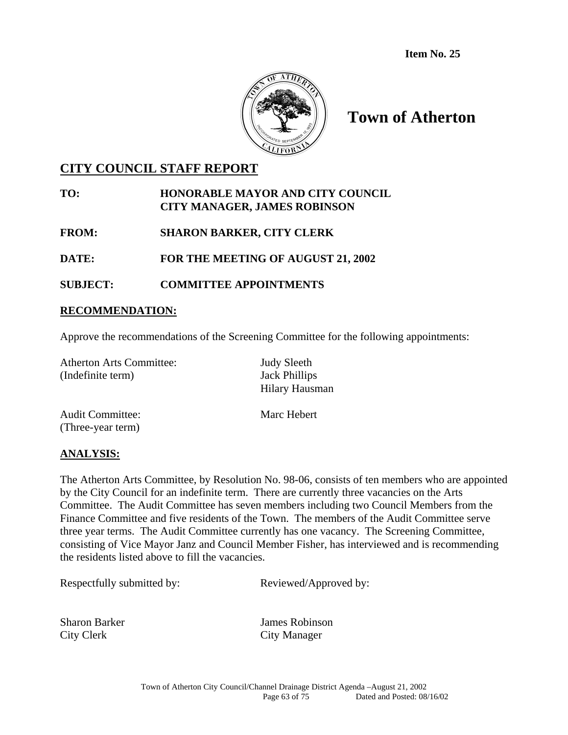**Item No. 25**

# Town of Atherton

## CITY COUNCIL STAFF REPORT

**TO:** HONORABLE MAYOR AND CITY COUNCIL
CITY MANAGER, JAMES ROBINSON

**FROM:** SHARON BARKER, CITY CLERK

**DATE:** FOR THE MEETING OF AUGUST 21, 2002

**SUBJECT:** COMMITTEE APPOINTMENTS

### RECOMMENDATION:

Approve the recommendations of the Screening Committee for the following appointments:

| | |
|---|---|
| Atherton Arts Committee: (Indefinite term) | Judy Sleeth<br>Jack Phillips<br>Hilary Hausman |
| Audit Committee: (Three-year term) | Marc Hebert |

### ANALYSIS:

The Atherton Arts Committee, by Resolution No. 98-06, consists of ten members who are appointed by the City Council for an indefinite term. There are currently three vacancies on the Arts Committee. The Audit Committee has seven members including two Council Members from the Finance Committee and five residents of the Town. The members of the Audit Committee serve three year terms. The Audit Committee currently has one vacancy. The Screening Committee, consisting of Vice Mayor Janz and Council Member Fisher, has interviewed and is recommending the residents listed above to fill the vacancies.

Respectfully submitted by:

Sharon Barker
City Clerk

Reviewed/Approved by:

James Robinson
City Manager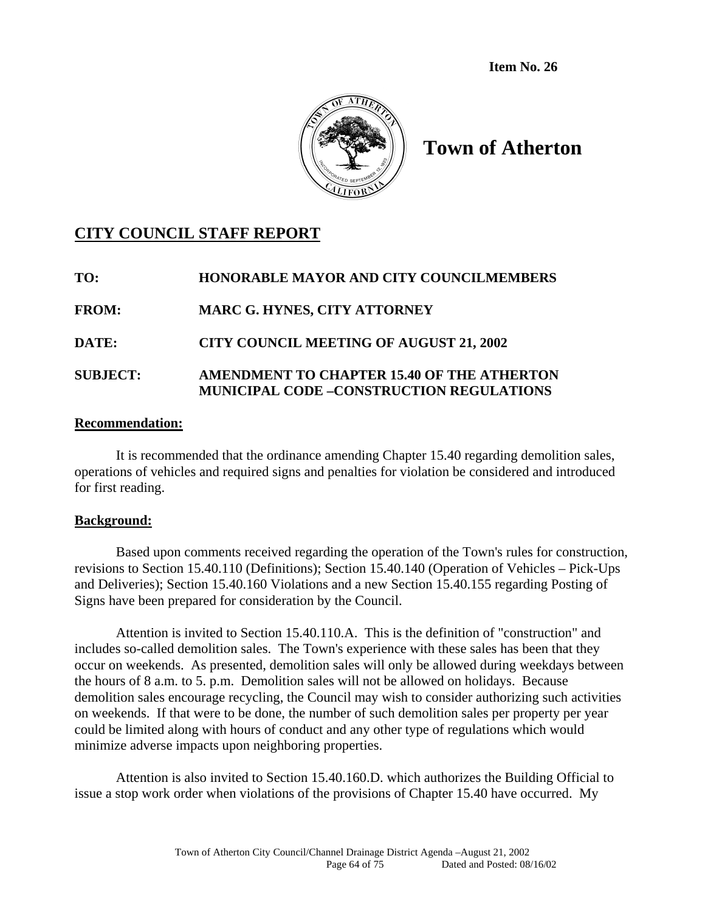**Item No. 26**

# Town of Atherton

## CITY COUNCIL STAFF REPORT

**TO:** HONORABLE MAYOR AND CITY COUNCILMEMBERS

**FROM:** MARC G. HYNES, CITY ATTORNEY

**DATE:** CITY COUNCIL MEETING OF AUGUST 21, 2002

**SUBJECT:** AMENDMENT TO CHAPTER 15.40 OF THE ATHERTON MUNICIPAL CODE –CONSTRUCTION REGULATIONS

### Recommendation:

It is recommended that the ordinance amending Chapter 15.40 regarding demolition sales, operations of vehicles and required signs and penalties for violation be considered and introduced for first reading.

### Background:

Based upon comments received regarding the operation of the Town's rules for construction, revisions to Section 15.40.110 (Definitions); Section 15.40.140 (Operation of Vehicles – Pick-Ups and Deliveries); Section 15.40.160 Violations and a new Section 15.40.155 regarding Posting of Signs have been prepared for consideration by the Council.

Attention is invited to Section 15.40.110.A. This is the definition of "construction" and includes so-called demolition sales. The Town's experience with these sales has been that they occur on weekends. As presented, demolition sales will only be allowed during weekdays between the hours of 8 a.m. to 5. p.m. Demolition sales will not be allowed on holidays. Because demolition sales encourage recycling, the Council may wish to consider authorizing such activities on weekends. If that were to be done, the number of such demolition sales per property per year could be limited along with hours of conduct and any other type of regulations which would minimize adverse impacts upon neighboring properties.

Attention is also invited to Section 15.40.160.D. which authorizes the Building Official to issue a stop work order when violations of the provisions of Chapter 15.40 have occurred. My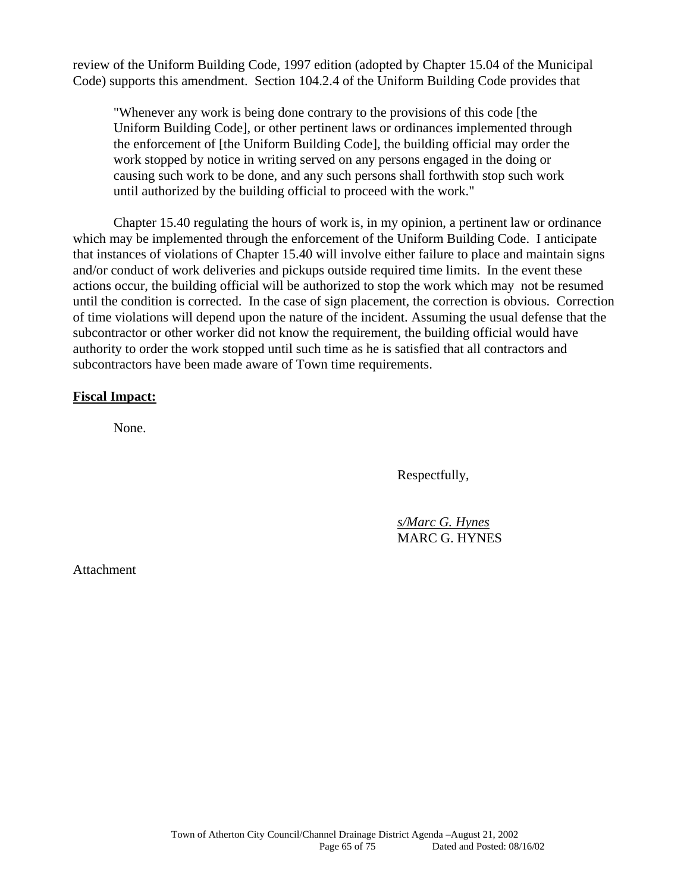review of the Uniform Building Code, 1997 edition (adopted by Chapter 15.04 of the Municipal Code) supports this amendment. Section 104.2.4 of the Uniform Building Code provides that

> "Whenever any work is being done contrary to the provisions of this code [the Uniform Building Code], or other pertinent laws or ordinances implemented through the enforcement of [the Uniform Building Code], the building official may order the work stopped by notice in writing served on any persons engaged in the doing or causing such work to be done, and any such persons shall forthwith stop such work until authorized by the building official to proceed with the work."

Chapter 15.40 regulating the hours of work is, in my opinion, a pertinent law or ordinance which may be implemented through the enforcement of the Uniform Building Code. I anticipate that instances of violations of Chapter 15.40 will involve either failure to place and maintain signs and/or conduct of work deliveries and pickups outside required time limits. In the event these actions occur, the building official will be authorized to stop the work which may not be resumed until the condition is corrected. In the case of sign placement, the correction is obvious. Correction of time violations will depend upon the nature of the incident. Assuming the usual defense that the subcontractor or other worker did not know the requirement, the building official would have authority to order the work stopped until such time as he is satisfied that all contractors and subcontractors have been made aware of Town time requirements.

**Fiscal Impact:**

None.

Respectfully,

*s/Marc G. Hynes*
MARC G. HYNES

Attachment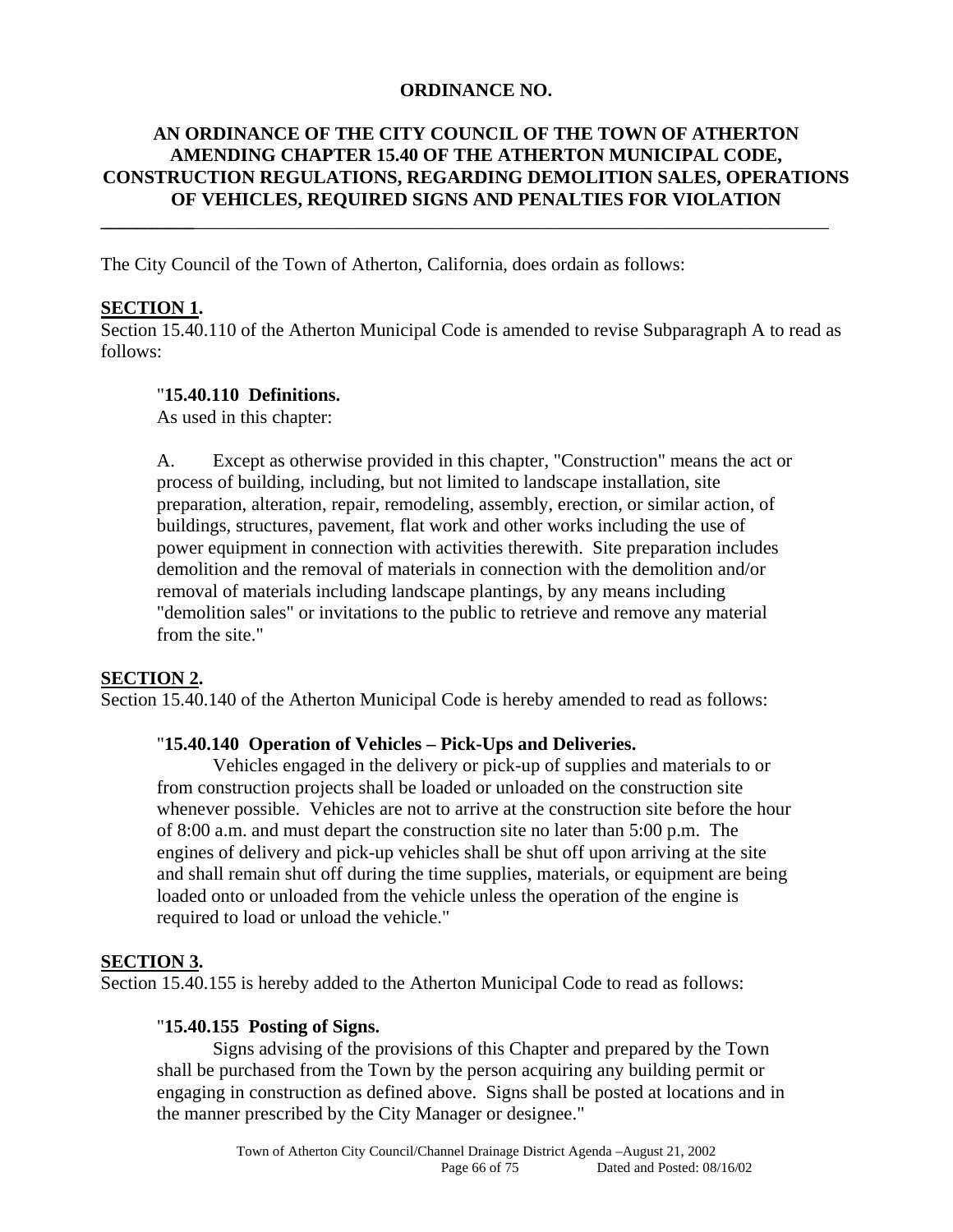**ORDINANCE NO.**

**AN ORDINANCE OF THE CITY COUNCIL OF THE TOWN OF ATHERTON AMENDING CHAPTER 15.40 OF THE ATHERTON MUNICIPAL CODE, CONSTRUCTION REGULATIONS, REGARDING DEMOLITION SALES, OPERATIONS OF VEHICLES, REQUIRED SIGNS AND PENALTIES FOR VIOLATION**

---

The City Council of the Town of Atherton, California, does ordain as follows:

**SECTION 1.**

Section 15.40.110 of the Atherton Municipal Code is amended to revise Subparagraph A to read as follows:

> "**15.40.110 Definitions.**
>
> As used in this chapter:
>
> A. Except as otherwise provided in this chapter, "Construction" means the act or process of building, including, but not limited to landscape installation, site preparation, alteration, repair, remodeling, assembly, erection, or similar action, of buildings, structures, pavement, flat work and other works including the use of power equipment in connection with activities therewith. Site preparation includes demolition and the removal of materials in connection with the demolition and/or removal of materials including landscape plantings, by any means including "demolition sales" or invitations to the public to retrieve and remove any material from the site."

**SECTION 2.**

Section 15.40.140 of the Atherton Municipal Code is hereby amended to read as follows:

> "**15.40.140 Operation of Vehicles – Pick-Ups and Deliveries.**
>
> Vehicles engaged in the delivery or pick-up of supplies and materials to or from construction projects shall be loaded or unloaded on the construction site whenever possible. Vehicles are not to arrive at the construction site before the hour of 8:00 a.m. and must depart the construction site no later than 5:00 p.m. The engines of delivery and pick-up vehicles shall be shut off upon arriving at the site and shall remain shut off during the time supplies, materials, or equipment are being loaded onto or unloaded from the vehicle unless the operation of the engine is required to load or unload the vehicle."

**SECTION 3.**

Section 15.40.155 is hereby added to the Atherton Municipal Code to read as follows:

> "**15.40.155 Posting of Signs.**
>
> Signs advising of the provisions of this Chapter and prepared by the Town shall be purchased from the Town by the person acquiring any building permit or engaging in construction as defined above. Signs shall be posted at locations and in the manner prescribed by the City Manager or designee."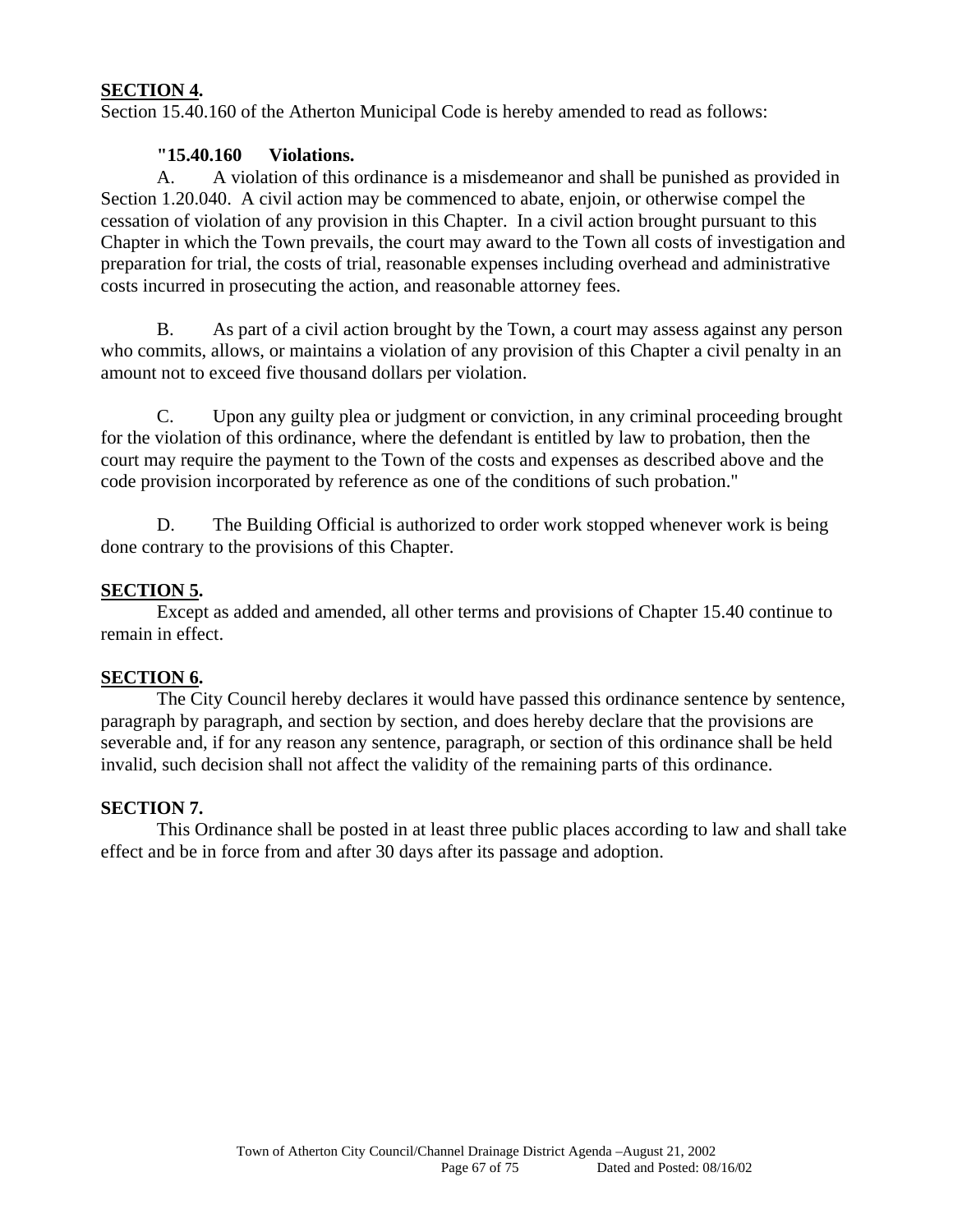**SECTION 4.**
Section 15.40.160 of the Atherton Municipal Code is hereby amended to read as follows:

**"15.40.160 Violations.**

A. A violation of this ordinance is a misdemeanor and shall be punished as provided in Section 1.20.040. A civil action may be commenced to abate, enjoin, or otherwise compel the cessation of violation of any provision in this Chapter. In a civil action brought pursuant to this Chapter in which the Town prevails, the court may award to the Town all costs of investigation and preparation for trial, the costs of trial, reasonable expenses including overhead and administrative costs incurred in prosecuting the action, and reasonable attorney fees.

B. As part of a civil action brought by the Town, a court may assess against any person who commits, allows, or maintains a violation of any provision of this Chapter a civil penalty in an amount not to exceed five thousand dollars per violation.

C. Upon any guilty plea or judgment or conviction, in any criminal proceeding brought for the violation of this ordinance, where the defendant is entitled by law to probation, then the court may require the payment to the Town of the costs and expenses as described above and the code provision incorporated by reference as one of the conditions of such probation."

D. The Building Official is authorized to order work stopped whenever work is being done contrary to the provisions of this Chapter.

**SECTION 5.**

Except as added and amended, all other terms and provisions of Chapter 15.40 continue to remain in effect.

**SECTION 6.**

The City Council hereby declares it would have passed this ordinance sentence by sentence, paragraph by paragraph, and section by section, and does hereby declare that the provisions are severable and, if for any reason any sentence, paragraph, or section of this ordinance shall be held invalid, such decision shall not affect the validity of the remaining parts of this ordinance.

**SECTION 7.**

This Ordinance shall be posted in at least three public places according to law and shall take effect and be in force from and after 30 days after its passage and adoption.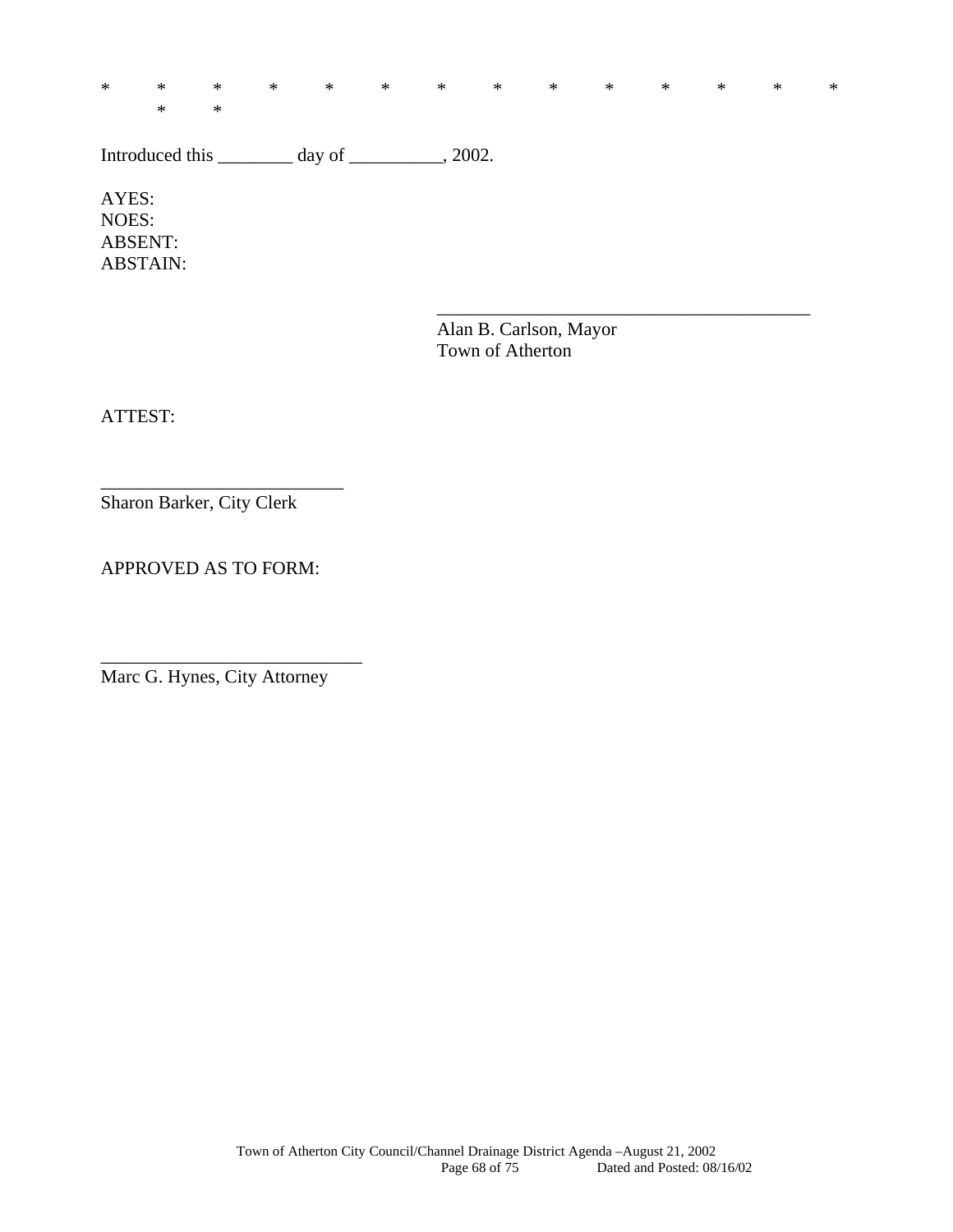\* \* \* \* \* \* \* \* \* \* \* \* \* \* \* \*

Introduced this ________ day of __________, 2002.

AYES:
NOES:
ABSENT:
ABSTAIN:

_________________________________________
Alan B. Carlson, Mayor
Town of Atherton

ATTEST:

__________________________
Sharon Barker, City Clerk

APPROVED AS TO FORM:

____________________________
Marc G. Hynes, City Attorney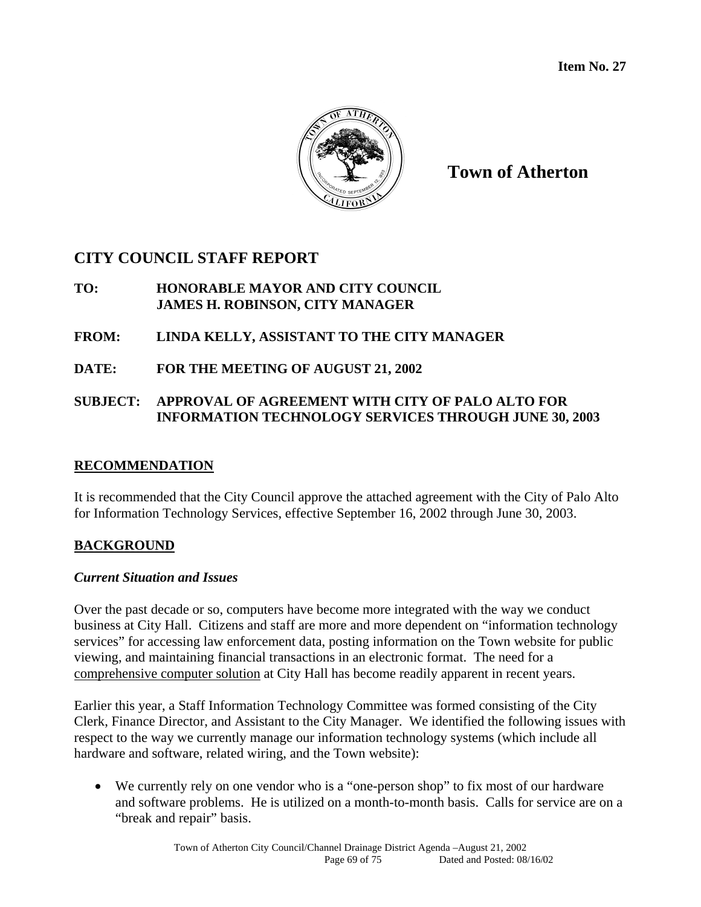**Item No. 27**

**Town of Atherton**

## CITY COUNCIL STAFF REPORT

**TO:** **HONORABLE MAYOR AND CITY COUNCIL**
**JAMES H. ROBINSON, CITY MANAGER**

**FROM:** **LINDA KELLY, ASSISTANT TO THE CITY MANAGER**

**DATE:** **FOR THE MEETING OF AUGUST 21, 2002**

**SUBJECT:** **APPROVAL OF AGREEMENT WITH CITY OF PALO ALTO FOR INFORMATION TECHNOLOGY SERVICES THROUGH JUNE 30, 2003**

### RECOMMENDATION

It is recommended that the City Council approve the attached agreement with the City of Palo Alto for Information Technology Services, effective September 16, 2002 through June 30, 2003.

### BACKGROUND

#### *Current Situation and Issues*

Over the past decade or so, computers have become more integrated with the way we conduct business at City Hall. Citizens and staff are more and more dependent on "information technology services" for accessing law enforcement data, posting information on the Town website for public viewing, and maintaining financial transactions in an electronic format. The need for a comprehensive computer solution at City Hall has become readily apparent in recent years.

Earlier this year, a Staff Information Technology Committee was formed consisting of the City Clerk, Finance Director, and Assistant to the City Manager. We identified the following issues with respect to the way we currently manage our information technology systems (which include all hardware and software, related wiring, and the Town website):

- We currently rely on one vendor who is a "one-person shop" to fix most of our hardware and software problems. He is utilized on a month-to-month basis. Calls for service are on a "break and repair" basis.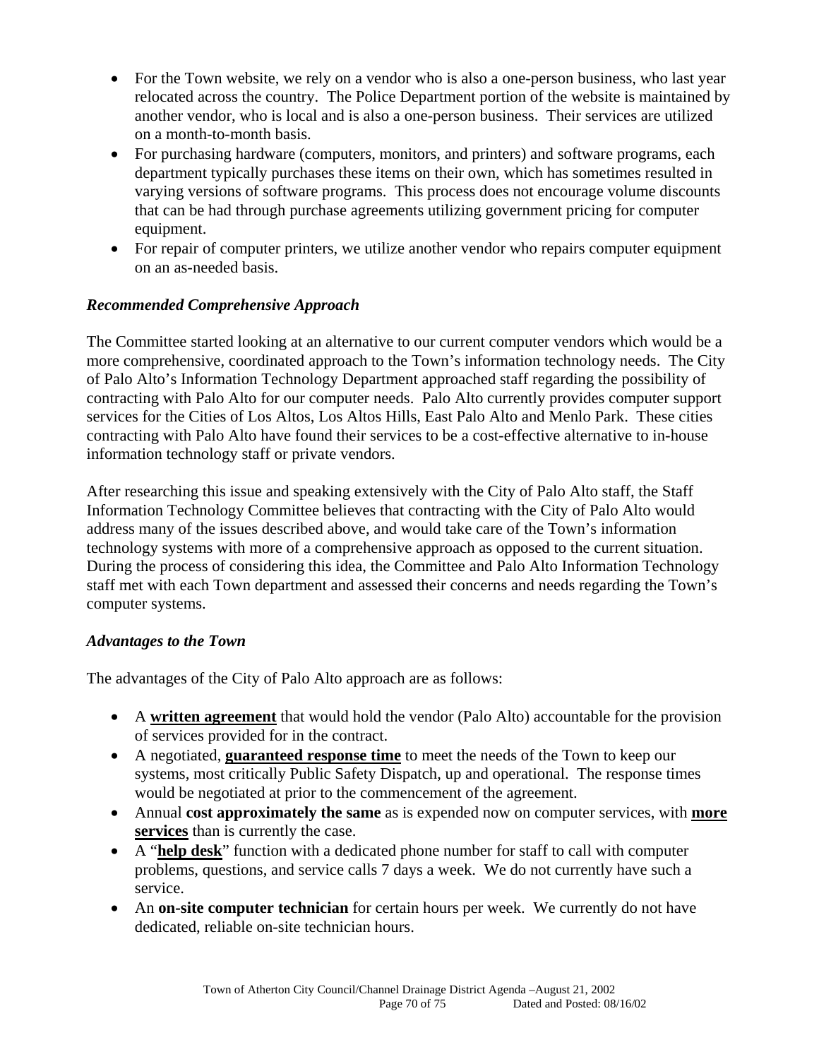- For the Town website, we rely on a vendor who is also a one-person business, who last year relocated across the country. The Police Department portion of the website is maintained by another vendor, who is local and is also a one-person business. Their services are utilized on a month-to-month basis.
- For purchasing hardware (computers, monitors, and printers) and software programs, each department typically purchases these items on their own, which has sometimes resulted in varying versions of software programs. This process does not encourage volume discounts that can be had through purchase agreements utilizing government pricing for computer equipment.
- For repair of computer printers, we utilize another vendor who repairs computer equipment on an as-needed basis.

***Recommended Comprehensive Approach***

The Committee started looking at an alternative to our current computer vendors which would be a more comprehensive, coordinated approach to the Town's information technology needs. The City of Palo Alto's Information Technology Department approached staff regarding the possibility of contracting with Palo Alto for our computer needs. Palo Alto currently provides computer support services for the Cities of Los Altos, Los Altos Hills, East Palo Alto and Menlo Park. These cities contracting with Palo Alto have found their services to be a cost-effective alternative to in-house information technology staff or private vendors.

After researching this issue and speaking extensively with the City of Palo Alto staff, the Staff Information Technology Committee believes that contracting with the City of Palo Alto would address many of the issues described above, and would take care of the Town's information technology systems with more of a comprehensive approach as opposed to the current situation. During the process of considering this idea, the Committee and Palo Alto Information Technology staff met with each Town department and assessed their concerns and needs regarding the Town's computer systems.

***Advantages to the Town***

The advantages of the City of Palo Alto approach are as follows:

- A **written agreement** that would hold the vendor (Palo Alto) accountable for the provision of services provided for in the contract.
- A negotiated, **guaranteed response time** to meet the needs of the Town to keep our systems, most critically Public Safety Dispatch, up and operational. The response times would be negotiated at prior to the commencement of the agreement.
- Annual **cost approximately the same** as is expended now on computer services, with **more services** than is currently the case.
- A "**help desk**" function with a dedicated phone number for staff to call with computer problems, questions, and service calls 7 days a week. We do not currently have such a service.
- An **on-site computer technician** for certain hours per week. We currently do not have dedicated, reliable on-site technician hours.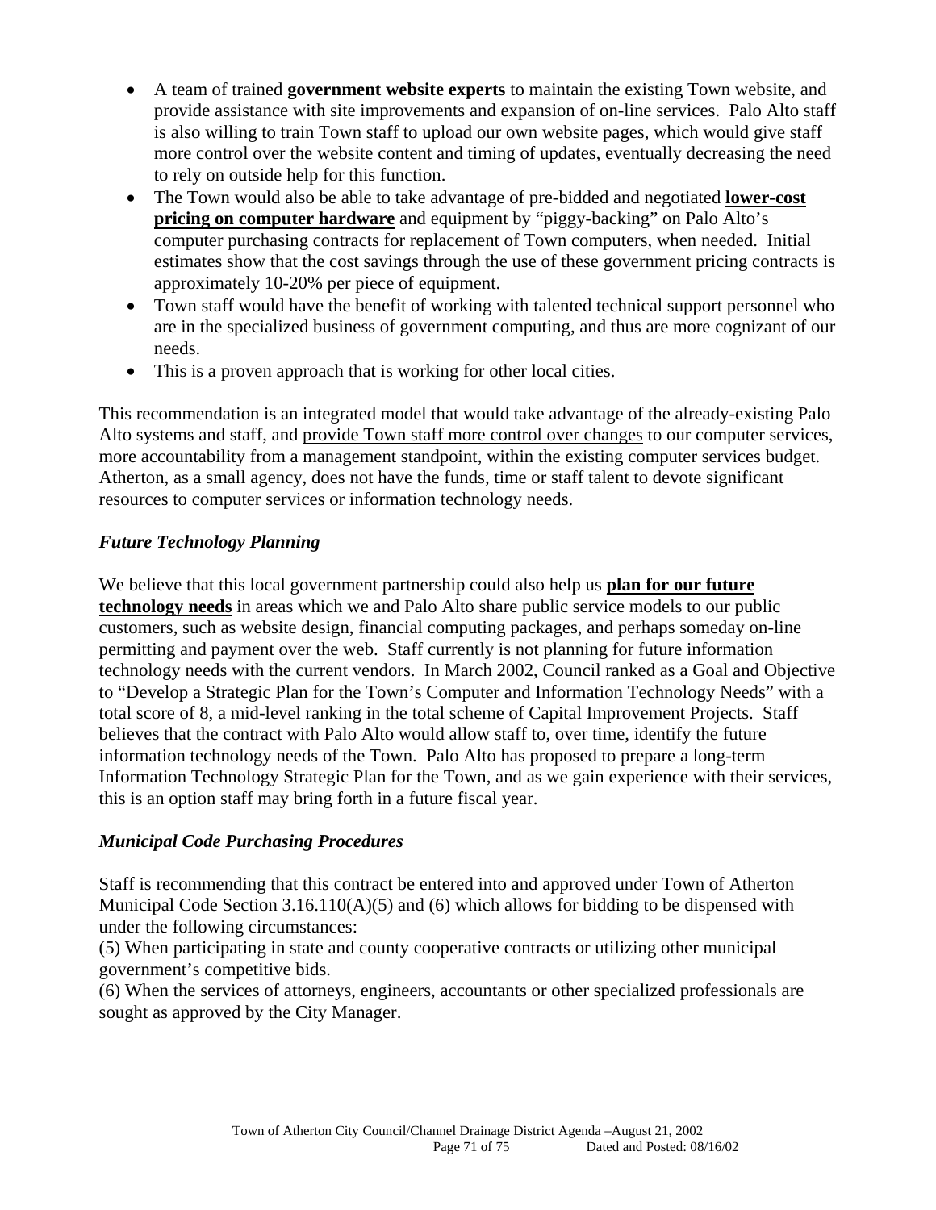- A team of trained **government website experts** to maintain the existing Town website, and provide assistance with site improvements and expansion of on-line services. Palo Alto staff is also willing to train Town staff to upload our own website pages, which would give staff more control over the website content and timing of updates, eventually decreasing the need to rely on outside help for this function.
- The Town would also be able to take advantage of pre-bidded and negotiated **lower-cost pricing on computer hardware** and equipment by "piggy-backing" on Palo Alto's computer purchasing contracts for replacement of Town computers, when needed. Initial estimates show that the cost savings through the use of these government pricing contracts is approximately 10-20% per piece of equipment.
- Town staff would have the benefit of working with talented technical support personnel who are in the specialized business of government computing, and thus are more cognizant of our needs.
- This is a proven approach that is working for other local cities.

This recommendation is an integrated model that would take advantage of the already-existing Palo Alto systems and staff, and provide Town staff more control over changes to our computer services, more accountability from a management standpoint, within the existing computer services budget. Atherton, as a small agency, does not have the funds, time or staff talent to devote significant resources to computer services or information technology needs.

### *Future Technology Planning*

We believe that this local government partnership could also help us **plan for our future technology needs** in areas which we and Palo Alto share public service models to our public customers, such as website design, financial computing packages, and perhaps someday on-line permitting and payment over the web. Staff currently is not planning for future information technology needs with the current vendors. In March 2002, Council ranked as a Goal and Objective to "Develop a Strategic Plan for the Town's Computer and Information Technology Needs" with a total score of 8, a mid-level ranking in the total scheme of Capital Improvement Projects. Staff believes that the contract with Palo Alto would allow staff to, over time, identify the future information technology needs of the Town. Palo Alto has proposed to prepare a long-term Information Technology Strategic Plan for the Town, and as we gain experience with their services, this is an option staff may bring forth in a future fiscal year.

### *Municipal Code Purchasing Procedures*

Staff is recommending that this contract be entered into and approved under Town of Atherton Municipal Code Section 3.16.110(A)(5) and (6) which allows for bidding to be dispensed with under the following circumstances:
(5) When participating in state and county cooperative contracts or utilizing other municipal government's competitive bids.
(6) When the services of attorneys, engineers, accountants or other specialized professionals are sought as approved by the City Manager.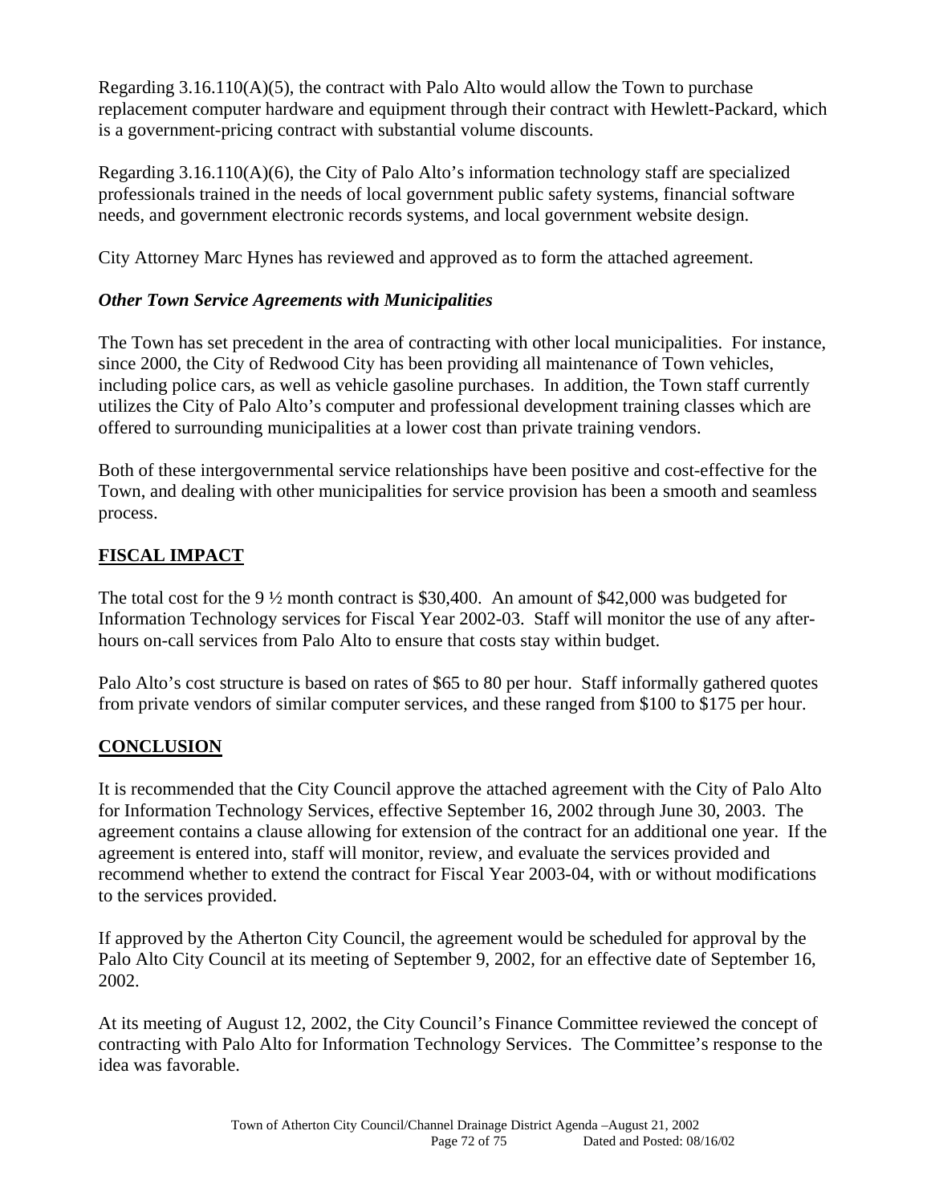Regarding 3.16.110(A)(5), the contract with Palo Alto would allow the Town to purchase replacement computer hardware and equipment through their contract with Hewlett-Packard, which is a government-pricing contract with substantial volume discounts.

Regarding 3.16.110(A)(6), the City of Palo Alto's information technology staff are specialized professionals trained in the needs of local government public safety systems, financial software needs, and government electronic records systems, and local government website design.

City Attorney Marc Hynes has reviewed and approved as to form the attached agreement.

***Other Town Service Agreements with Municipalities***

The Town has set precedent in the area of contracting with other local municipalities. For instance, since 2000, the City of Redwood City has been providing all maintenance of Town vehicles, including police cars, as well as vehicle gasoline purchases. In addition, the Town staff currently utilizes the City of Palo Alto's computer and professional development training classes which are offered to surrounding municipalities at a lower cost than private training vendors.

Both of these intergovernmental service relationships have been positive and cost-effective for the Town, and dealing with other municipalities for service provision has been a smooth and seamless process.

## FISCAL IMPACT

The total cost for the 9 ½ month contract is $30,400. An amount of $42,000 was budgeted for Information Technology services for Fiscal Year 2002-03. Staff will monitor the use of any after-hours on-call services from Palo Alto to ensure that costs stay within budget.

Palo Alto's cost structure is based on rates of $65 to 80 per hour. Staff informally gathered quotes from private vendors of similar computer services, and these ranged from $100 to $175 per hour.

## CONCLUSION

It is recommended that the City Council approve the attached agreement with the City of Palo Alto for Information Technology Services, effective September 16, 2002 through June 30, 2003. The agreement contains a clause allowing for extension of the contract for an additional one year. If the agreement is entered into, staff will monitor, review, and evaluate the services provided and recommend whether to extend the contract for Fiscal Year 2003-04, with or without modifications to the services provided.

If approved by the Atherton City Council, the agreement would be scheduled for approval by the Palo Alto City Council at its meeting of September 9, 2002, for an effective date of September 16, 2002.

At its meeting of August 12, 2002, the City Council's Finance Committee reviewed the concept of contracting with Palo Alto for Information Technology Services. The Committee's response to the idea was favorable.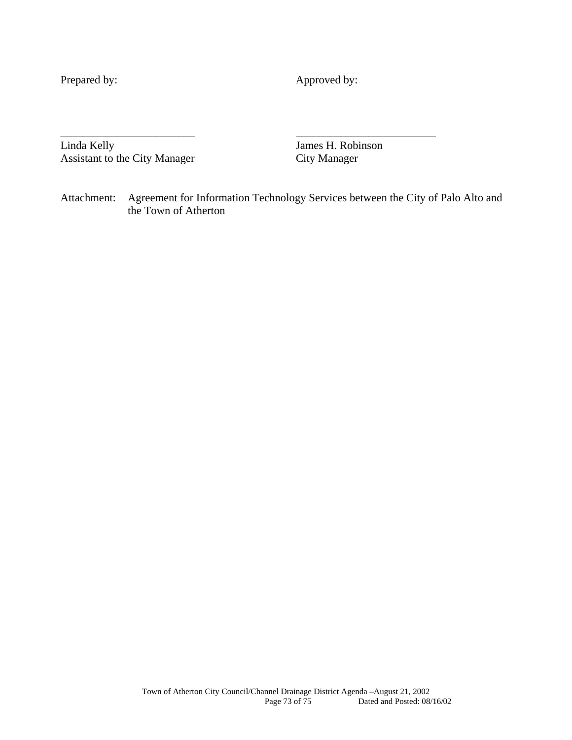| Prepared by: | Approved by: |
|---|---|
| ________________________ | _________________________ |
| Linda Kelly | James H. Robinson |
| Assistant to the City Manager | City Manager |

Attachment: Agreement for Information Technology Services between the City of Palo Alto and the Town of Atherton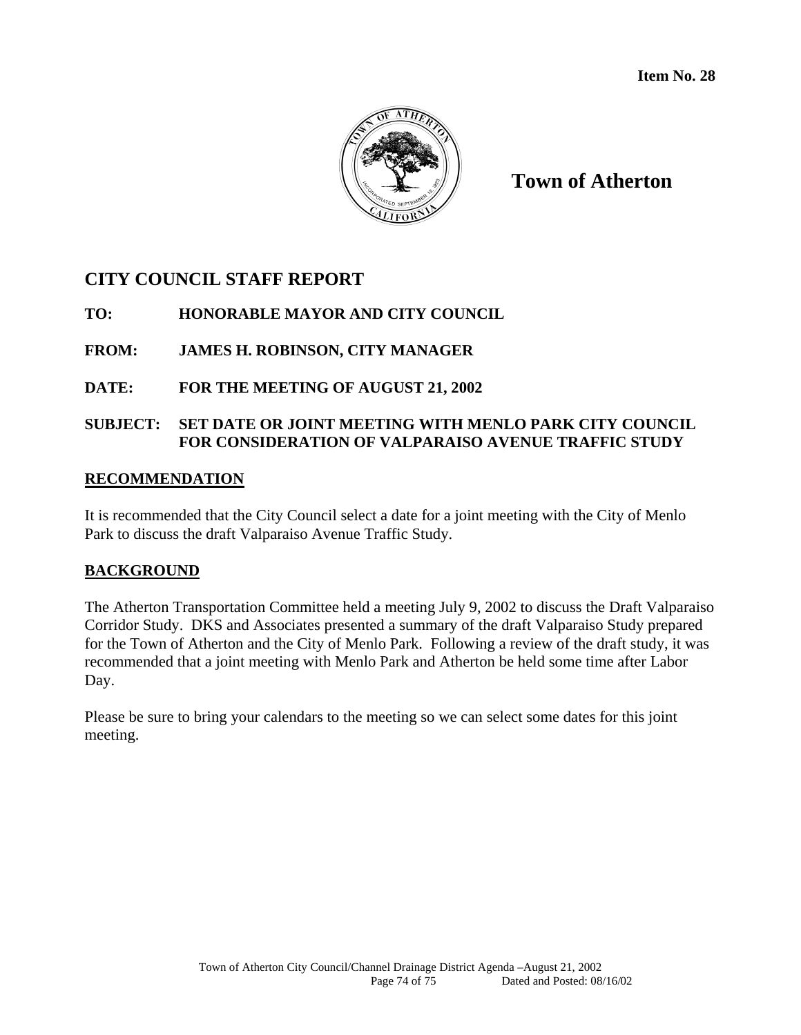**Item No. 28**

**Town of Atherton**

## CITY COUNCIL STAFF REPORT

**TO:** HONORABLE MAYOR AND CITY COUNCIL

**FROM:** JAMES H. ROBINSON, CITY MANAGER

**DATE:** FOR THE MEETING OF AUGUST 21, 2002

**SUBJECT:** SET DATE OR JOINT MEETING WITH MENLO PARK CITY COUNCIL FOR CONSIDERATION OF VALPARAISO AVENUE TRAFFIC STUDY

### RECOMMENDATION

It is recommended that the City Council select a date for a joint meeting with the City of Menlo Park to discuss the draft Valparaiso Avenue Traffic Study.

### BACKGROUND

The Atherton Transportation Committee held a meeting July 9, 2002 to discuss the Draft Valparaiso Corridor Study. DKS and Associates presented a summary of the draft Valparaiso Study prepared for the Town of Atherton and the City of Menlo Park. Following a review of the draft study, it was recommended that a joint meeting with Menlo Park and Atherton be held some time after Labor Day.

Please be sure to bring your calendars to the meeting so we can select some dates for this joint meeting.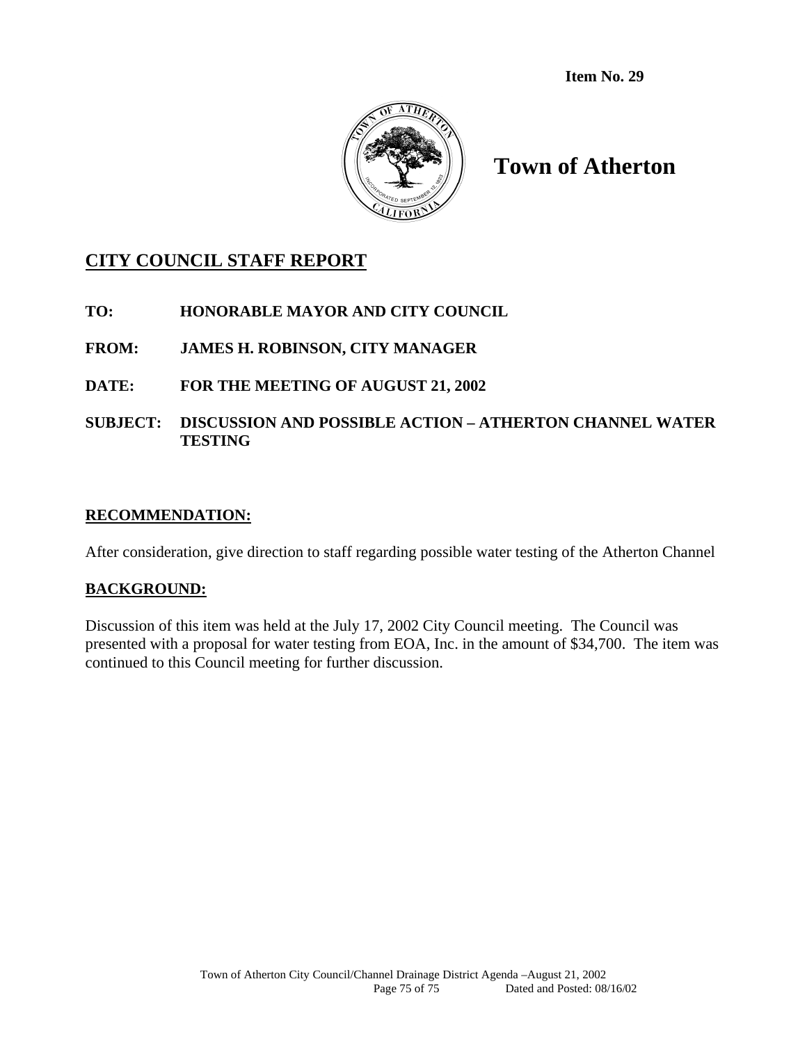**Item No. 29**

# Town of Atherton

## CITY COUNCIL STAFF REPORT

**TO:** HONORABLE MAYOR AND CITY COUNCIL

**FROM:** JAMES H. ROBINSON, CITY MANAGER

**DATE:** FOR THE MEETING OF AUGUST 21, 2002

**SUBJECT:** DISCUSSION AND POSSIBLE ACTION – ATHERTON CHANNEL WATER TESTING

### RECOMMENDATION:

After consideration, give direction to staff regarding possible water testing of the Atherton Channel

### BACKGROUND:

Discussion of this item was held at the July 17, 2002 City Council meeting. The Council was presented with a proposal for water testing from EOA, Inc. in the amount of $34,700. The item was continued to this Council meeting for further discussion.